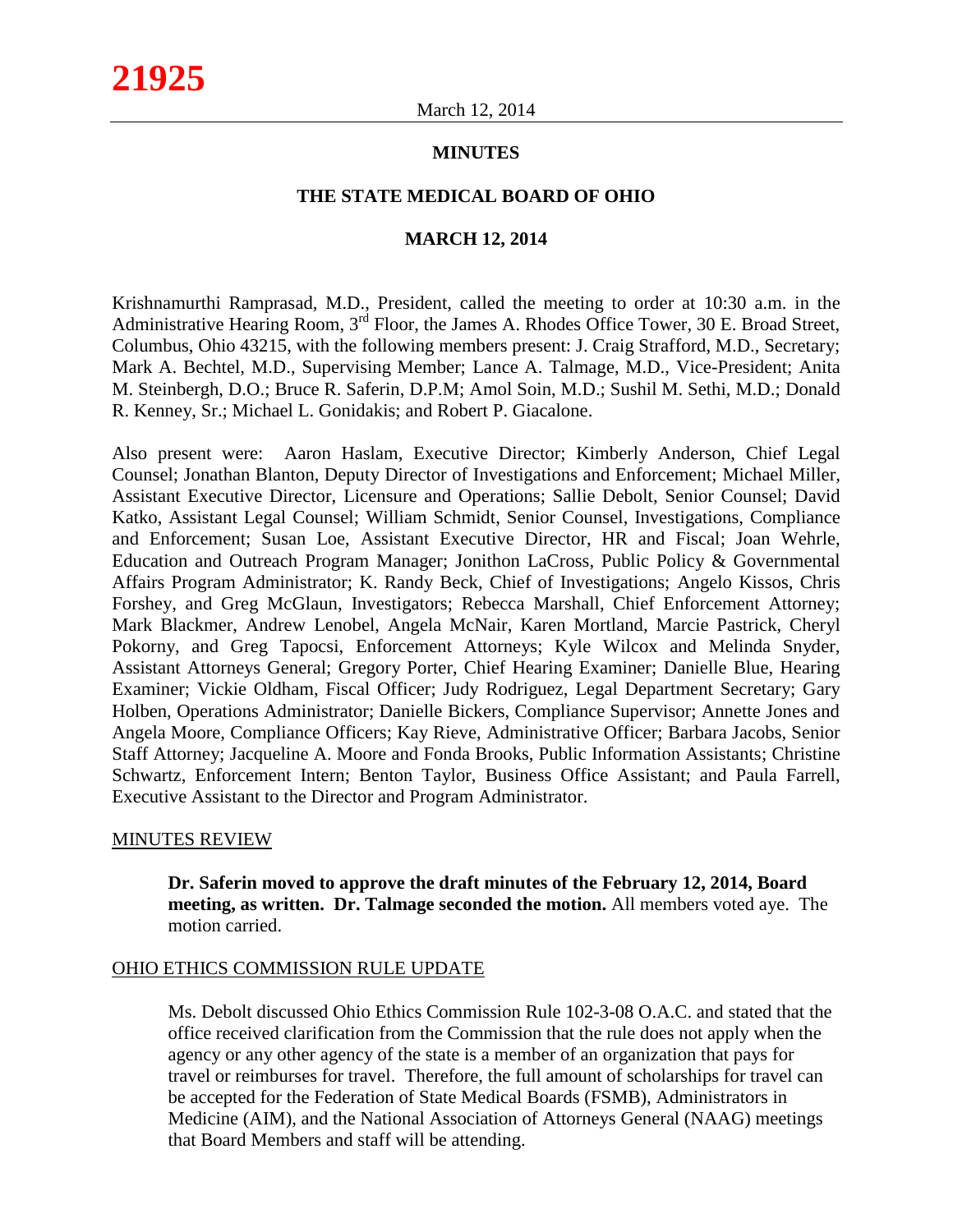# MINUTES

## THE STATE MEDICAL BOARD OF OHIO

### MARCH 12, 2014

Krishnamurthi Ramprasad, M.D., President, called the meeting to order at 10:30 a.m. in the Administrative Hearing Room, 3rd Floor, the James A. Rhodes Office Tower, 30 E. Broad Street, Columbus, Ohio 43215, with the following members present: J. Craig Strafford, M.D., Secretary; Mark A. Bechtel, M.D., Supervising Member; Lance A. Talmage, M.D., Vice-President; Anita M. Steinbergh, D.O.; Bruce R. Saferin, D.P.M; Amol Soin, M.D.; Sushil M. Sethi, M.D.; Donald R. Kenney, Sr.; Michael L. Gonidakis; and Robert P. Giacalone.

Also present were: Aaron Haslam, Executive Director; Kimberly Anderson, Chief Legal Counsel; Jonathan Blanton, Deputy Director of Investigations and Enforcement; Michael Miller, Assistant Executive Director, Licensure and Operations; Sallie Debolt, Senior Counsel; David Katko, Assistant Legal Counsel; William Schmidt, Senior Counsel, Investigations, Compliance and Enforcement; Susan Loe, Assistant Executive Director, HR and Fiscal; Joan Wehrle, Education and Outreach Program Manager; Jonithon LaCross, Public Policy & Governmental Affairs Program Administrator; K. Randy Beck, Chief of Investigations; Angelo Kissos, Chris Forshey, and Greg McGlaun, Investigators; Rebecca Marshall, Chief Enforcement Attorney; Mark Blackmer, Andrew Lenobel, Angela McNair, Karen Mortland, Marcie Pastrick, Cheryl Pokorny, and Greg Tapocsi, Enforcement Attorneys; Kyle Wilcox and Melinda Snyder, Assistant Attorneys General; Gregory Porter, Chief Hearing Examiner; Danielle Blue, Hearing Examiner; Vickie Oldham, Fiscal Officer; Judy Rodriguez, Legal Department Secretary; Gary Holben, Operations Administrator; Danielle Bickers, Compliance Supervisor; Annette Jones and Angela Moore, Compliance Officers; Kay Rieve, Administrative Officer; Barbara Jacobs, Senior Staff Attorney; Jacqueline A. Moore and Fonda Brooks, Public Information Assistants; Christine Schwartz, Enforcement Intern; Benton Taylor, Business Office Assistant; and Paula Farrell, Executive Assistant to the Director and Program Administrator.

MINUTES REVIEW

**Dr. Saferin moved to approve the draft minutes of the February 12, 2014, Board meeting, as written. Dr. Talmage seconded the motion.** All members voted aye. The motion carried.

OHIO ETHICS COMMISSION RULE UPDATE

Ms. Debolt discussed Ohio Ethics Commission Rule 102-3-08 O.A.C. and stated that the office received clarification from the Commission that the rule does not apply when the agency or any other agency of the state is a member of an organization that pays for travel or reimburses for travel. Therefore, the full amount of scholarships for travel can be accepted for the Federation of State Medical Boards (FSMB), Administrators in Medicine (AIM), and the National Association of Attorneys General (NAAG) meetings that Board Members and staff will be attending.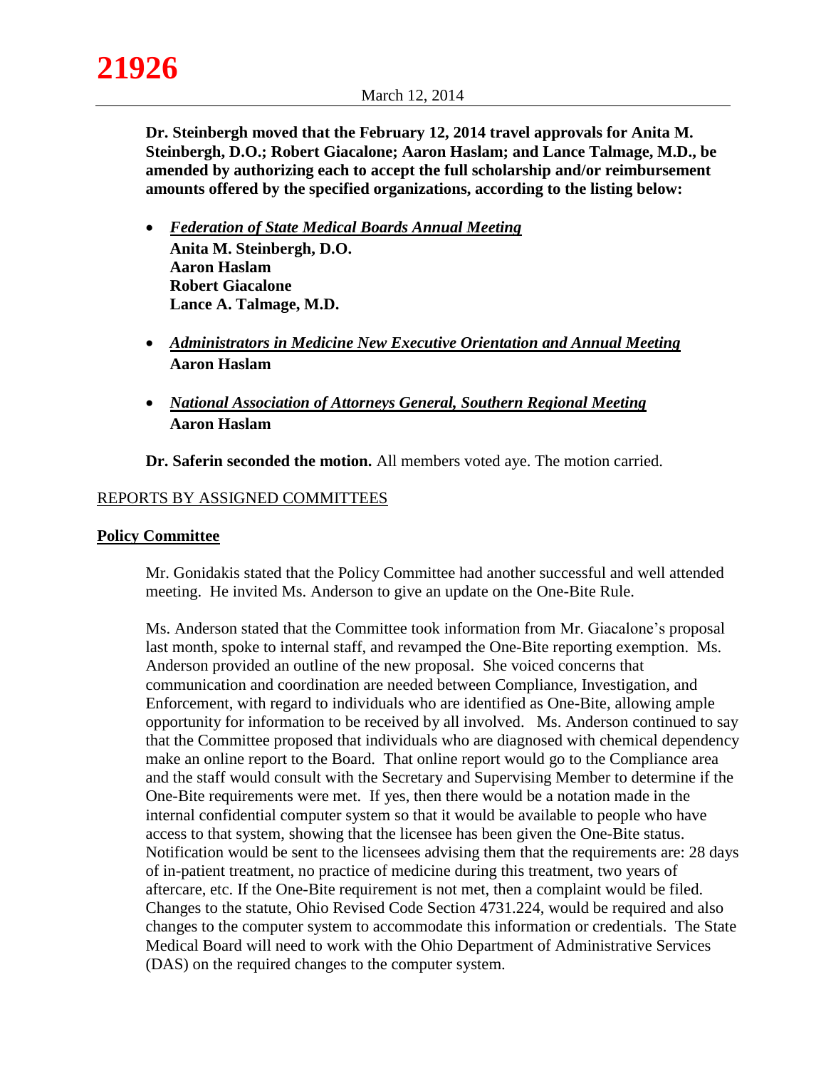**Dr. Steinbergh moved that the February 12, 2014 travel approvals for Anita M. Steinbergh, D.O.; Robert Giacalone; Aaron Haslam; and Lance Talmage, M.D., be amended by authorizing each to accept the full scholarship and/or reimbursement amounts offered by the specified organizations, according to the listing below:**

- ***Federation of State Medical Boards Annual Meeting***
  **Anita M. Steinbergh, D.O.**
  **Aaron Haslam**
  **Robert Giacalone**
  **Lance A. Talmage, M.D.**

- ***Administrators in Medicine New Executive Orientation and Annual Meeting***
  **Aaron Haslam**

- ***National Association of Attorneys General, Southern Regional Meeting***
  **Aaron Haslam**

**Dr. Saferin seconded the motion.** All members voted aye. The motion carried.

## REPORTS BY ASSIGNED COMMITTEES

### Policy Committee

Mr. Gonidakis stated that the Policy Committee had another successful and well attended meeting. He invited Ms. Anderson to give an update on the One-Bite Rule.

Ms. Anderson stated that the Committee took information from Mr. Giacalone's proposal last month, spoke to internal staff, and revamped the One-Bite reporting exemption. Ms. Anderson provided an outline of the new proposal. She voiced concerns that communication and coordination are needed between Compliance, Investigation, and Enforcement, with regard to individuals who are identified as One-Bite, allowing ample opportunity for information to be received by all involved. Ms. Anderson continued to say that the Committee proposed that individuals who are diagnosed with chemical dependency make an online report to the Board. That online report would go to the Compliance area and the staff would consult with the Secretary and Supervising Member to determine if the One-Bite requirements were met. If yes, then there would be a notation made in the internal confidential computer system so that it would be available to people who have access to that system, showing that the licensee has been given the One-Bite status. Notification would be sent to the licensees advising them that the requirements are: 28 days of in-patient treatment, no practice of medicine during this treatment, two years of aftercare, etc. If the One-Bite requirement is not met, then a complaint would be filed. Changes to the statute, Ohio Revised Code Section 4731.224, would be required and also changes to the computer system to accommodate this information or credentials. The State Medical Board will need to work with the Ohio Department of Administrative Services (DAS) on the required changes to the computer system.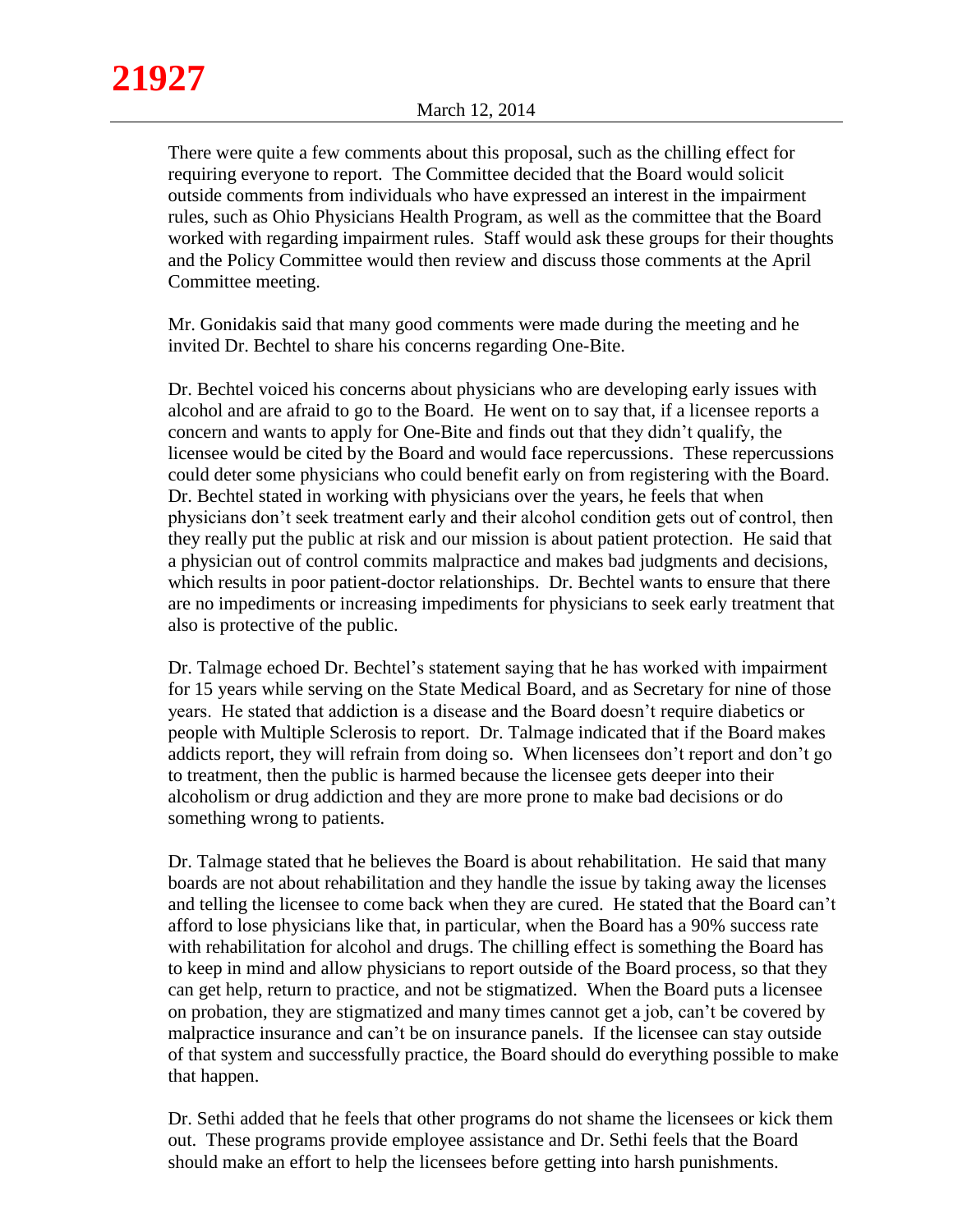There were quite a few comments about this proposal, such as the chilling effect for requiring everyone to report. The Committee decided that the Board would solicit outside comments from individuals who have expressed an interest in the impairment rules, such as Ohio Physicians Health Program, as well as the committee that the Board worked with regarding impairment rules. Staff would ask these groups for their thoughts and the Policy Committee would then review and discuss those comments at the April Committee meeting.

Mr. Gonidakis said that many good comments were made during the meeting and he invited Dr. Bechtel to share his concerns regarding One-Bite.

Dr. Bechtel voiced his concerns about physicians who are developing early issues with alcohol and are afraid to go to the Board. He went on to say that, if a licensee reports a concern and wants to apply for One-Bite and finds out that they didn't qualify, the licensee would be cited by the Board and would face repercussions. These repercussions could deter some physicians who could benefit early on from registering with the Board. Dr. Bechtel stated in working with physicians over the years, he feels that when physicians don't seek treatment early and their alcohol condition gets out of control, then they really put the public at risk and our mission is about patient protection. He said that a physician out of control commits malpractice and makes bad judgments and decisions, which results in poor patient-doctor relationships. Dr. Bechtel wants to ensure that there are no impediments or increasing impediments for physicians to seek early treatment that also is protective of the public.

Dr. Talmage echoed Dr. Bechtel's statement saying that he has worked with impairment for 15 years while serving on the State Medical Board, and as Secretary for nine of those years. He stated that addiction is a disease and the Board doesn't require diabetics or people with Multiple Sclerosis to report. Dr. Talmage indicated that if the Board makes addicts report, they will refrain from doing so. When licensees don't report and don't go to treatment, then the public is harmed because the licensee gets deeper into their alcoholism or drug addiction and they are more prone to make bad decisions or do something wrong to patients.

Dr. Talmage stated that he believes the Board is about rehabilitation. He said that many boards are not about rehabilitation and they handle the issue by taking away the licenses and telling the licensee to come back when they are cured. He stated that the Board can't afford to lose physicians like that, in particular, when the Board has a 90% success rate with rehabilitation for alcohol and drugs. The chilling effect is something the Board has to keep in mind and allow physicians to report outside of the Board process, so that they can get help, return to practice, and not be stigmatized. When the Board puts a licensee on probation, they are stigmatized and many times cannot get a job, can't be covered by malpractice insurance and can't be on insurance panels. If the licensee can stay outside of that system and successfully practice, the Board should do everything possible to make that happen.

Dr. Sethi added that he feels that other programs do not shame the licensees or kick them out. These programs provide employee assistance and Dr. Sethi feels that the Board should make an effort to help the licensees before getting into harsh punishments.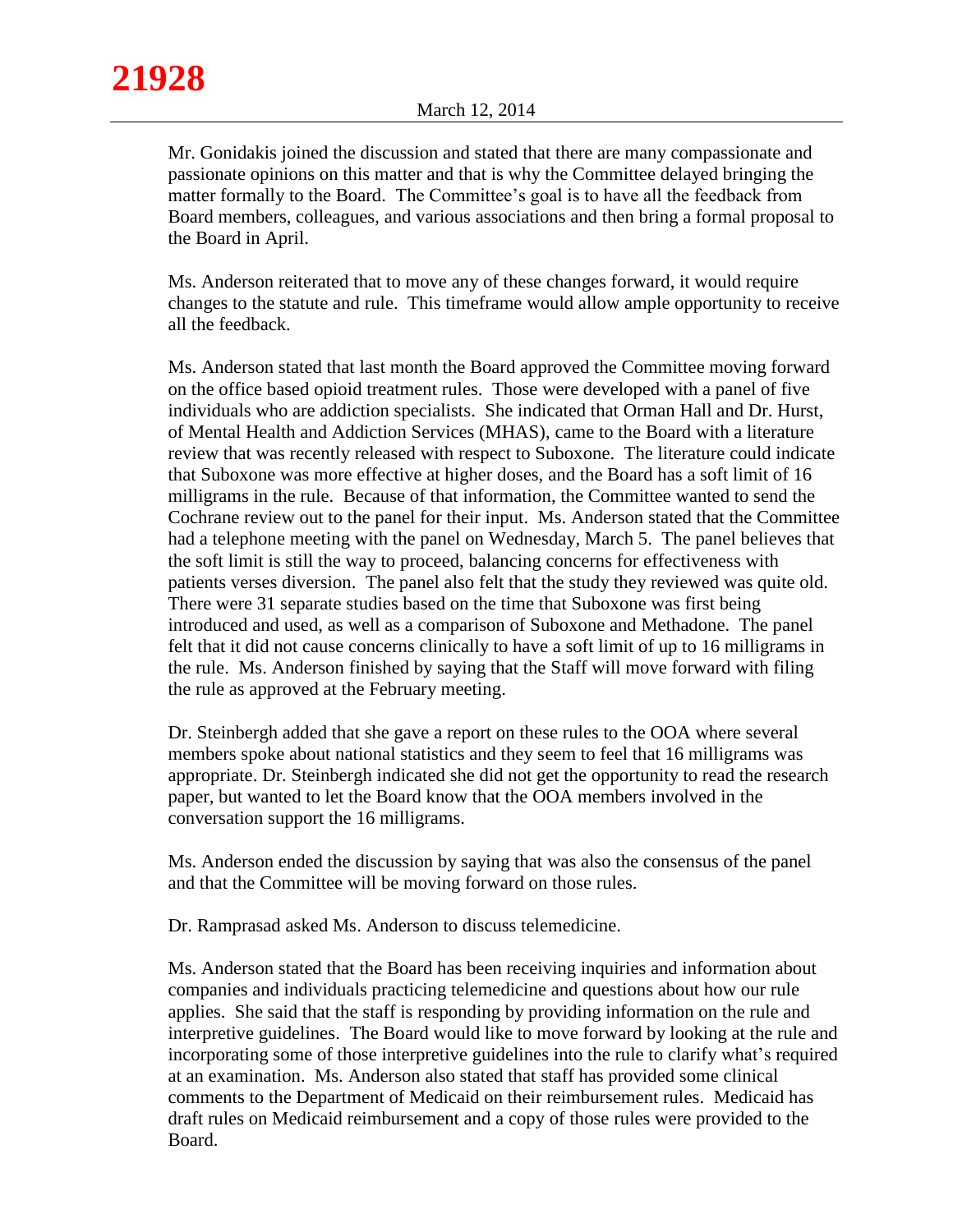Mr. Gonidakis joined the discussion and stated that there are many compassionate and passionate opinions on this matter and that is why the Committee delayed bringing the matter formally to the Board. The Committee's goal is to have all the feedback from Board members, colleagues, and various associations and then bring a formal proposal to the Board in April.

Ms. Anderson reiterated that to move any of these changes forward, it would require changes to the statute and rule. This timeframe would allow ample opportunity to receive all the feedback.

Ms. Anderson stated that last month the Board approved the Committee moving forward on the office based opioid treatment rules. Those were developed with a panel of five individuals who are addiction specialists. She indicated that Orman Hall and Dr. Hurst, of Mental Health and Addiction Services (MHAS), came to the Board with a literature review that was recently released with respect to Suboxone. The literature could indicate that Suboxone was more effective at higher doses, and the Board has a soft limit of 16 milligrams in the rule. Because of that information, the Committee wanted to send the Cochrane review out to the panel for their input. Ms. Anderson stated that the Committee had a telephone meeting with the panel on Wednesday, March 5. The panel believes that the soft limit is still the way to proceed, balancing concerns for effectiveness with patients verses diversion. The panel also felt that the study they reviewed was quite old. There were 31 separate studies based on the time that Suboxone was first being introduced and used, as well as a comparison of Suboxone and Methadone. The panel felt that it did not cause concerns clinically to have a soft limit of up to 16 milligrams in the rule. Ms. Anderson finished by saying that the Staff will move forward with filing the rule as approved at the February meeting.

Dr. Steinbergh added that she gave a report on these rules to the OOA where several members spoke about national statistics and they seem to feel that 16 milligrams was appropriate. Dr. Steinbergh indicated she did not get the opportunity to read the research paper, but wanted to let the Board know that the OOA members involved in the conversation support the 16 milligrams.

Ms. Anderson ended the discussion by saying that was also the consensus of the panel and that the Committee will be moving forward on those rules.

Dr. Ramprasad asked Ms. Anderson to discuss telemedicine.

Ms. Anderson stated that the Board has been receiving inquiries and information about companies and individuals practicing telemedicine and questions about how our rule applies. She said that the staff is responding by providing information on the rule and interpretive guidelines. The Board would like to move forward by looking at the rule and incorporating some of those interpretive guidelines into the rule to clarify what's required at an examination. Ms. Anderson also stated that staff has provided some clinical comments to the Department of Medicaid on their reimbursement rules. Medicaid has draft rules on Medicaid reimbursement and a copy of those rules were provided to the Board.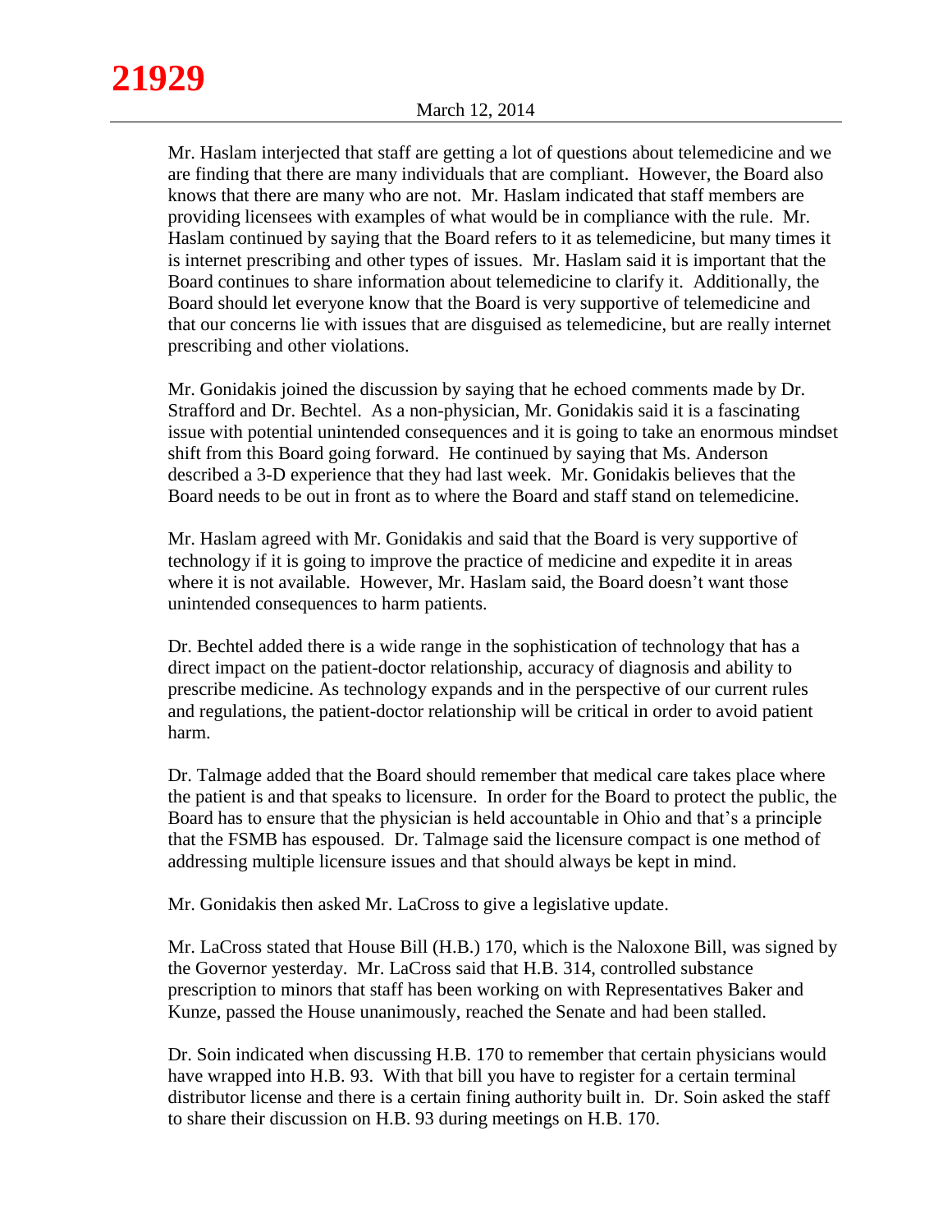Mr. Haslam interjected that staff are getting a lot of questions about telemedicine and we are finding that there are many individuals that are compliant. However, the Board also knows that there are many who are not. Mr. Haslam indicated that staff members are providing licensees with examples of what would be in compliance with the rule. Mr. Haslam continued by saying that the Board refers to it as telemedicine, but many times it is internet prescribing and other types of issues. Mr. Haslam said it is important that the Board continues to share information about telemedicine to clarify it. Additionally, the Board should let everyone know that the Board is very supportive of telemedicine and that our concerns lie with issues that are disguised as telemedicine, but are really internet prescribing and other violations.

Mr. Gonidakis joined the discussion by saying that he echoed comments made by Dr. Strafford and Dr. Bechtel. As a non-physician, Mr. Gonidakis said it is a fascinating issue with potential unintended consequences and it is going to take an enormous mindset shift from this Board going forward. He continued by saying that Ms. Anderson described a 3-D experience that they had last week. Mr. Gonidakis believes that the Board needs to be out in front as to where the Board and staff stand on telemedicine.

Mr. Haslam agreed with Mr. Gonidakis and said that the Board is very supportive of technology if it is going to improve the practice of medicine and expedite it in areas where it is not available. However, Mr. Haslam said, the Board doesn't want those unintended consequences to harm patients.

Dr. Bechtel added there is a wide range in the sophistication of technology that has a direct impact on the patient-doctor relationship, accuracy of diagnosis and ability to prescribe medicine. As technology expands and in the perspective of our current rules and regulations, the patient-doctor relationship will be critical in order to avoid patient harm.

Dr. Talmage added that the Board should remember that medical care takes place where the patient is and that speaks to licensure. In order for the Board to protect the public, the Board has to ensure that the physician is held accountable in Ohio and that's a principle that the FSMB has espoused. Dr. Talmage said the licensure compact is one method of addressing multiple licensure issues and that should always be kept in mind.

Mr. Gonidakis then asked Mr. LaCross to give a legislative update.

Mr. LaCross stated that House Bill (H.B.) 170, which is the Naloxone Bill, was signed by the Governor yesterday. Mr. LaCross said that H.B. 314, controlled substance prescription to minors that staff has been working on with Representatives Baker and Kunze, passed the House unanimously, reached the Senate and had been stalled.

Dr. Soin indicated when discussing H.B. 170 to remember that certain physicians would have wrapped into H.B. 93. With that bill you have to register for a certain terminal distributor license and there is a certain fining authority built in. Dr. Soin asked the staff to share their discussion on H.B. 93 during meetings on H.B. 170.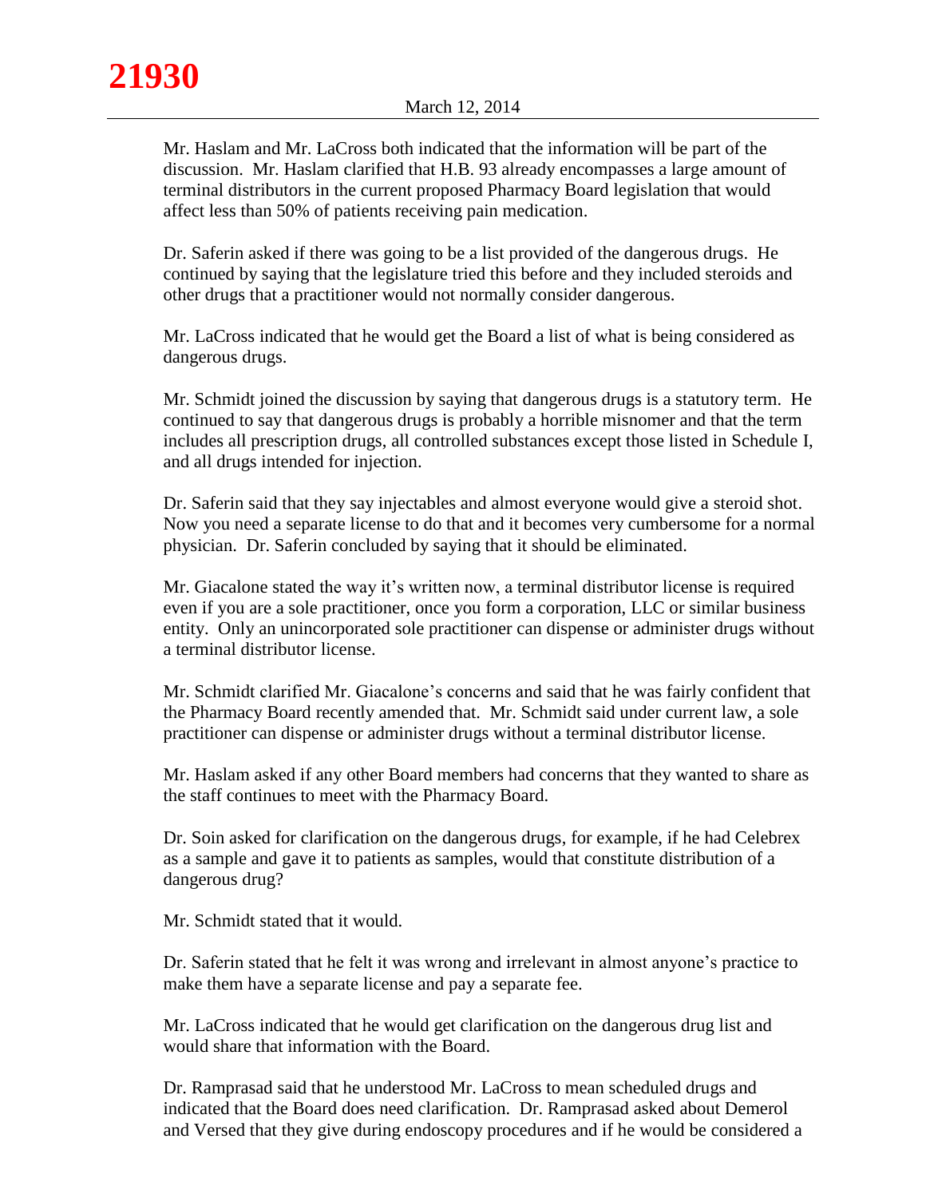Mr. Haslam and Mr. LaCross both indicated that the information will be part of the discussion. Mr. Haslam clarified that H.B. 93 already encompasses a large amount of terminal distributors in the current proposed Pharmacy Board legislation that would affect less than 50% of patients receiving pain medication.

Dr. Saferin asked if there was going to be a list provided of the dangerous drugs. He continued by saying that the legislature tried this before and they included steroids and other drugs that a practitioner would not normally consider dangerous.

Mr. LaCross indicated that he would get the Board a list of what is being considered as dangerous drugs.

Mr. Schmidt joined the discussion by saying that dangerous drugs is a statutory term. He continued to say that dangerous drugs is probably a horrible misnomer and that the term includes all prescription drugs, all controlled substances except those listed in Schedule I, and all drugs intended for injection.

Dr. Saferin said that they say injectables and almost everyone would give a steroid shot. Now you need a separate license to do that and it becomes very cumbersome for a normal physician. Dr. Saferin concluded by saying that it should be eliminated.

Mr. Giacalone stated the way it's written now, a terminal distributor license is required even if you are a sole practitioner, once you form a corporation, LLC or similar business entity. Only an unincorporated sole practitioner can dispense or administer drugs without a terminal distributor license.

Mr. Schmidt clarified Mr. Giacalone's concerns and said that he was fairly confident that the Pharmacy Board recently amended that. Mr. Schmidt said under current law, a sole practitioner can dispense or administer drugs without a terminal distributor license.

Mr. Haslam asked if any other Board members had concerns that they wanted to share as the staff continues to meet with the Pharmacy Board.

Dr. Soin asked for clarification on the dangerous drugs, for example, if he had Celebrex as a sample and gave it to patients as samples, would that constitute distribution of a dangerous drug?

Mr. Schmidt stated that it would.

Dr. Saferin stated that he felt it was wrong and irrelevant in almost anyone's practice to make them have a separate license and pay a separate fee.

Mr. LaCross indicated that he would get clarification on the dangerous drug list and would share that information with the Board.

Dr. Ramprasad said that he understood Mr. LaCross to mean scheduled drugs and indicated that the Board does need clarification. Dr. Ramprasad asked about Demerol and Versed that they give during endoscopy procedures and if he would be considered a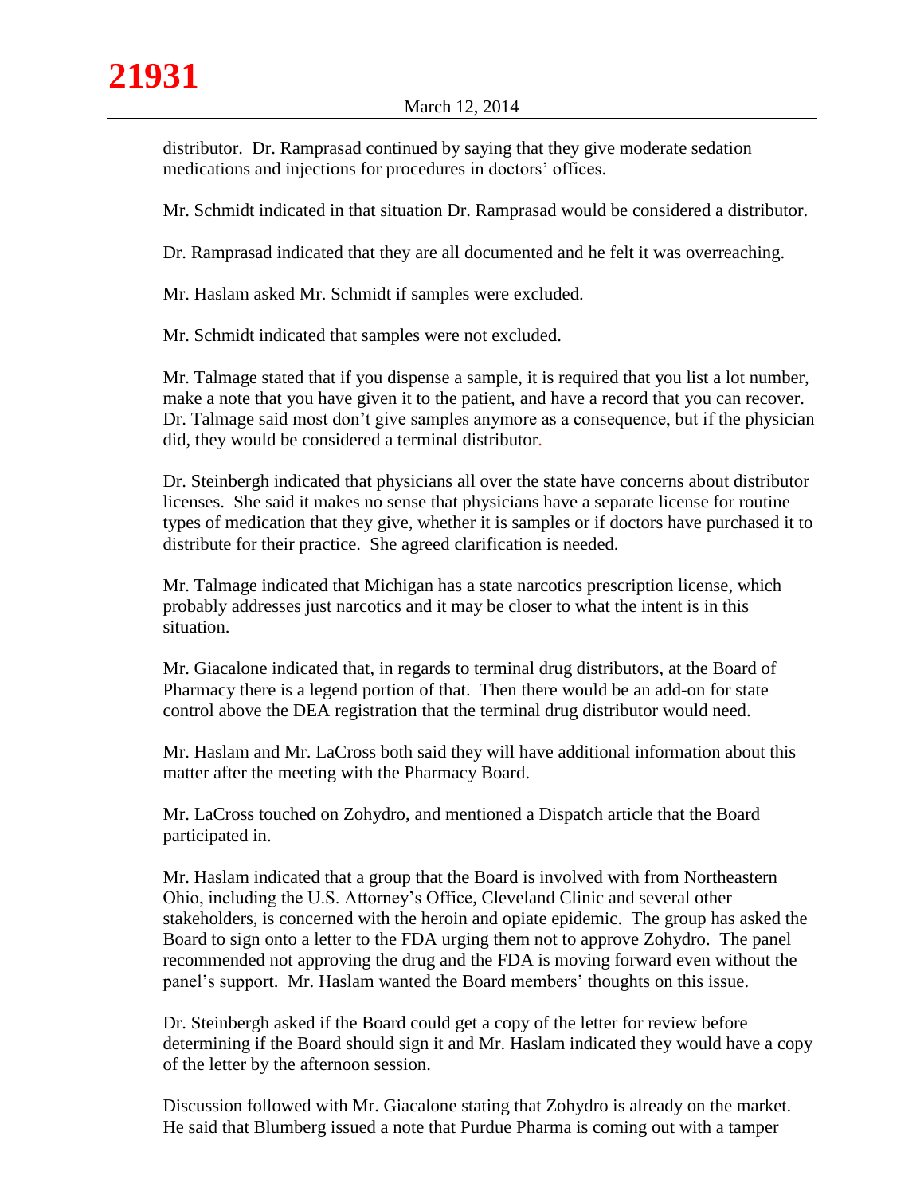distributor. Dr. Ramprasad continued by saying that they give moderate sedation medications and injections for procedures in doctors' offices.

Mr. Schmidt indicated in that situation Dr. Ramprasad would be considered a distributor.

Dr. Ramprasad indicated that they are all documented and he felt it was overreaching.

Mr. Haslam asked Mr. Schmidt if samples were excluded.

Mr. Schmidt indicated that samples were not excluded.

Mr. Talmage stated that if you dispense a sample, it is required that you list a lot number, make a note that you have given it to the patient, and have a record that you can recover. Dr. Talmage said most don't give samples anymore as a consequence, but if the physician did, they would be considered a terminal distributor.

Dr. Steinbergh indicated that physicians all over the state have concerns about distributor licenses. She said it makes no sense that physicians have a separate license for routine types of medication that they give, whether it is samples or if doctors have purchased it to distribute for their practice. She agreed clarification is needed.

Mr. Talmage indicated that Michigan has a state narcotics prescription license, which probably addresses just narcotics and it may be closer to what the intent is in this situation.

Mr. Giacalone indicated that, in regards to terminal drug distributors, at the Board of Pharmacy there is a legend portion of that. Then there would be an add-on for state control above the DEA registration that the terminal drug distributor would need.

Mr. Haslam and Mr. LaCross both said they will have additional information about this matter after the meeting with the Pharmacy Board.

Mr. LaCross touched on Zohydro, and mentioned a Dispatch article that the Board participated in.

Mr. Haslam indicated that a group that the Board is involved with from Northeastern Ohio, including the U.S. Attorney's Office, Cleveland Clinic and several other stakeholders, is concerned with the heroin and opiate epidemic. The group has asked the Board to sign onto a letter to the FDA urging them not to approve Zohydro. The panel recommended not approving the drug and the FDA is moving forward even without the panel's support. Mr. Haslam wanted the Board members' thoughts on this issue.

Dr. Steinbergh asked if the Board could get a copy of the letter for review before determining if the Board should sign it and Mr. Haslam indicated they would have a copy of the letter by the afternoon session.

Discussion followed with Mr. Giacalone stating that Zohydro is already on the market. He said that Blumberg issued a note that Purdue Pharma is coming out with a tamper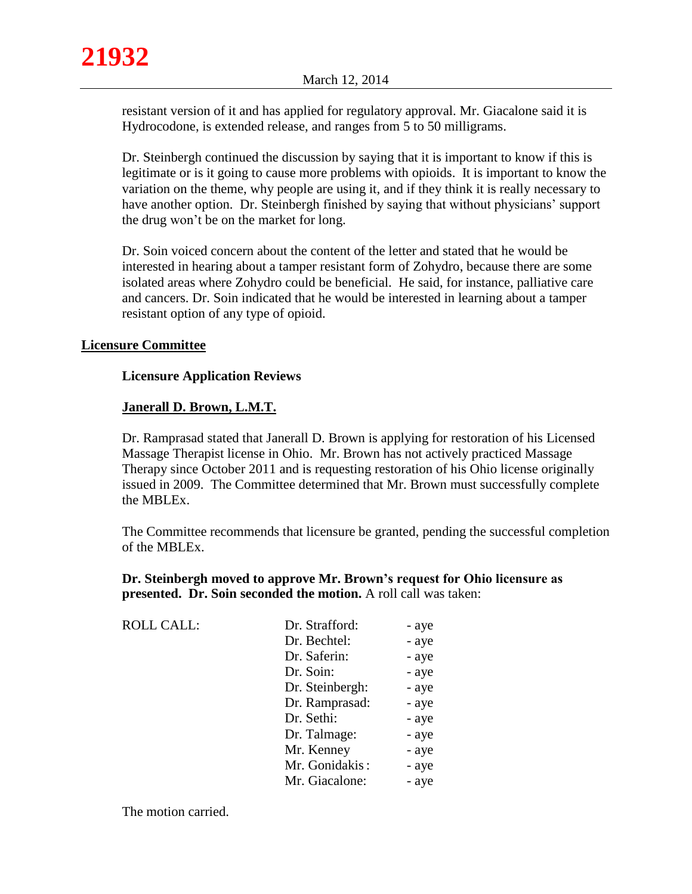resistant version of it and has applied for regulatory approval. Mr. Giacalone said it is Hydrocodone, is extended release, and ranges from 5 to 50 milligrams.

Dr. Steinbergh continued the discussion by saying that it is important to know if this is legitimate or is it going to cause more problems with opioids. It is important to know the variation on the theme, why people are using it, and if they think it is really necessary to have another option. Dr. Steinbergh finished by saying that without physicians' support the drug won't be on the market for long.

Dr. Soin voiced concern about the content of the letter and stated that he would be interested in hearing about a tamper resistant form of Zohydro, because there are some isolated areas where Zohydro could be beneficial. He said, for instance, palliative care and cancers. Dr. Soin indicated that he would be interested in learning about a tamper resistant option of any type of opioid.

## Licensure Committee

### Licensure Application Reviews

#### Janerall D. Brown, L.M.T.

Dr. Ramprasad stated that Janerall D. Brown is applying for restoration of his Licensed Massage Therapist license in Ohio. Mr. Brown has not actively practiced Massage Therapy since October 2011 and is requesting restoration of his Ohio license originally issued in 2009. The Committee determined that Mr. Brown must successfully complete the MBLEx.

The Committee recommends that licensure be granted, pending the successful completion of the MBLEx.

**Dr. Steinbergh moved to approve Mr. Brown's request for Ohio licensure as presented. Dr. Soin seconded the motion.** A roll call was taken:

| ROLL CALL: | | |
|---|---|---|
| | Dr. Strafford: | - aye |
| | Dr. Bechtel: | - aye |
| | Dr. Saferin: | - aye |
| | Dr. Soin: | - aye |
| | Dr. Steinbergh: | - aye |
| | Dr. Ramprasad: | - aye |
| | Dr. Sethi: | - aye |
| | Dr. Talmage: | - aye |
| | Mr. Kenney | - aye |
| | Mr. Gonidakis : | - aye |
| | Mr. Giacalone: | - aye |

The motion carried.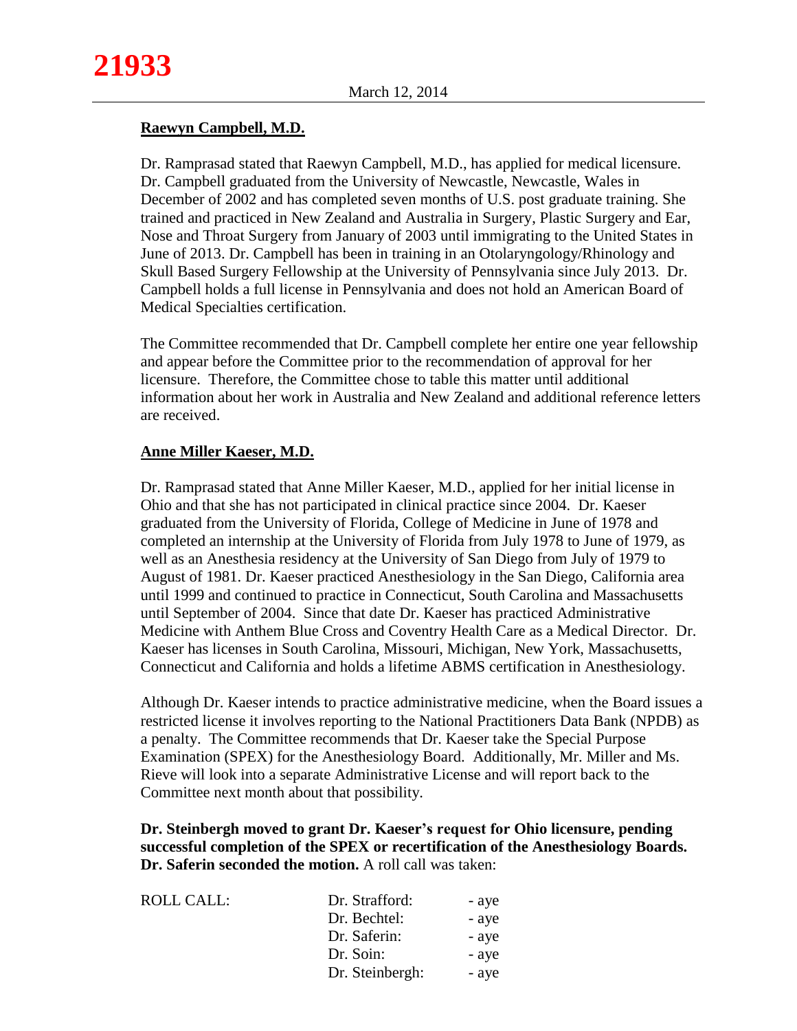**Raewyn Campbell, M.D.**

Dr. Ramprasad stated that Raewyn Campbell, M.D., has applied for medical licensure. Dr. Campbell graduated from the University of Newcastle, Newcastle, Wales in December of 2002 and has completed seven months of U.S. post graduate training. She trained and practiced in New Zealand and Australia in Surgery, Plastic Surgery and Ear, Nose and Throat Surgery from January of 2003 until immigrating to the United States in June of 2013. Dr. Campbell has been in training in an Otolaryngology/Rhinology and Skull Based Surgery Fellowship at the University of Pennsylvania since July 2013. Dr. Campbell holds a full license in Pennsylvania and does not hold an American Board of Medical Specialties certification.

The Committee recommended that Dr. Campbell complete her entire one year fellowship and appear before the Committee prior to the recommendation of approval for her licensure. Therefore, the Committee chose to table this matter until additional information about her work in Australia and New Zealand and additional reference letters are received.

**Anne Miller Kaeser, M.D.**

Dr. Ramprasad stated that Anne Miller Kaeser, M.D., applied for her initial license in Ohio and that she has not participated in clinical practice since 2004. Dr. Kaeser graduated from the University of Florida, College of Medicine in June of 1978 and completed an internship at the University of Florida from July 1978 to June of 1979, as well as an Anesthesia residency at the University of San Diego from July of 1979 to August of 1981. Dr. Kaeser practiced Anesthesiology in the San Diego, California area until 1999 and continued to practice in Connecticut, South Carolina and Massachusetts until September of 2004. Since that date Dr. Kaeser has practiced Administrative Medicine with Anthem Blue Cross and Coventry Health Care as a Medical Director. Dr. Kaeser has licenses in South Carolina, Missouri, Michigan, New York, Massachusetts, Connecticut and California and holds a lifetime ABMS certification in Anesthesiology.

Although Dr. Kaeser intends to practice administrative medicine, when the Board issues a restricted license it involves reporting to the National Practitioners Data Bank (NPDB) as a penalty. The Committee recommends that Dr. Kaeser take the Special Purpose Examination (SPEX) for the Anesthesiology Board. Additionally, Mr. Miller and Ms. Rieve will look into a separate Administrative License and will report back to the Committee next month about that possibility.

**Dr. Steinbergh moved to grant Dr. Kaeser's request for Ohio licensure, pending successful completion of the SPEX or recertification of the Anesthesiology Boards. Dr. Saferin seconded the motion.** A roll call was taken:

| ROLL CALL: | | |
|---|---|---|
| | Dr. Strafford: | - aye |
| | Dr. Bechtel: | - aye |
| | Dr. Saferin: | - aye |
| | Dr. Soin: | - aye |
| | Dr. Steinbergh: | - aye |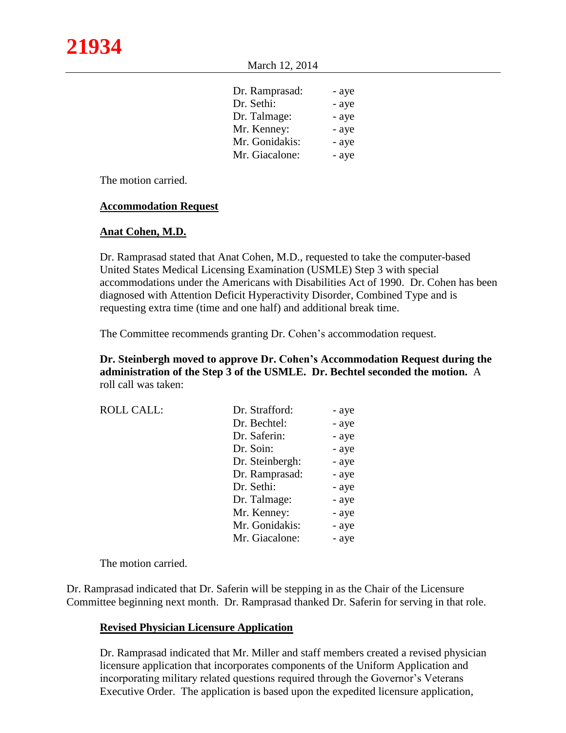| | | |
|---|---|---|
| | Dr. Ramprasad: | - aye |
| | Dr. Sethi: | - aye |
| | Dr. Talmage: | - aye |
| | Mr. Kenney: | - aye |
| | Mr. Gonidakis: | - aye |
| | Mr. Giacalone: | - aye |

The motion carried.

**Accommodation Request**

**Anat Cohen, M.D.**

Dr. Ramprasad stated that Anat Cohen, M.D., requested to take the computer-based United States Medical Licensing Examination (USMLE) Step 3 with special accommodations under the Americans with Disabilities Act of 1990. Dr. Cohen has been diagnosed with Attention Deficit Hyperactivity Disorder, Combined Type and is requesting extra time (time and one half) and additional break time.

The Committee recommends granting Dr. Cohen's accommodation request.

**Dr. Steinbergh moved to approve Dr. Cohen's Accommodation Request during the administration of the Step 3 of the USMLE. Dr. Bechtel seconded the motion.** A roll call was taken:

| | | |
|---|---|---|
| ROLL CALL: | Dr. Strafford: | - aye |
| | Dr. Bechtel: | - aye |
| | Dr. Saferin: | - aye |
| | Dr. Soin: | - aye |
| | Dr. Steinbergh: | - aye |
| | Dr. Ramprasad: | - aye |
| | Dr. Sethi: | - aye |
| | Dr. Talmage: | - aye |
| | Mr. Kenney: | - aye |
| | Mr. Gonidakis: | - aye |
| | Mr. Giacalone: | - aye |

The motion carried.

Dr. Ramprasad indicated that Dr. Saferin will be stepping in as the Chair of the Licensure Committee beginning next month. Dr. Ramprasad thanked Dr. Saferin for serving in that role.

**Revised Physician Licensure Application**

Dr. Ramprasad indicated that Mr. Miller and staff members created a revised physician licensure application that incorporates components of the Uniform Application and incorporating military related questions required through the Governor's Veterans Executive Order. The application is based upon the expedited licensure application,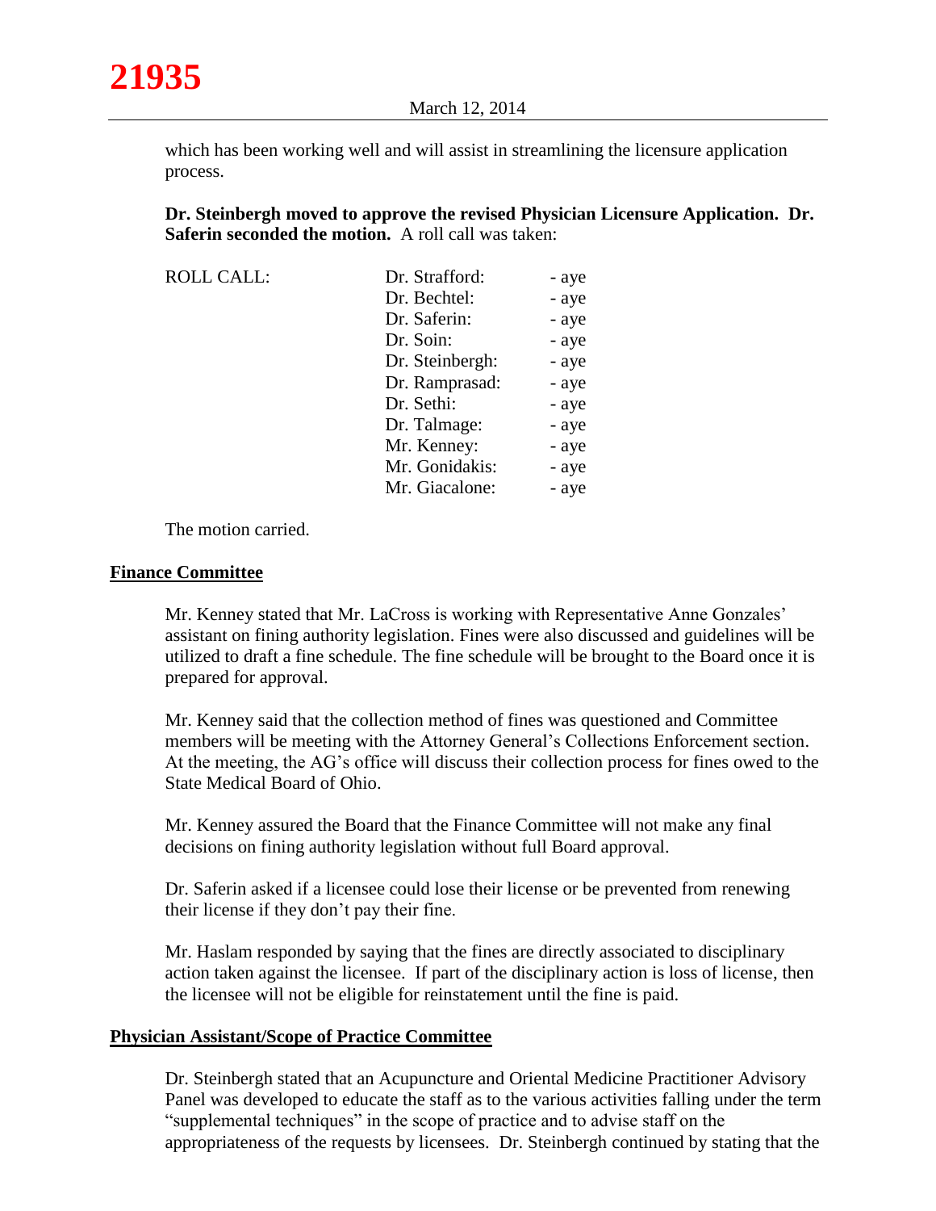which has been working well and will assist in streamlining the licensure application process.

**Dr. Steinbergh moved to approve the revised Physician Licensure Application. Dr. Saferin seconded the motion.** A roll call was taken:

| ROLL CALL: | Dr. Strafford: | - aye |
|---|---|---|
| | Dr. Bechtel: | - aye |
| | Dr. Saferin: | - aye |
| | Dr. Soin: | - aye |
| | Dr. Steinbergh: | - aye |
| | Dr. Ramprasad: | - aye |
| | Dr. Sethi: | - aye |
| | Dr. Talmage: | - aye |
| | Mr. Kenney: | - aye |
| | Mr. Gonidakis: | - aye |
| | Mr. Giacalone: | - aye |

The motion carried.

## **Finance Committee**

Mr. Kenney stated that Mr. LaCross is working with Representative Anne Gonzales' assistant on fining authority legislation. Fines were also discussed and guidelines will be utilized to draft a fine schedule. The fine schedule will be brought to the Board once it is prepared for approval.

Mr. Kenney said that the collection method of fines was questioned and Committee members will be meeting with the Attorney General's Collections Enforcement section. At the meeting, the AG's office will discuss their collection process for fines owed to the State Medical Board of Ohio.

Mr. Kenney assured the Board that the Finance Committee will not make any final decisions on fining authority legislation without full Board approval.

Dr. Saferin asked if a licensee could lose their license or be prevented from renewing their license if they don't pay their fine.

Mr. Haslam responded by saying that the fines are directly associated to disciplinary action taken against the licensee. If part of the disciplinary action is loss of license, then the licensee will not be eligible for reinstatement until the fine is paid.

## **Physician Assistant/Scope of Practice Committee**

Dr. Steinbergh stated that an Acupuncture and Oriental Medicine Practitioner Advisory Panel was developed to educate the staff as to the various activities falling under the term "supplemental techniques" in the scope of practice and to advise staff on the appropriateness of the requests by licensees. Dr. Steinbergh continued by stating that the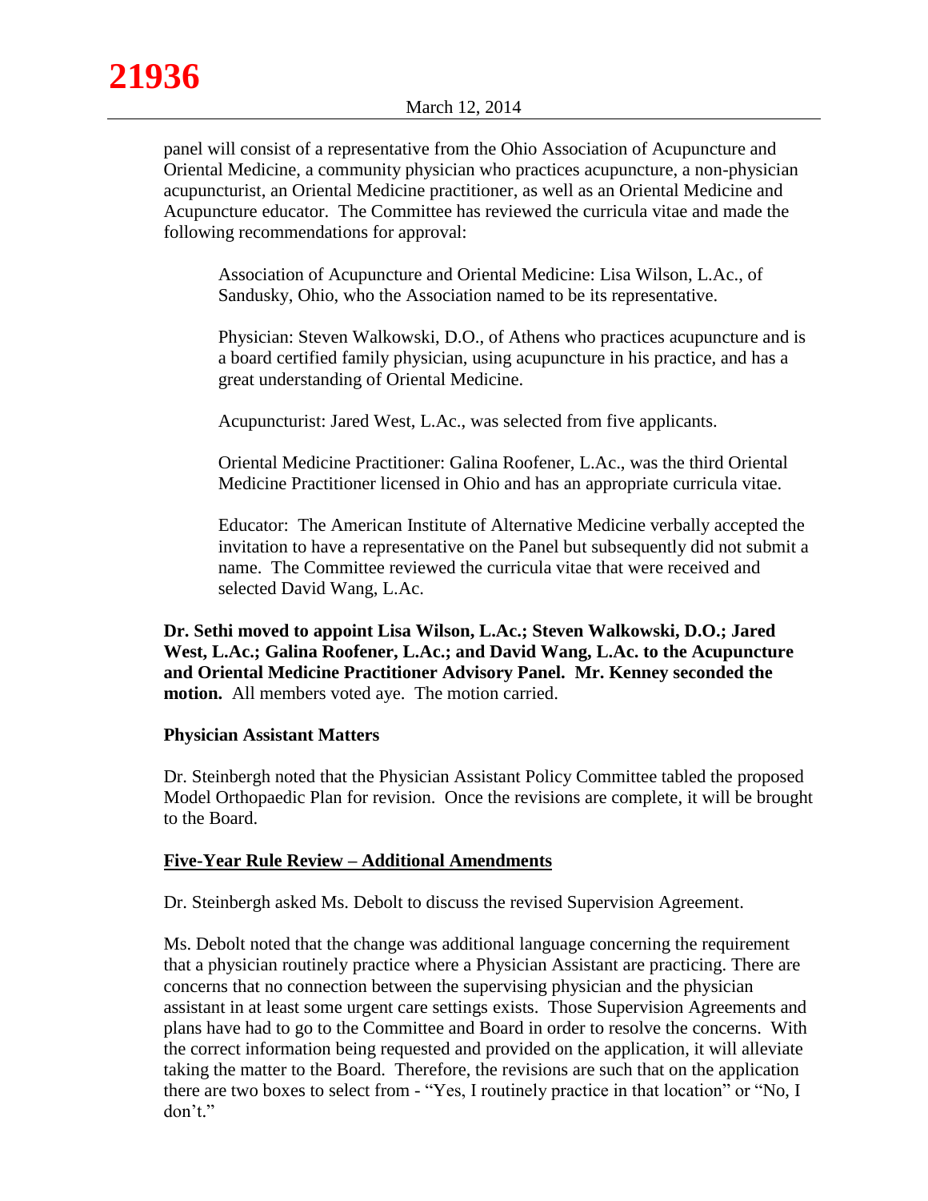panel will consist of a representative from the Ohio Association of Acupuncture and Oriental Medicine, a community physician who practices acupuncture, a non-physician acupuncturist, an Oriental Medicine practitioner, as well as an Oriental Medicine and Acupuncture educator. The Committee has reviewed the curricula vitae and made the following recommendations for approval:

> Association of Acupuncture and Oriental Medicine: Lisa Wilson, L.Ac., of Sandusky, Ohio, who the Association named to be its representative.
>
> Physician: Steven Walkowski, D.O., of Athens who practices acupuncture and is a board certified family physician, using acupuncture in his practice, and has a great understanding of Oriental Medicine.
>
> Acupuncturist: Jared West, L.Ac., was selected from five applicants.
>
> Oriental Medicine Practitioner: Galina Roofener, L.Ac., was the third Oriental Medicine Practitioner licensed in Ohio and has an appropriate curricula vitae.
>
> Educator: The American Institute of Alternative Medicine verbally accepted the invitation to have a representative on the Panel but subsequently did not submit a name. The Committee reviewed the curricula vitae that were received and selected David Wang, L.Ac.

**Dr. Sethi moved to appoint Lisa Wilson, L.Ac.; Steven Walkowski, D.O.; Jared West, L.Ac.; Galina Roofener, L.Ac.; and David Wang, L.Ac. to the Acupuncture and Oriental Medicine Practitioner Advisory Panel. Mr. Kenney seconded the motion.** All members voted aye. The motion carried.

**Physician Assistant Matters**

Dr. Steinbergh noted that the Physician Assistant Policy Committee tabled the proposed Model Orthopaedic Plan for revision. Once the revisions are complete, it will be brought to the Board.

**Five-Year Rule Review – Additional Amendments**

Dr. Steinbergh asked Ms. Debolt to discuss the revised Supervision Agreement.

Ms. Debolt noted that the change was additional language concerning the requirement that a physician routinely practice where a Physician Assistant are practicing. There are concerns that no connection between the supervising physician and the physician assistant in at least some urgent care settings exists. Those Supervision Agreements and plans have had to go to the Committee and Board in order to resolve the concerns. With the correct information being requested and provided on the application, it will alleviate taking the matter to the Board. Therefore, the revisions are such that on the application there are two boxes to select from - "Yes, I routinely practice in that location" or "No, I don't."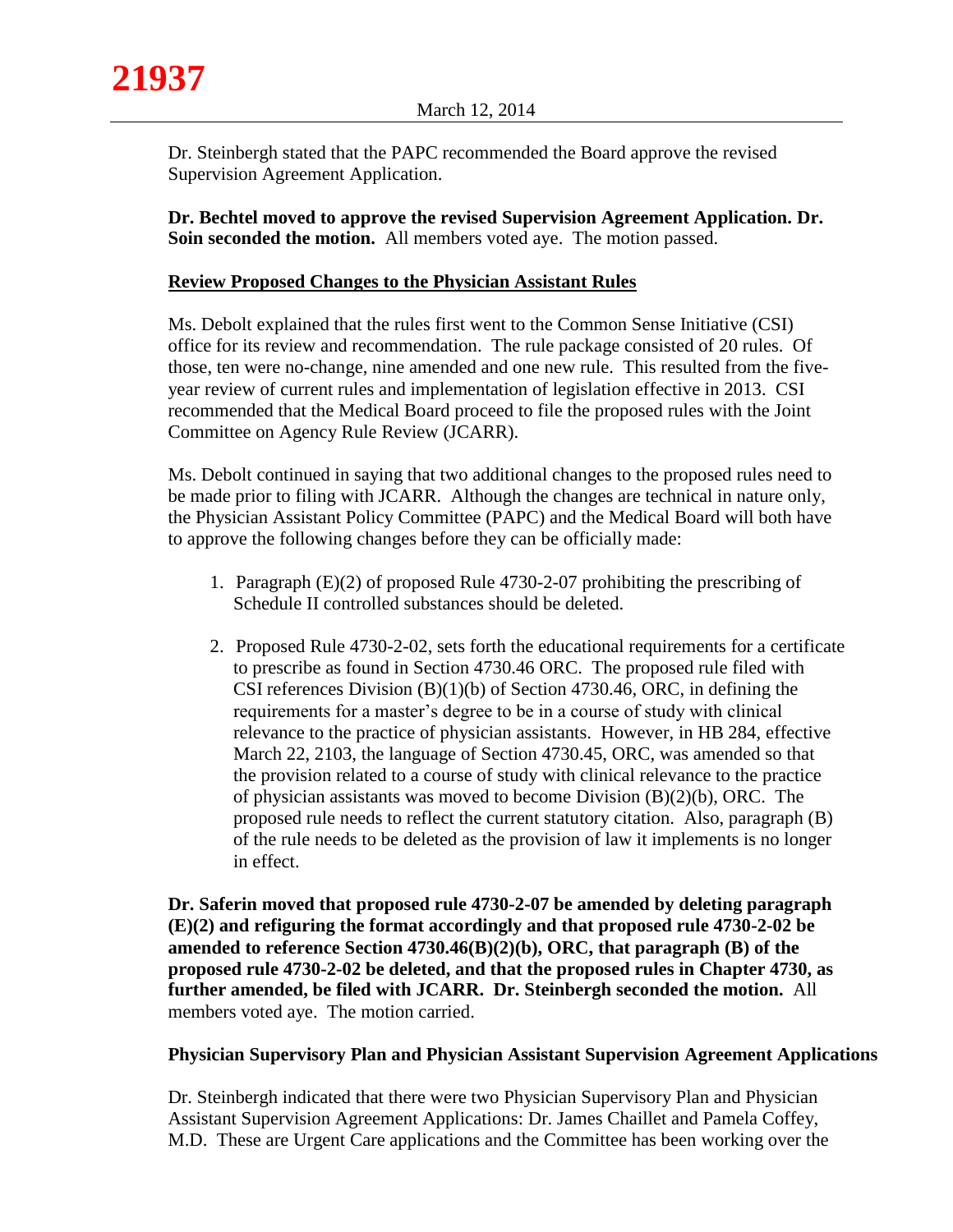Dr. Steinbergh stated that the PAPC recommended the Board approve the revised Supervision Agreement Application.

**Dr. Bechtel moved to approve the revised Supervision Agreement Application. Dr. Soin seconded the motion.** All members voted aye. The motion passed.

**<u>Review Proposed Changes to the Physician Assistant Rules</u>**

Ms. Debolt explained that the rules first went to the Common Sense Initiative (CSI) office for its review and recommendation. The rule package consisted of 20 rules. Of those, ten were no-change, nine amended and one new rule. This resulted from the five-year review of current rules and implementation of legislation effective in 2013. CSI recommended that the Medical Board proceed to file the proposed rules with the Joint Committee on Agency Rule Review (JCARR).

Ms. Debolt continued in saying that two additional changes to the proposed rules need to be made prior to filing with JCARR. Although the changes are technical in nature only, the Physician Assistant Policy Committee (PAPC) and the Medical Board will both have to approve the following changes before they can be officially made:

1. Paragraph (E)(2) of proposed Rule 4730-2-07 prohibiting the prescribing of Schedule II controlled substances should be deleted.

2. Proposed Rule 4730-2-02, sets forth the educational requirements for a certificate to prescribe as found in Section 4730.46 ORC. The proposed rule filed with CSI references Division (B)(1)(b) of Section 4730.46, ORC, in defining the requirements for a master's degree to be in a course of study with clinical relevance to the practice of physician assistants. However, in HB 284, effective March 22, 2103, the language of Section 4730.45, ORC, was amended so that the provision related to a course of study with clinical relevance to the practice of physician assistants was moved to become Division (B)(2)(b), ORC. The proposed rule needs to reflect the current statutory citation. Also, paragraph (B) of the rule needs to be deleted as the provision of law it implements is no longer in effect.

**Dr. Saferin moved that proposed rule 4730-2-07 be amended by deleting paragraph (E)(2) and refiguring the format accordingly and that proposed rule 4730-2-02 be amended to reference Section 4730.46(B)(2)(b), ORC, that paragraph (B) of the proposed rule 4730-2-02 be deleted, and that the proposed rules in Chapter 4730, as further amended, be filed with JCARR. Dr. Steinbergh seconded the motion.** All members voted aye. The motion carried.

**Physician Supervisory Plan and Physician Assistant Supervision Agreement Applications**

Dr. Steinbergh indicated that there were two Physician Supervisory Plan and Physician Assistant Supervision Agreement Applications: Dr. James Chaillet and Pamela Coffey, M.D. These are Urgent Care applications and the Committee has been working over the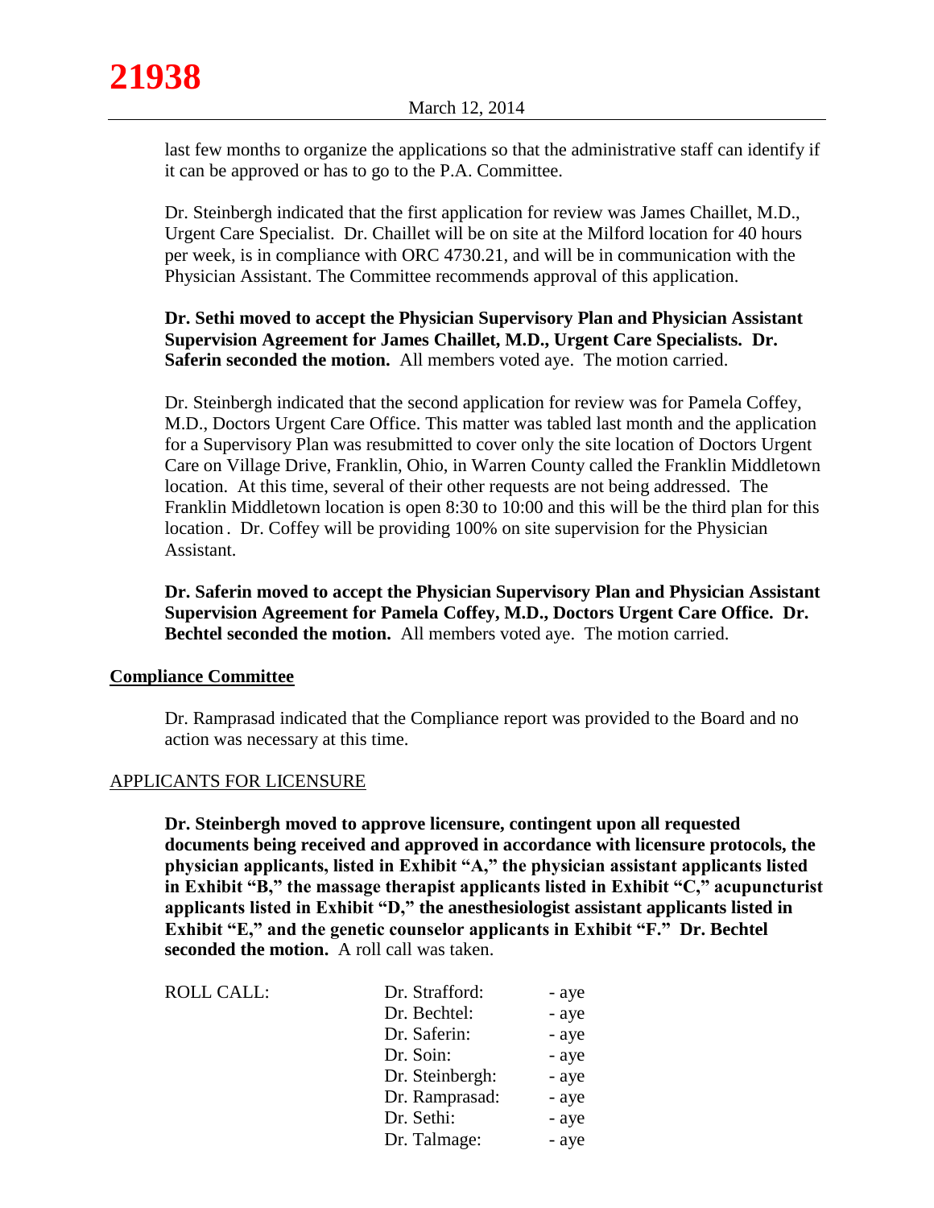last few months to organize the applications so that the administrative staff can identify if it can be approved or has to go to the P.A. Committee.

Dr. Steinbergh indicated that the first application for review was James Chaillet, M.D., Urgent Care Specialist. Dr. Chaillet will be on site at the Milford location for 40 hours per week, is in compliance with ORC 4730.21, and will be in communication with the Physician Assistant. The Committee recommends approval of this application.

**Dr. Sethi moved to accept the Physician Supervisory Plan and Physician Assistant Supervision Agreement for James Chaillet, M.D., Urgent Care Specialists. Dr. Saferin seconded the motion.** All members voted aye. The motion carried.

Dr. Steinbergh indicated that the second application for review was for Pamela Coffey, M.D., Doctors Urgent Care Office. This matter was tabled last month and the application for a Supervisory Plan was resubmitted to cover only the site location of Doctors Urgent Care on Village Drive, Franklin, Ohio, in Warren County called the Franklin Middletown location. At this time, several of their other requests are not being addressed. The Franklin Middletown location is open 8:30 to 10:00 and this will be the third plan for this location. Dr. Coffey will be providing 100% on site supervision for the Physician Assistant.

**Dr. Saferin moved to accept the Physician Supervisory Plan and Physician Assistant Supervision Agreement for Pamela Coffey, M.D., Doctors Urgent Care Office. Dr. Bechtel seconded the motion.** All members voted aye. The motion carried.

**Compliance Committee**

Dr. Ramprasad indicated that the Compliance report was provided to the Board and no action was necessary at this time.

APPLICANTS FOR LICENSURE

**Dr. Steinbergh moved to approve licensure, contingent upon all requested documents being received and approved in accordance with licensure protocols, the physician applicants, listed in Exhibit "A," the physician assistant applicants listed in Exhibit "B," the massage therapist applicants listed in Exhibit "C," acupuncturist applicants listed in Exhibit "D," the anesthesiologist assistant applicants listed in Exhibit "E," and the genetic counselor applicants in Exhibit "F." Dr. Bechtel seconded the motion.** A roll call was taken.

| ROLL CALL: | | |
|---|---|---|
| | Dr. Strafford: | - aye |
| | Dr. Bechtel: | - aye |
| | Dr. Saferin: | - aye |
| | Dr. Soin: | - aye |
| | Dr. Steinbergh: | - aye |
| | Dr. Ramprasad: | - aye |
| | Dr. Sethi: | - aye |
| | Dr. Talmage: | - aye |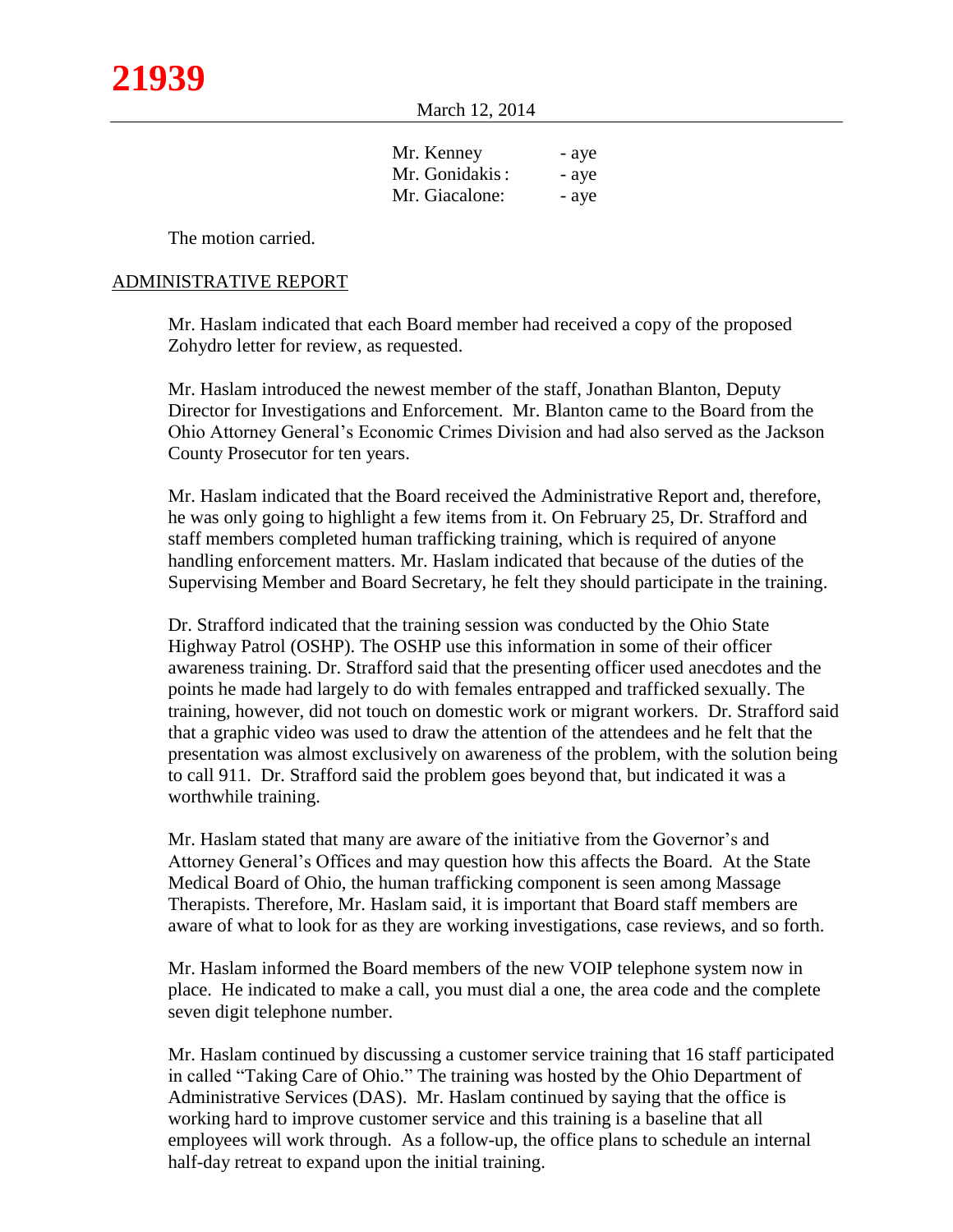| | |
|---|---|
| Mr. Kenney | - aye |
| Mr. Gonidakis: | - aye |
| Mr. Giacalone: | - aye |

The motion carried.

## ADMINISTRATIVE REPORT

Mr. Haslam indicated that each Board member had received a copy of the proposed Zohydro letter for review, as requested.

Mr. Haslam introduced the newest member of the staff, Jonathan Blanton, Deputy Director for Investigations and Enforcement. Mr. Blanton came to the Board from the Ohio Attorney General's Economic Crimes Division and had also served as the Jackson County Prosecutor for ten years.

Mr. Haslam indicated that the Board received the Administrative Report and, therefore, he was only going to highlight a few items from it. On February 25, Dr. Strafford and staff members completed human trafficking training, which is required of anyone handling enforcement matters. Mr. Haslam indicated that because of the duties of the Supervising Member and Board Secretary, he felt they should participate in the training.

Dr. Strafford indicated that the training session was conducted by the Ohio State Highway Patrol (OSHP). The OSHP use this information in some of their officer awareness training. Dr. Strafford said that the presenting officer used anecdotes and the points he made had largely to do with females entrapped and trafficked sexually. The training, however, did not touch on domestic work or migrant workers. Dr. Strafford said that a graphic video was used to draw the attention of the attendees and he felt that the presentation was almost exclusively on awareness of the problem, with the solution being to call 911. Dr. Strafford said the problem goes beyond that, but indicated it was a worthwhile training.

Mr. Haslam stated that many are aware of the initiative from the Governor's and Attorney General's Offices and may question how this affects the Board. At the State Medical Board of Ohio, the human trafficking component is seen among Massage Therapists. Therefore, Mr. Haslam said, it is important that Board staff members are aware of what to look for as they are working investigations, case reviews, and so forth.

Mr. Haslam informed the Board members of the new VOIP telephone system now in place. He indicated to make a call, you must dial a one, the area code and the complete seven digit telephone number.

Mr. Haslam continued by discussing a customer service training that 16 staff participated in called "Taking Care of Ohio." The training was hosted by the Ohio Department of Administrative Services (DAS). Mr. Haslam continued by saying that the office is working hard to improve customer service and this training is a baseline that all employees will work through. As a follow-up, the office plans to schedule an internal half-day retreat to expand upon the initial training.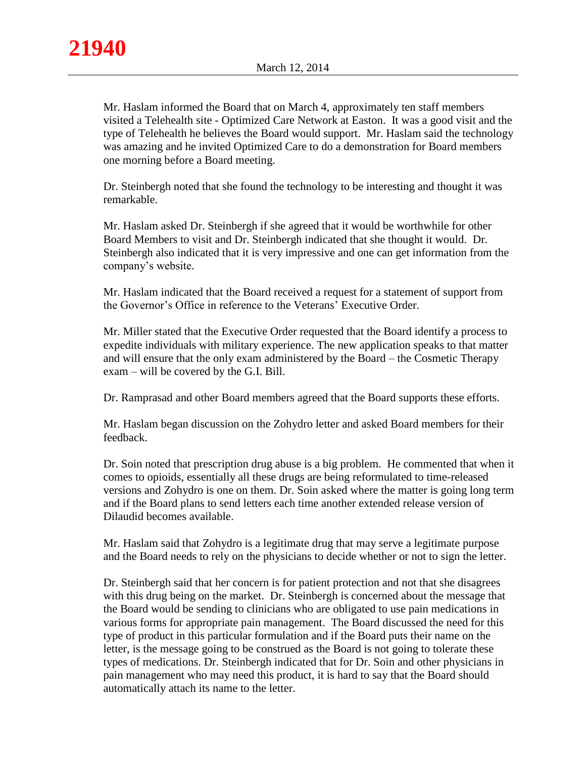Mr. Haslam informed the Board that on March 4, approximately ten staff members visited a Telehealth site - Optimized Care Network at Easton. It was a good visit and the type of Telehealth he believes the Board would support. Mr. Haslam said the technology was amazing and he invited Optimized Care to do a demonstration for Board members one morning before a Board meeting.

Dr. Steinbergh noted that she found the technology to be interesting and thought it was remarkable.

Mr. Haslam asked Dr. Steinbergh if she agreed that it would be worthwhile for other Board Members to visit and Dr. Steinbergh indicated that she thought it would. Dr. Steinbergh also indicated that it is very impressive and one can get information from the company's website.

Mr. Haslam indicated that the Board received a request for a statement of support from the Governor's Office in reference to the Veterans' Executive Order.

Mr. Miller stated that the Executive Order requested that the Board identify a process to expedite individuals with military experience. The new application speaks to that matter and will ensure that the only exam administered by the Board – the Cosmetic Therapy exam – will be covered by the G.I. Bill.

Dr. Ramprasad and other Board members agreed that the Board supports these efforts.

Mr. Haslam began discussion on the Zohydro letter and asked Board members for their feedback.

Dr. Soin noted that prescription drug abuse is a big problem. He commented that when it comes to opioids, essentially all these drugs are being reformulated to time-released versions and Zohydro is one on them. Dr. Soin asked where the matter is going long term and if the Board plans to send letters each time another extended release version of Dilaudid becomes available.

Mr. Haslam said that Zohydro is a legitimate drug that may serve a legitimate purpose and the Board needs to rely on the physicians to decide whether or not to sign the letter.

Dr. Steinbergh said that her concern is for patient protection and not that she disagrees with this drug being on the market. Dr. Steinbergh is concerned about the message that the Board would be sending to clinicians who are obligated to use pain medications in various forms for appropriate pain management. The Board discussed the need for this type of product in this particular formulation and if the Board puts their name on the letter, is the message going to be construed as the Board is not going to tolerate these types of medications. Dr. Steinbergh indicated that for Dr. Soin and other physicians in pain management who may need this product, it is hard to say that the Board should automatically attach its name to the letter.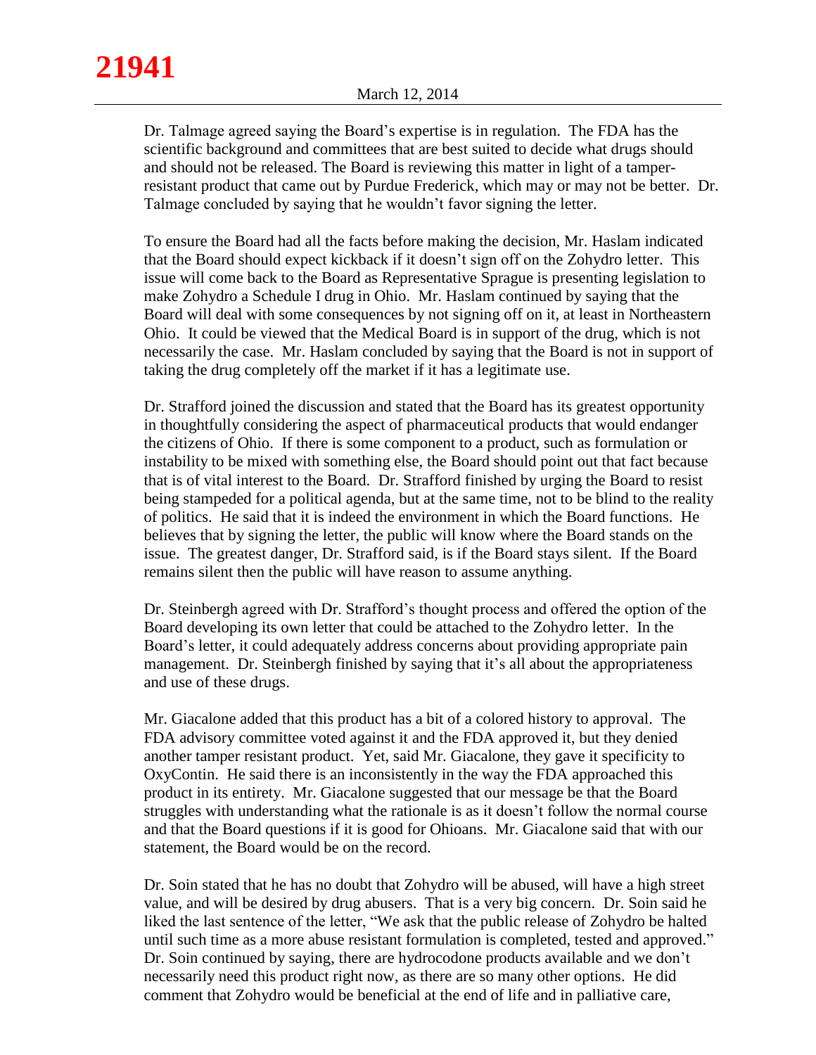Dr. Talmage agreed saying the Board's expertise is in regulation. The FDA has the scientific background and committees that are best suited to decide what drugs should and should not be released. The Board is reviewing this matter in light of a tamper-resistant product that came out by Purdue Frederick, which may or may not be better. Dr. Talmage concluded by saying that he wouldn't favor signing the letter.

To ensure the Board had all the facts before making the decision, Mr. Haslam indicated that the Board should expect kickback if it doesn't sign off on the Zohydro letter. This issue will come back to the Board as Representative Sprague is presenting legislation to make Zohydro a Schedule I drug in Ohio. Mr. Haslam continued by saying that the Board will deal with some consequences by not signing off on it, at least in Northeastern Ohio. It could be viewed that the Medical Board is in support of the drug, which is not necessarily the case. Mr. Haslam concluded by saying that the Board is not in support of taking the drug completely off the market if it has a legitimate use.

Dr. Strafford joined the discussion and stated that the Board has its greatest opportunity in thoughtfully considering the aspect of pharmaceutical products that would endanger the citizens of Ohio. If there is some component to a product, such as formulation or instability to be mixed with something else, the Board should point out that fact because that is of vital interest to the Board. Dr. Strafford finished by urging the Board to resist being stampeded for a political agenda, but at the same time, not to be blind to the reality of politics. He said that it is indeed the environment in which the Board functions. He believes that by signing the letter, the public will know where the Board stands on the issue. The greatest danger, Dr. Strafford said, is if the Board stays silent. If the Board remains silent then the public will have reason to assume anything.

Dr. Steinbergh agreed with Dr. Strafford's thought process and offered the option of the Board developing its own letter that could be attached to the Zohydro letter. In the Board's letter, it could adequately address concerns about providing appropriate pain management. Dr. Steinbergh finished by saying that it's all about the appropriateness and use of these drugs.

Mr. Giacalone added that this product has a bit of a colored history to approval. The FDA advisory committee voted against it and the FDA approved it, but they denied another tamper resistant product. Yet, said Mr. Giacalone, they gave it specificity to OxyContin. He said there is an inconsistently in the way the FDA approached this product in its entirety. Mr. Giacalone suggested that our message be that the Board struggles with understanding what the rationale is as it doesn't follow the normal course and that the Board questions if it is good for Ohioans. Mr. Giacalone said that with our statement, the Board would be on the record.

Dr. Soin stated that he has no doubt that Zohydro will be abused, will have a high street value, and will be desired by drug abusers. That is a very big concern. Dr. Soin said he liked the last sentence of the letter, "We ask that the public release of Zohydro be halted until such time as a more abuse resistant formulation is completed, tested and approved." Dr. Soin continued by saying, there are hydrocodone products available and we don't necessarily need this product right now, as there are so many other options. He did comment that Zohydro would be beneficial at the end of life and in palliative care,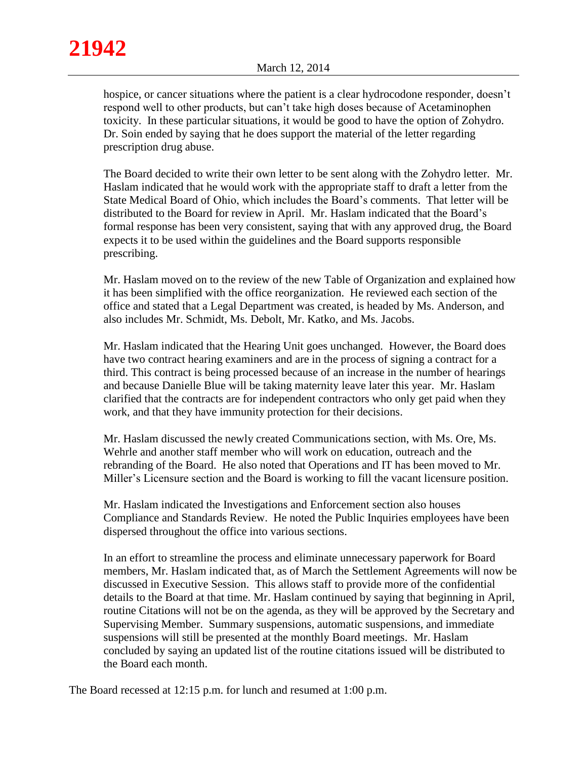hospice, or cancer situations where the patient is a clear hydrocodone responder, doesn't respond well to other products, but can't take high doses because of Acetaminophen toxicity. In these particular situations, it would be good to have the option of Zohydro. Dr. Soin ended by saying that he does support the material of the letter regarding prescription drug abuse.

The Board decided to write their own letter to be sent along with the Zohydro letter. Mr. Haslam indicated that he would work with the appropriate staff to draft a letter from the State Medical Board of Ohio, which includes the Board's comments. That letter will be distributed to the Board for review in April. Mr. Haslam indicated that the Board's formal response has been very consistent, saying that with any approved drug, the Board expects it to be used within the guidelines and the Board supports responsible prescribing.

Mr. Haslam moved on to the review of the new Table of Organization and explained how it has been simplified with the office reorganization. He reviewed each section of the office and stated that a Legal Department was created, is headed by Ms. Anderson, and also includes Mr. Schmidt, Ms. Debolt, Mr. Katko, and Ms. Jacobs.

Mr. Haslam indicated that the Hearing Unit goes unchanged. However, the Board does have two contract hearing examiners and are in the process of signing a contract for a third. This contract is being processed because of an increase in the number of hearings and because Danielle Blue will be taking maternity leave later this year. Mr. Haslam clarified that the contracts are for independent contractors who only get paid when they work, and that they have immunity protection for their decisions.

Mr. Haslam discussed the newly created Communications section, with Ms. Ore, Ms. Wehrle and another staff member who will work on education, outreach and the rebranding of the Board. He also noted that Operations and IT has been moved to Mr. Miller's Licensure section and the Board is working to fill the vacant licensure position.

Mr. Haslam indicated the Investigations and Enforcement section also houses Compliance and Standards Review. He noted the Public Inquiries employees have been dispersed throughout the office into various sections.

In an effort to streamline the process and eliminate unnecessary paperwork for Board members, Mr. Haslam indicated that, as of March the Settlement Agreements will now be discussed in Executive Session. This allows staff to provide more of the confidential details to the Board at that time. Mr. Haslam continued by saying that beginning in April, routine Citations will not be on the agenda, as they will be approved by the Secretary and Supervising Member. Summary suspensions, automatic suspensions, and immediate suspensions will still be presented at the monthly Board meetings. Mr. Haslam concluded by saying an updated list of the routine citations issued will be distributed to the Board each month.

The Board recessed at 12:15 p.m. for lunch and resumed at 1:00 p.m.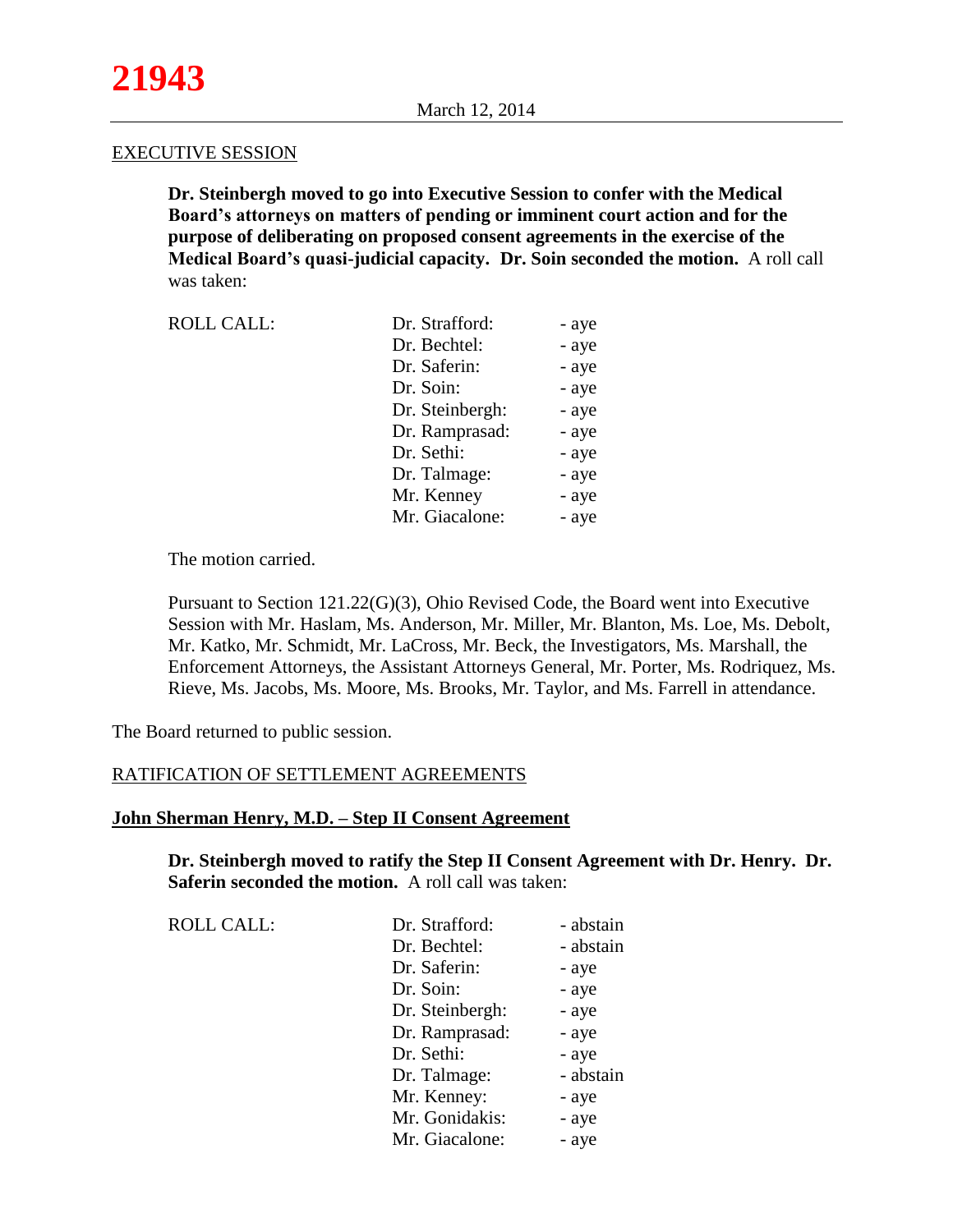EXECUTIVE SESSION

**Dr. Steinbergh moved to go into Executive Session to confer with the Medical Board's attorneys on matters of pending or imminent court action and for the purpose of deliberating on proposed consent agreements in the exercise of the Medical Board's quasi-judicial capacity. Dr. Soin seconded the motion.** A roll call was taken:

| ROLL CALL: | | |
|---|---|---|
| | Dr. Strafford: | - aye |
| | Dr. Bechtel: | - aye |
| | Dr. Saferin: | - aye |
| | Dr. Soin: | - aye |
| | Dr. Steinbergh: | - aye |
| | Dr. Ramprasad: | - aye |
| | Dr. Sethi: | - aye |
| | Dr. Talmage: | - aye |
| | Mr. Kenney | - aye |
| | Mr. Giacalone: | - aye |

The motion carried.

Pursuant to Section 121.22(G)(3), Ohio Revised Code, the Board went into Executive Session with Mr. Haslam, Ms. Anderson, Mr. Miller, Mr. Blanton, Ms. Loe, Ms. Debolt, Mr. Katko, Mr. Schmidt, Mr. LaCross, Mr. Beck, the Investigators, Ms. Marshall, the Enforcement Attorneys, the Assistant Attorneys General, Mr. Porter, Ms. Rodriquez, Ms. Rieve, Ms. Jacobs, Ms. Moore, Ms. Brooks, Mr. Taylor, and Ms. Farrell in attendance.

The Board returned to public session.

RATIFICATION OF SETTLEMENT AGREEMENTS

**John Sherman Henry, M.D. – Step II Consent Agreement**

**Dr. Steinbergh moved to ratify the Step II Consent Agreement with Dr. Henry. Dr. Saferin seconded the motion.** A roll call was taken:

| ROLL CALL: | | |
|---|---|---|
| | Dr. Strafford: | - abstain |
| | Dr. Bechtel: | - abstain |
| | Dr. Saferin: | - aye |
| | Dr. Soin: | - aye |
| | Dr. Steinbergh: | - aye |
| | Dr. Ramprasad: | - aye |
| | Dr. Sethi: | - aye |
| | Dr. Talmage: | - abstain |
| | Mr. Kenney: | - aye |
| | Mr. Gonidakis: | - aye |
| | Mr. Giacalone: | - aye |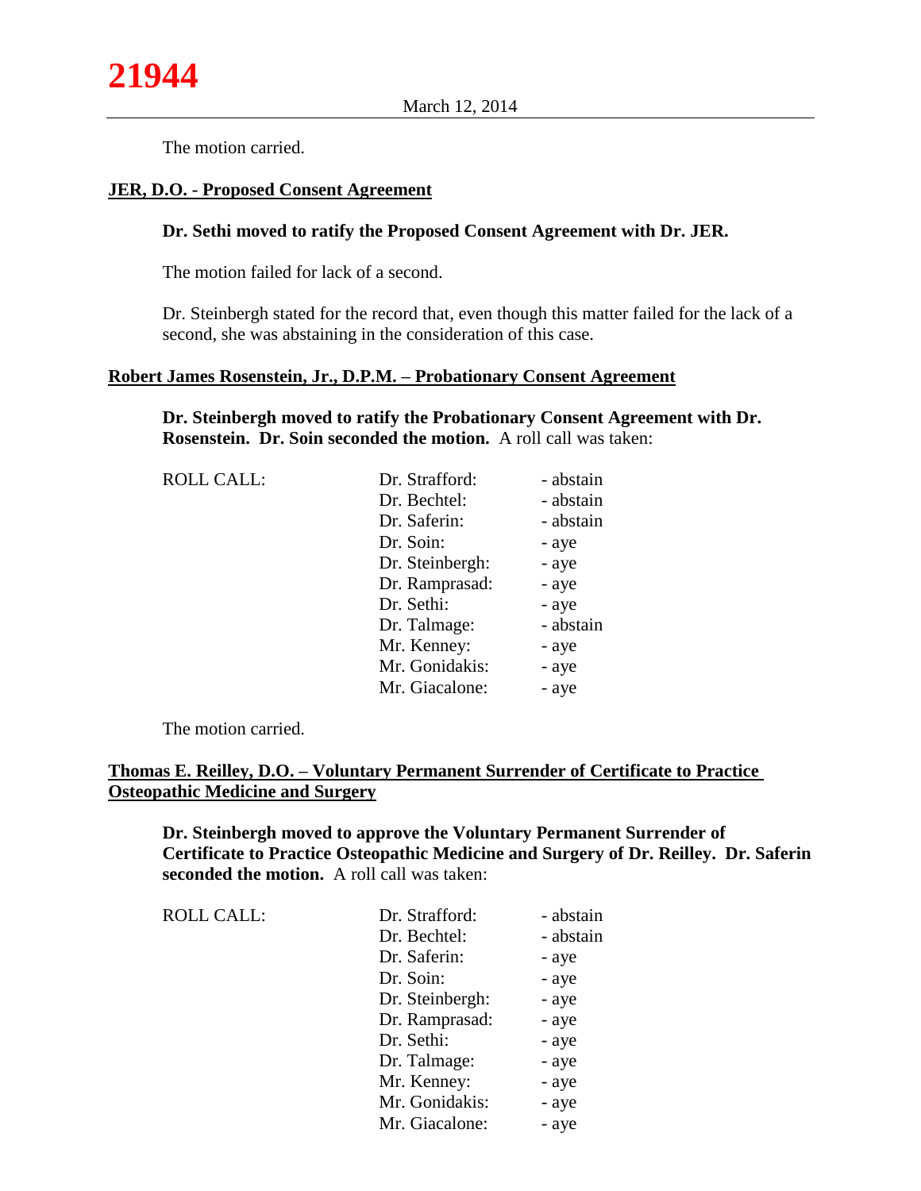The motion carried.

**JER, D.O. - Proposed Consent Agreement**

**Dr. Sethi moved to ratify the Proposed Consent Agreement with Dr. JER.**

The motion failed for lack of a second.

Dr. Steinbergh stated for the record that, even though this matter failed for the lack of a second, she was abstaining in the consideration of this case.

**Robert James Rosenstein, Jr., D.P.M. – Probationary Consent Agreement**

**Dr. Steinbergh moved to ratify the Probationary Consent Agreement with Dr. Rosenstein. Dr. Soin seconded the motion.** A roll call was taken:

| ROLL CALL: | Dr. Strafford: | - abstain |
|---|---|---|
| | Dr. Bechtel: | - abstain |
| | Dr. Saferin: | - abstain |
| | Dr. Soin: | - aye |
| | Dr. Steinbergh: | - aye |
| | Dr. Ramprasad: | - aye |
| | Dr. Sethi: | - aye |
| | Dr. Talmage: | - abstain |
| | Mr. Kenney: | - aye |
| | Mr. Gonidakis: | - aye |
| | Mr. Giacalone: | - aye |

The motion carried.

**Thomas E. Reilley, D.O. – Voluntary Permanent Surrender of Certificate to Practice Osteopathic Medicine and Surgery**

**Dr. Steinbergh moved to approve the Voluntary Permanent Surrender of Certificate to Practice Osteopathic Medicine and Surgery of Dr. Reilley. Dr. Saferin seconded the motion.** A roll call was taken:

| ROLL CALL: | Dr. Strafford: | - abstain |
|---|---|---|
| | Dr. Bechtel: | - abstain |
| | Dr. Saferin: | - aye |
| | Dr. Soin: | - aye |
| | Dr. Steinbergh: | - aye |
| | Dr. Ramprasad: | - aye |
| | Dr. Sethi: | - aye |
| | Dr. Talmage: | - aye |
| | Mr. Kenney: | - aye |
| | Mr. Gonidakis: | - aye |
| | Mr. Giacalone: | - aye |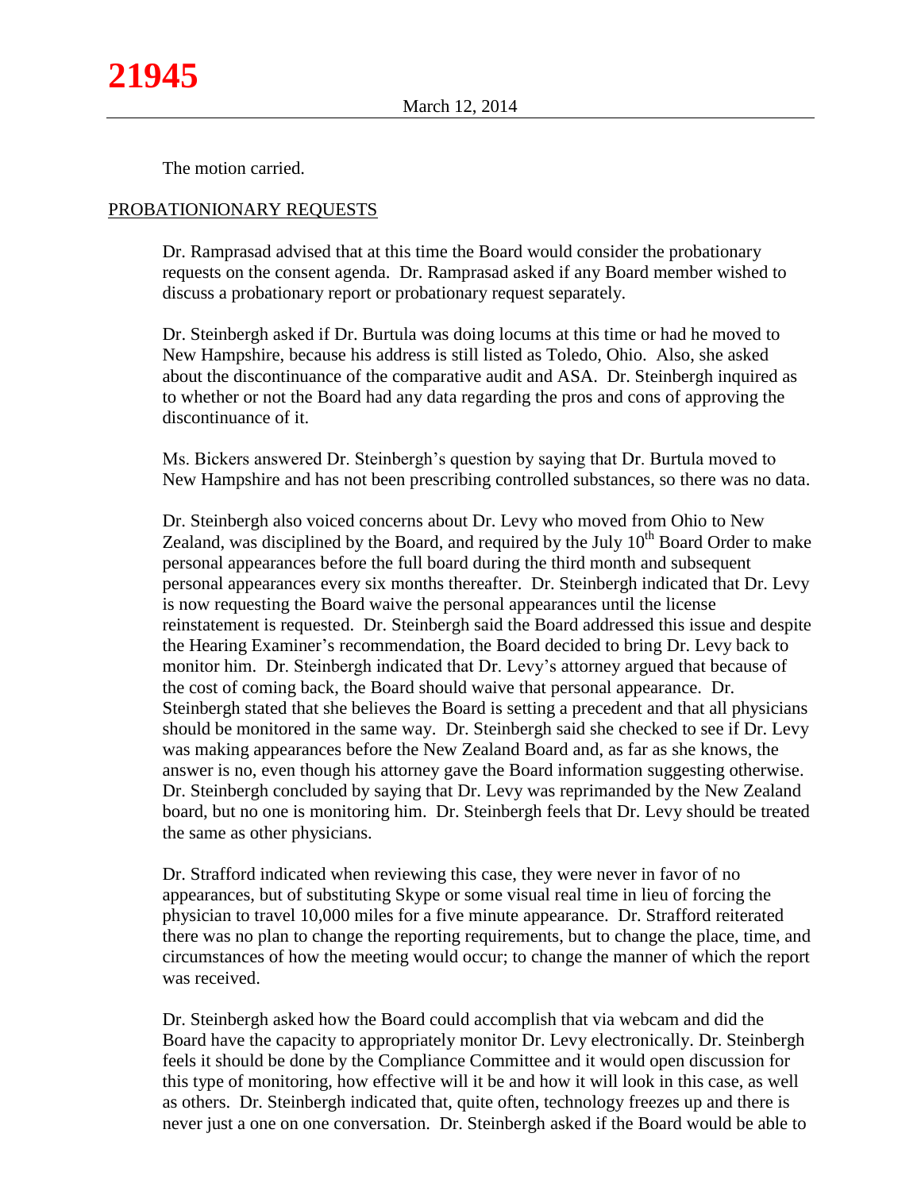The motion carried.

PROBATIONIONARY REQUESTS

Dr. Ramprasad advised that at this time the Board would consider the probationary requests on the consent agenda. Dr. Ramprasad asked if any Board member wished to discuss a probationary report or probationary request separately.

Dr. Steinbergh asked if Dr. Burtula was doing locums at this time or had he moved to New Hampshire, because his address is still listed as Toledo, Ohio. Also, she asked about the discontinuance of the comparative audit and ASA. Dr. Steinbergh inquired as to whether or not the Board had any data regarding the pros and cons of approving the discontinuance of it.

Ms. Bickers answered Dr. Steinbergh's question by saying that Dr. Burtula moved to New Hampshire and has not been prescribing controlled substances, so there was no data.

Dr. Steinbergh also voiced concerns about Dr. Levy who moved from Ohio to New Zealand, was disciplined by the Board, and required by the July 10th Board Order to make personal appearances before the full board during the third month and subsequent personal appearances every six months thereafter. Dr. Steinbergh indicated that Dr. Levy is now requesting the Board waive the personal appearances until the license reinstatement is requested. Dr. Steinbergh said the Board addressed this issue and despite the Hearing Examiner's recommendation, the Board decided to bring Dr. Levy back to monitor him. Dr. Steinbergh indicated that Dr. Levy's attorney argued that because of the cost of coming back, the Board should waive that personal appearance. Dr. Steinbergh stated that she believes the Board is setting a precedent and that all physicians should be monitored in the same way. Dr. Steinbergh said she checked to see if Dr. Levy was making appearances before the New Zealand Board and, as far as she knows, the answer is no, even though his attorney gave the Board information suggesting otherwise. Dr. Steinbergh concluded by saying that Dr. Levy was reprimanded by the New Zealand board, but no one is monitoring him. Dr. Steinbergh feels that Dr. Levy should be treated the same as other physicians.

Dr. Strafford indicated when reviewing this case, they were never in favor of no appearances, but of substituting Skype or some visual real time in lieu of forcing the physician to travel 10,000 miles for a five minute appearance. Dr. Strafford reiterated there was no plan to change the reporting requirements, but to change the place, time, and circumstances of how the meeting would occur; to change the manner of which the report was received.

Dr. Steinbergh asked how the Board could accomplish that via webcam and did the Board have the capacity to appropriately monitor Dr. Levy electronically. Dr. Steinbergh feels it should be done by the Compliance Committee and it would open discussion for this type of monitoring, how effective will it be and how it will look in this case, as well as others. Dr. Steinbergh indicated that, quite often, technology freezes up and there is never just a one on one conversation. Dr. Steinbergh asked if the Board would be able to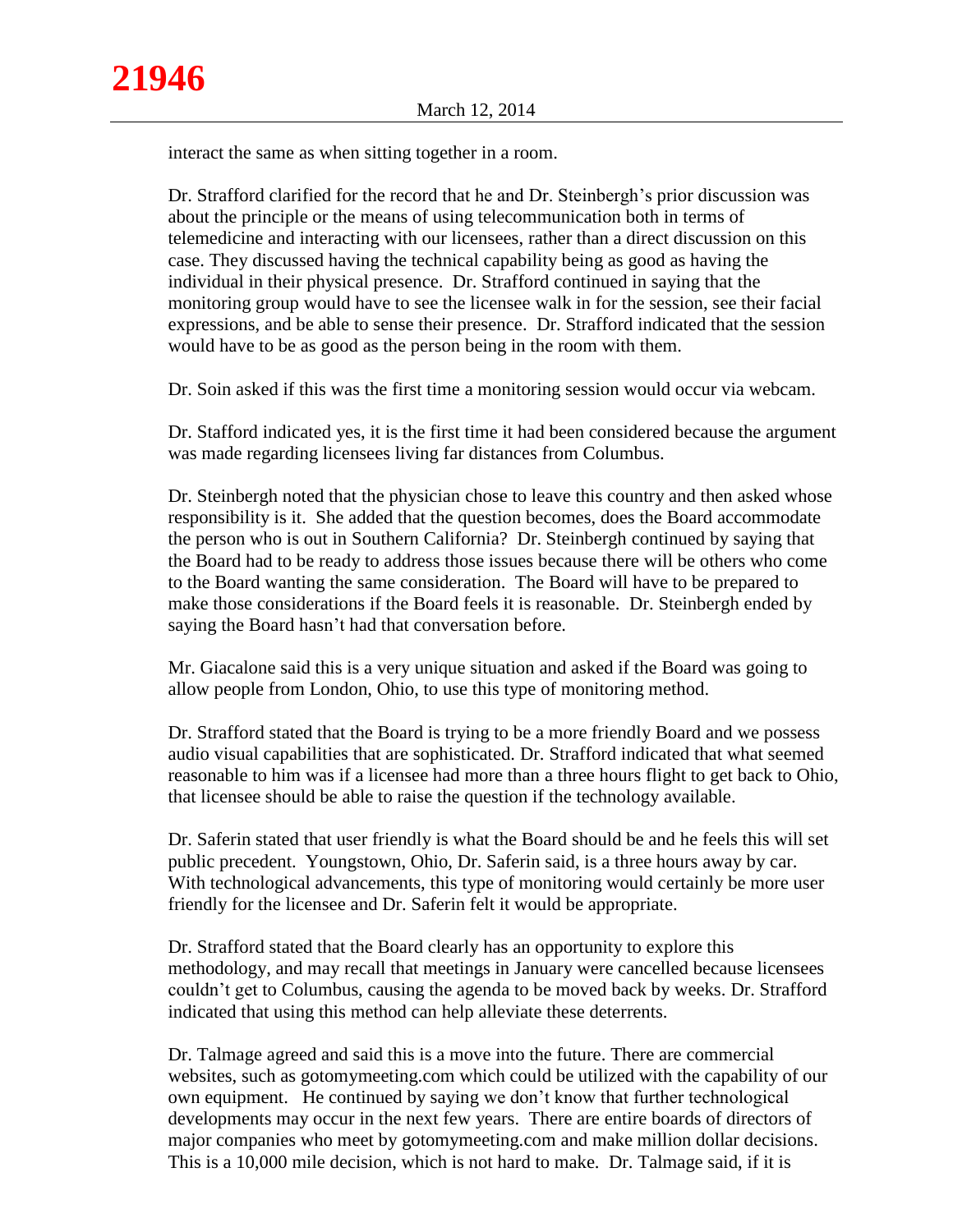interact the same as when sitting together in a room.

Dr. Strafford clarified for the record that he and Dr. Steinbergh's prior discussion was about the principle or the means of using telecommunication both in terms of telemedicine and interacting with our licensees, rather than a direct discussion on this case. They discussed having the technical capability being as good as having the individual in their physical presence. Dr. Strafford continued in saying that the monitoring group would have to see the licensee walk in for the session, see their facial expressions, and be able to sense their presence. Dr. Strafford indicated that the session would have to be as good as the person being in the room with them.

Dr. Soin asked if this was the first time a monitoring session would occur via webcam.

Dr. Stafford indicated yes, it is the first time it had been considered because the argument was made regarding licensees living far distances from Columbus.

Dr. Steinbergh noted that the physician chose to leave this country and then asked whose responsibility is it. She added that the question becomes, does the Board accommodate the person who is out in Southern California? Dr. Steinbergh continued by saying that the Board had to be ready to address those issues because there will be others who come to the Board wanting the same consideration. The Board will have to be prepared to make those considerations if the Board feels it is reasonable. Dr. Steinbergh ended by saying the Board hasn't had that conversation before.

Mr. Giacalone said this is a very unique situation and asked if the Board was going to allow people from London, Ohio, to use this type of monitoring method.

Dr. Strafford stated that the Board is trying to be a more friendly Board and we possess audio visual capabilities that are sophisticated. Dr. Strafford indicated that what seemed reasonable to him was if a licensee had more than a three hours flight to get back to Ohio, that licensee should be able to raise the question if the technology available.

Dr. Saferin stated that user friendly is what the Board should be and he feels this will set public precedent. Youngstown, Ohio, Dr. Saferin said, is a three hours away by car. With technological advancements, this type of monitoring would certainly be more user friendly for the licensee and Dr. Saferin felt it would be appropriate.

Dr. Strafford stated that the Board clearly has an opportunity to explore this methodology, and may recall that meetings in January were cancelled because licensees couldn't get to Columbus, causing the agenda to be moved back by weeks. Dr. Strafford indicated that using this method can help alleviate these deterrents.

Dr. Talmage agreed and said this is a move into the future. There are commercial websites, such as gotomymeeting.com which could be utilized with the capability of our own equipment. He continued by saying we don't know that further technological developments may occur in the next few years. There are entire boards of directors of major companies who meet by gotomymeeting.com and make million dollar decisions. This is a 10,000 mile decision, which is not hard to make. Dr. Talmage said, if it is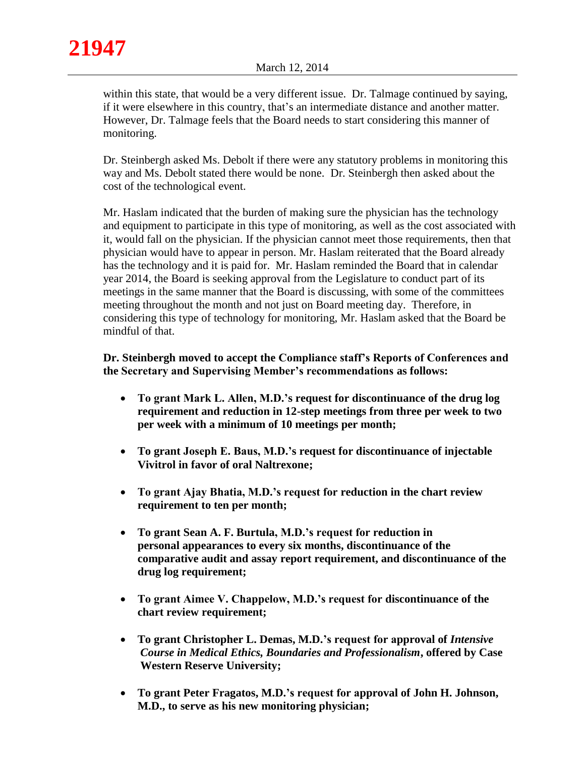within this state, that would be a very different issue. Dr. Talmage continued by saying, if it were elsewhere in this country, that's an intermediate distance and another matter. However, Dr. Talmage feels that the Board needs to start considering this manner of monitoring.

Dr. Steinbergh asked Ms. Debolt if there were any statutory problems in monitoring this way and Ms. Debolt stated there would be none. Dr. Steinbergh then asked about the cost of the technological event.

Mr. Haslam indicated that the burden of making sure the physician has the technology and equipment to participate in this type of monitoring, as well as the cost associated with it, would fall on the physician. If the physician cannot meet those requirements, then that physician would have to appear in person. Mr. Haslam reiterated that the Board already has the technology and it is paid for. Mr. Haslam reminded the Board that in calendar year 2014, the Board is seeking approval from the Legislature to conduct part of its meetings in the same manner that the Board is discussing, with some of the committees meeting throughout the month and not just on Board meeting day. Therefore, in considering this type of technology for monitoring, Mr. Haslam asked that the Board be mindful of that.

**Dr. Steinbergh moved to accept the Compliance staff's Reports of Conferences and the Secretary and Supervising Member's recommendations as follows:**

- **To grant Mark L. Allen, M.D.'s request for discontinuance of the drug log requirement and reduction in 12-step meetings from three per week to two per week with a minimum of 10 meetings per month;**
- **To grant Joseph E. Baus, M.D.'s request for discontinuance of injectable Vivitrol in favor of oral Naltrexone;**
- **To grant Ajay Bhatia, M.D.'s request for reduction in the chart review requirement to ten per month;**
- **To grant Sean A. F. Burtula, M.D.'s request for reduction in personal appearances to every six months, discontinuance of the comparative audit and assay report requirement, and discontinuance of the drug log requirement;**
- **To grant Aimee V. Chappelow, M.D.'s request for discontinuance of the chart review requirement;**
- **To grant Christopher L. Demas, M.D.'s request for approval of *Intensive Course in Medical Ethics, Boundaries and Professionalism*, offered by Case Western Reserve University;**
- **To grant Peter Fragatos, M.D.'s request for approval of John H. Johnson, M.D., to serve as his new monitoring physician;**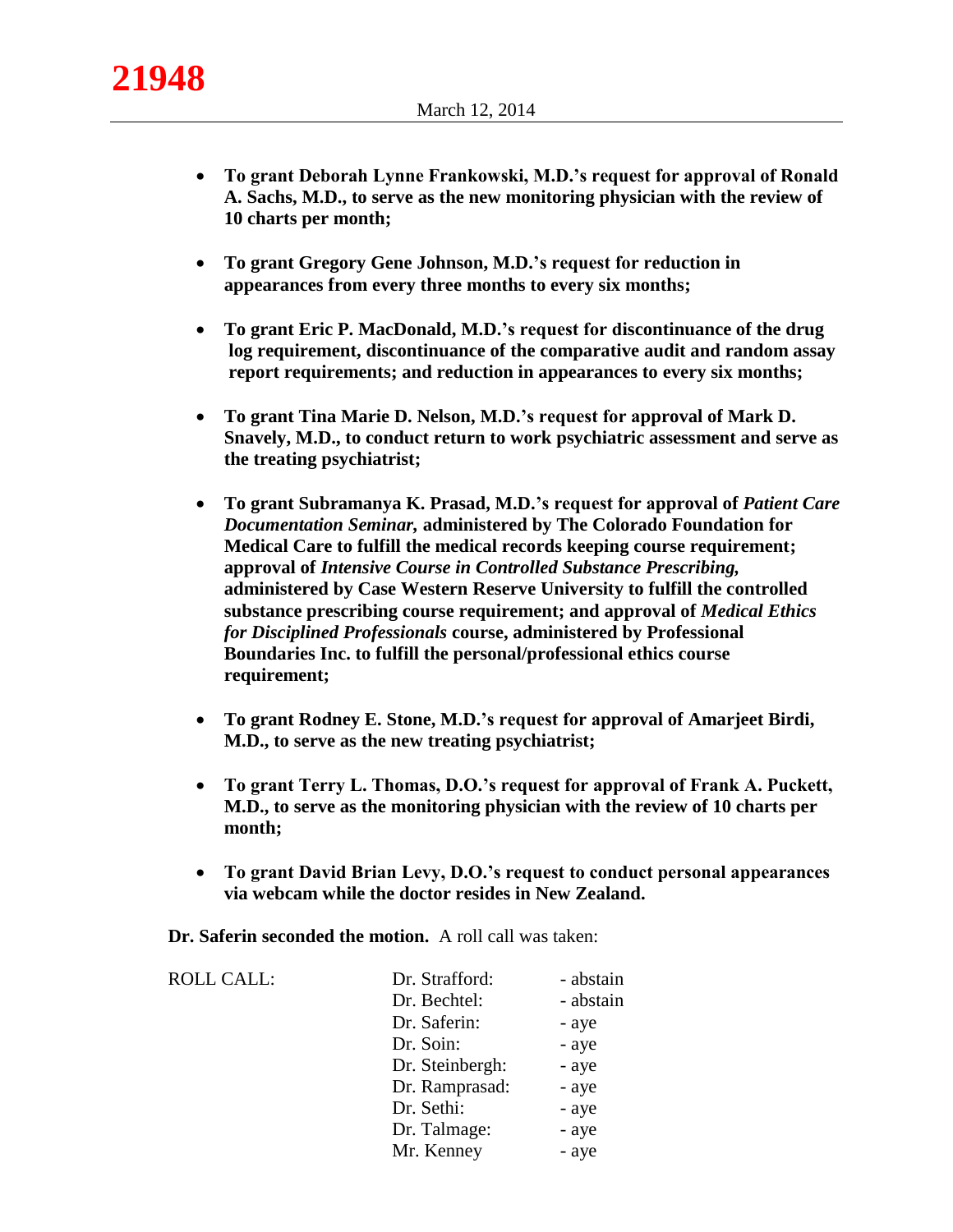- **To grant Deborah Lynne Frankowski, M.D.'s request for approval of Ronald A. Sachs, M.D., to serve as the new monitoring physician with the review of 10 charts per month;**

- **To grant Gregory Gene Johnson, M.D.'s request for reduction in appearances from every three months to every six months;**

- **To grant Eric P. MacDonald, M.D.'s request for discontinuance of the drug log requirement, discontinuance of the comparative audit and random assay report requirements; and reduction in appearances to every six months;**

- **To grant Tina Marie D. Nelson, M.D.'s request for approval of Mark D. Snavely, M.D., to conduct return to work psychiatric assessment and serve as the treating psychiatrist;**

- **To grant Subramanya K. Prasad, M.D.'s request for approval of *Patient Care Documentation Seminar,* administered by The Colorado Foundation for Medical Care to fulfill the medical records keeping course requirement; approval of *Intensive Course in Controlled Substance Prescribing,* administered by Case Western Reserve University to fulfill the controlled substance prescribing course requirement; and approval of *Medical Ethics for Disciplined Professionals* course, administered by Professional Boundaries Inc. to fulfill the personal/professional ethics course requirement;**

- **To grant Rodney E. Stone, M.D.'s request for approval of Amarjeet Birdi, M.D., to serve as the new treating psychiatrist;**

- **To grant Terry L. Thomas, D.O.'s request for approval of Frank A. Puckett, M.D., to serve as the monitoring physician with the review of 10 charts per month;**

- **To grant David Brian Levy, D.O.'s request to conduct personal appearances via webcam while the doctor resides in New Zealand.**

**Dr. Saferin seconded the motion.** A roll call was taken:

| ROLL CALL: | | |
|---|---|---|
| | Dr. Strafford: | - abstain |
| | Dr. Bechtel: | - abstain |
| | Dr. Saferin: | - aye |
| | Dr. Soin: | - aye |
| | Dr. Steinbergh: | - aye |
| | Dr. Ramprasad: | - aye |
| | Dr. Sethi: | - aye |
| | Dr. Talmage: | - aye |
| | Mr. Kenney | - aye |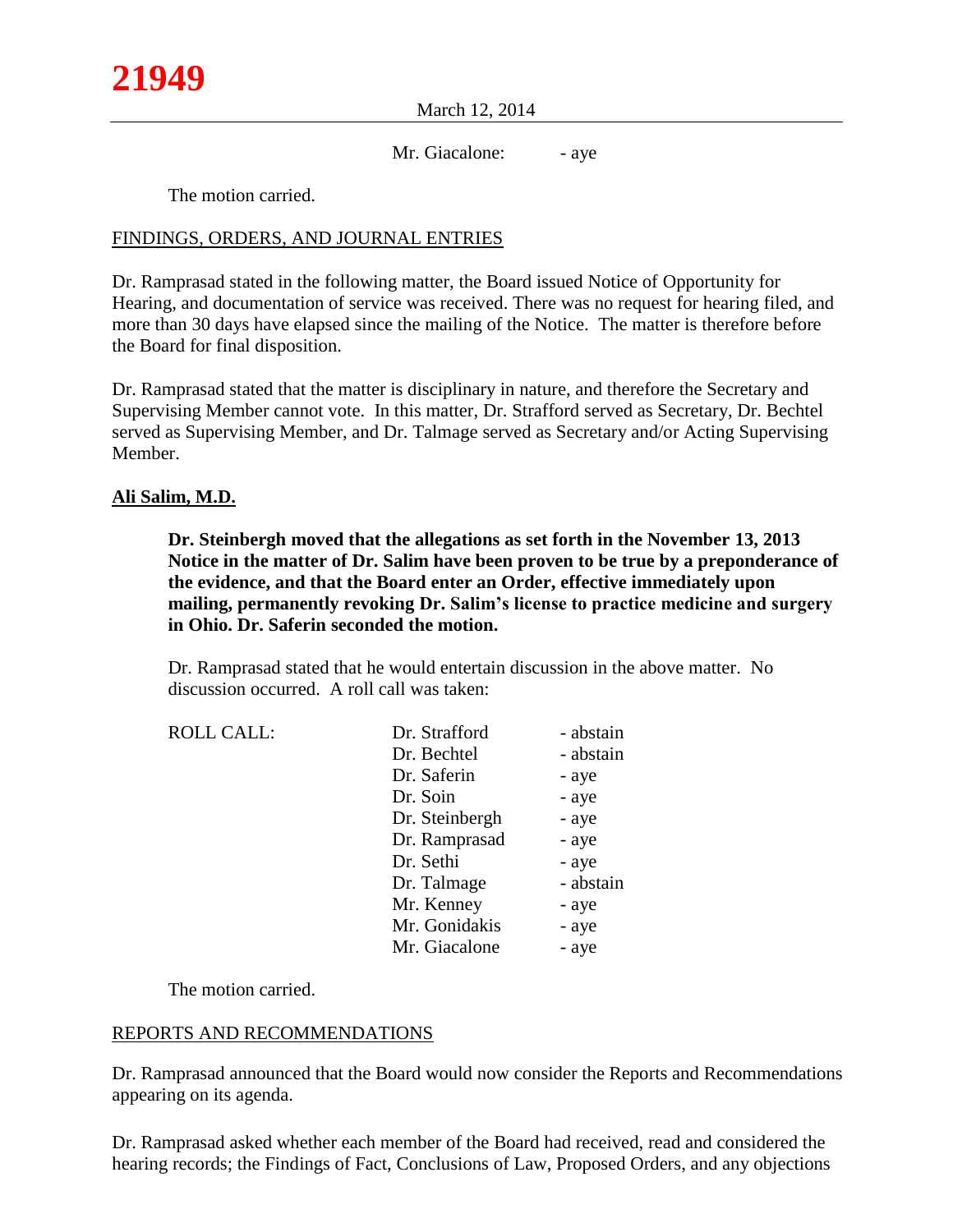Mr. Giacalone: - aye

The motion carried.

FINDINGS, ORDERS, AND JOURNAL ENTRIES

Dr. Ramprasad stated in the following matter, the Board issued Notice of Opportunity for Hearing, and documentation of service was received. There was no request for hearing filed, and more than 30 days have elapsed since the mailing of the Notice. The matter is therefore before the Board for final disposition.

Dr. Ramprasad stated that the matter is disciplinary in nature, and therefore the Secretary and Supervising Member cannot vote. In this matter, Dr. Strafford served as Secretary, Dr. Bechtel served as Supervising Member, and Dr. Talmage served as Secretary and/or Acting Supervising Member.

**Ali Salim, M.D.**

**Dr. Steinbergh moved that the allegations as set forth in the November 13, 2013 Notice in the matter of Dr. Salim have been proven to be true by a preponderance of the evidence, and that the Board enter an Order, effective immediately upon mailing, permanently revoking Dr. Salim's license to practice medicine and surgery in Ohio. Dr. Saferin seconded the motion.**

Dr. Ramprasad stated that he would entertain discussion in the above matter. No discussion occurred. A roll call was taken:

| ROLL CALL: | Dr. Strafford | - abstain |
|---|---|---|
| | Dr. Bechtel | - abstain |
| | Dr. Saferin | - aye |
| | Dr. Soin | - aye |
| | Dr. Steinbergh | - aye |
| | Dr. Ramprasad | - aye |
| | Dr. Sethi | - aye |
| | Dr. Talmage | - abstain |
| | Mr. Kenney | - aye |
| | Mr. Gonidakis | - aye |
| | Mr. Giacalone | - aye |

The motion carried.

REPORTS AND RECOMMENDATIONS

Dr. Ramprasad announced that the Board would now consider the Reports and Recommendations appearing on its agenda.

Dr. Ramprasad asked whether each member of the Board had received, read and considered the hearing records; the Findings of Fact, Conclusions of Law, Proposed Orders, and any objections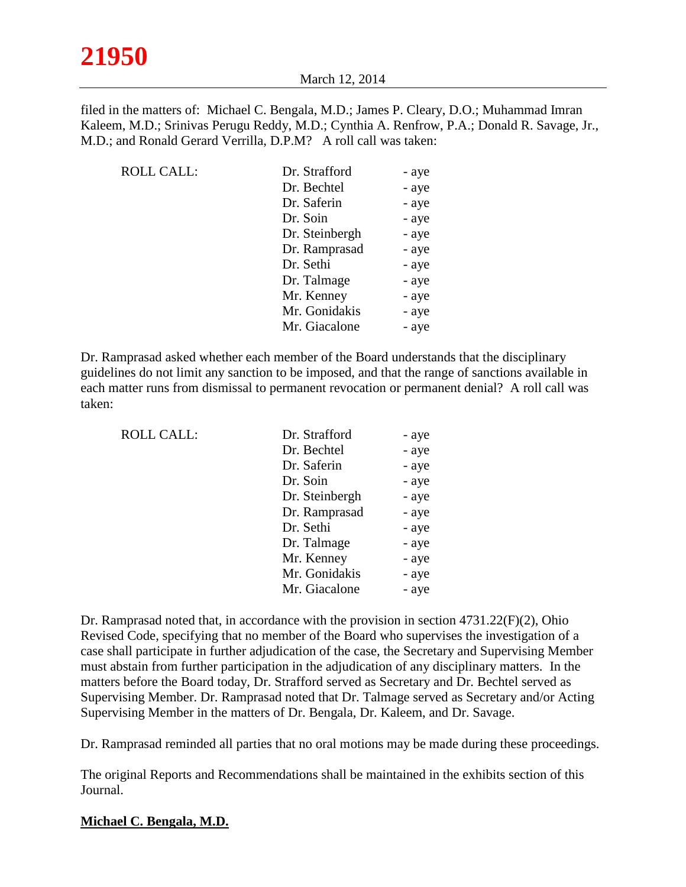filed in the matters of: Michael C. Bengala, M.D.; James P. Cleary, D.O.; Muhammad Imran Kaleem, M.D.; Srinivas Perugu Reddy, M.D.; Cynthia A. Renfrow, P.A.; Donald R. Savage, Jr., M.D.; and Ronald Gerard Verrilla, D.P.M? A roll call was taken:

| ROLL CALL: | Dr. Strafford | - aye |
|---|---|---|
| | Dr. Bechtel | - aye |
| | Dr. Saferin | - aye |
| | Dr. Soin | - aye |
| | Dr. Steinbergh | - aye |
| | Dr. Ramprasad | - aye |
| | Dr. Sethi | - aye |
| | Dr. Talmage | - aye |
| | Mr. Kenney | - aye |
| | Mr. Gonidakis | - aye |
| | Mr. Giacalone | - aye |

Dr. Ramprasad asked whether each member of the Board understands that the disciplinary guidelines do not limit any sanction to be imposed, and that the range of sanctions available in each matter runs from dismissal to permanent revocation or permanent denial? A roll call was taken:

| ROLL CALL: | Dr. Strafford | - aye |
|---|---|---|
| | Dr. Bechtel | - aye |
| | Dr. Saferin | - aye |
| | Dr. Soin | - aye |
| | Dr. Steinbergh | - aye |
| | Dr. Ramprasad | - aye |
| | Dr. Sethi | - aye |
| | Dr. Talmage | - aye |
| | Mr. Kenney | - aye |
| | Mr. Gonidakis | - aye |
| | Mr. Giacalone | - aye |

Dr. Ramprasad noted that, in accordance with the provision in section 4731.22(F)(2), Ohio Revised Code, specifying that no member of the Board who supervises the investigation of a case shall participate in further adjudication of the case, the Secretary and Supervising Member must abstain from further participation in the adjudication of any disciplinary matters. In the matters before the Board today, Dr. Strafford served as Secretary and Dr. Bechtel served as Supervising Member. Dr. Ramprasad noted that Dr. Talmage served as Secretary and/or Acting Supervising Member in the matters of Dr. Bengala, Dr. Kaleem, and Dr. Savage.

Dr. Ramprasad reminded all parties that no oral motions may be made during these proceedings.

The original Reports and Recommendations shall be maintained in the exhibits section of this Journal.

**Michael C. Bengala, M.D.**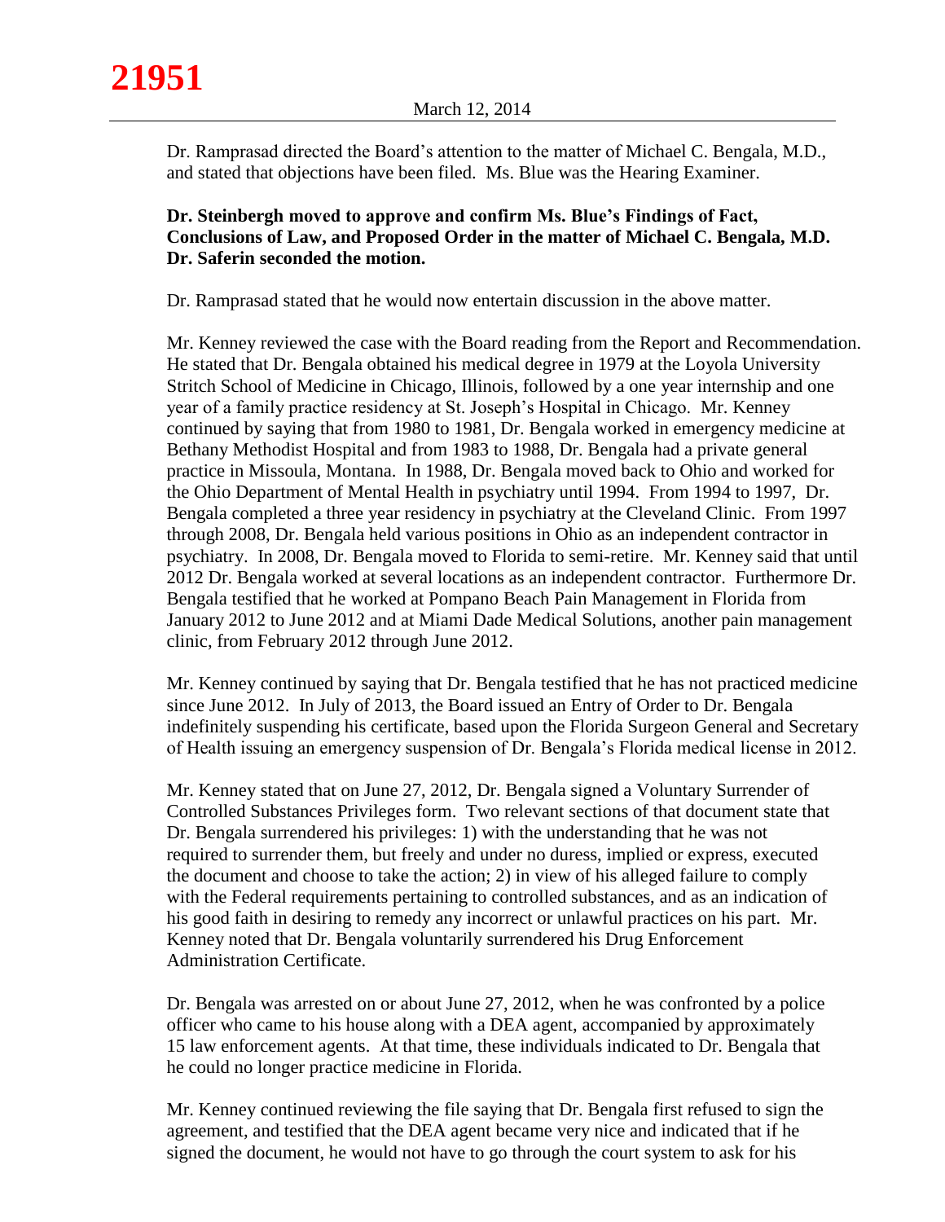Dr. Ramprasad directed the Board's attention to the matter of Michael C. Bengala, M.D., and stated that objections have been filed. Ms. Blue was the Hearing Examiner.

**Dr. Steinbergh moved to approve and confirm Ms. Blue's Findings of Fact, Conclusions of Law, and Proposed Order in the matter of Michael C. Bengala, M.D. Dr. Saferin seconded the motion.**

Dr. Ramprasad stated that he would now entertain discussion in the above matter.

Mr. Kenney reviewed the case with the Board reading from the Report and Recommendation. He stated that Dr. Bengala obtained his medical degree in 1979 at the Loyola University Stritch School of Medicine in Chicago, Illinois, followed by a one year internship and one year of a family practice residency at St. Joseph's Hospital in Chicago. Mr. Kenney continued by saying that from 1980 to 1981, Dr. Bengala worked in emergency medicine at Bethany Methodist Hospital and from 1983 to 1988, Dr. Bengala had a private general practice in Missoula, Montana. In 1988, Dr. Bengala moved back to Ohio and worked for the Ohio Department of Mental Health in psychiatry until 1994. From 1994 to 1997, Dr. Bengala completed a three year residency in psychiatry at the Cleveland Clinic. From 1997 through 2008, Dr. Bengala held various positions in Ohio as an independent contractor in psychiatry. In 2008, Dr. Bengala moved to Florida to semi-retire. Mr. Kenney said that until 2012 Dr. Bengala worked at several locations as an independent contractor. Furthermore Dr. Bengala testified that he worked at Pompano Beach Pain Management in Florida from January 2012 to June 2012 and at Miami Dade Medical Solutions, another pain management clinic, from February 2012 through June 2012.

Mr. Kenney continued by saying that Dr. Bengala testified that he has not practiced medicine since June 2012. In July of 2013, the Board issued an Entry of Order to Dr. Bengala indefinitely suspending his certificate, based upon the Florida Surgeon General and Secretary of Health issuing an emergency suspension of Dr. Bengala's Florida medical license in 2012.

Mr. Kenney stated that on June 27, 2012, Dr. Bengala signed a Voluntary Surrender of Controlled Substances Privileges form. Two relevant sections of that document state that Dr. Bengala surrendered his privileges: 1) with the understanding that he was not required to surrender them, but freely and under no duress, implied or express, executed the document and choose to take the action; 2) in view of his alleged failure to comply with the Federal requirements pertaining to controlled substances, and as an indication of his good faith in desiring to remedy any incorrect or unlawful practices on his part. Mr. Kenney noted that Dr. Bengala voluntarily surrendered his Drug Enforcement Administration Certificate.

Dr. Bengala was arrested on or about June 27, 2012, when he was confronted by a police officer who came to his house along with a DEA agent, accompanied by approximately 15 law enforcement agents. At that time, these individuals indicated to Dr. Bengala that he could no longer practice medicine in Florida.

Mr. Kenney continued reviewing the file saying that Dr. Bengala first refused to sign the agreement, and testified that the DEA agent became very nice and indicated that if he signed the document, he would not have to go through the court system to ask for his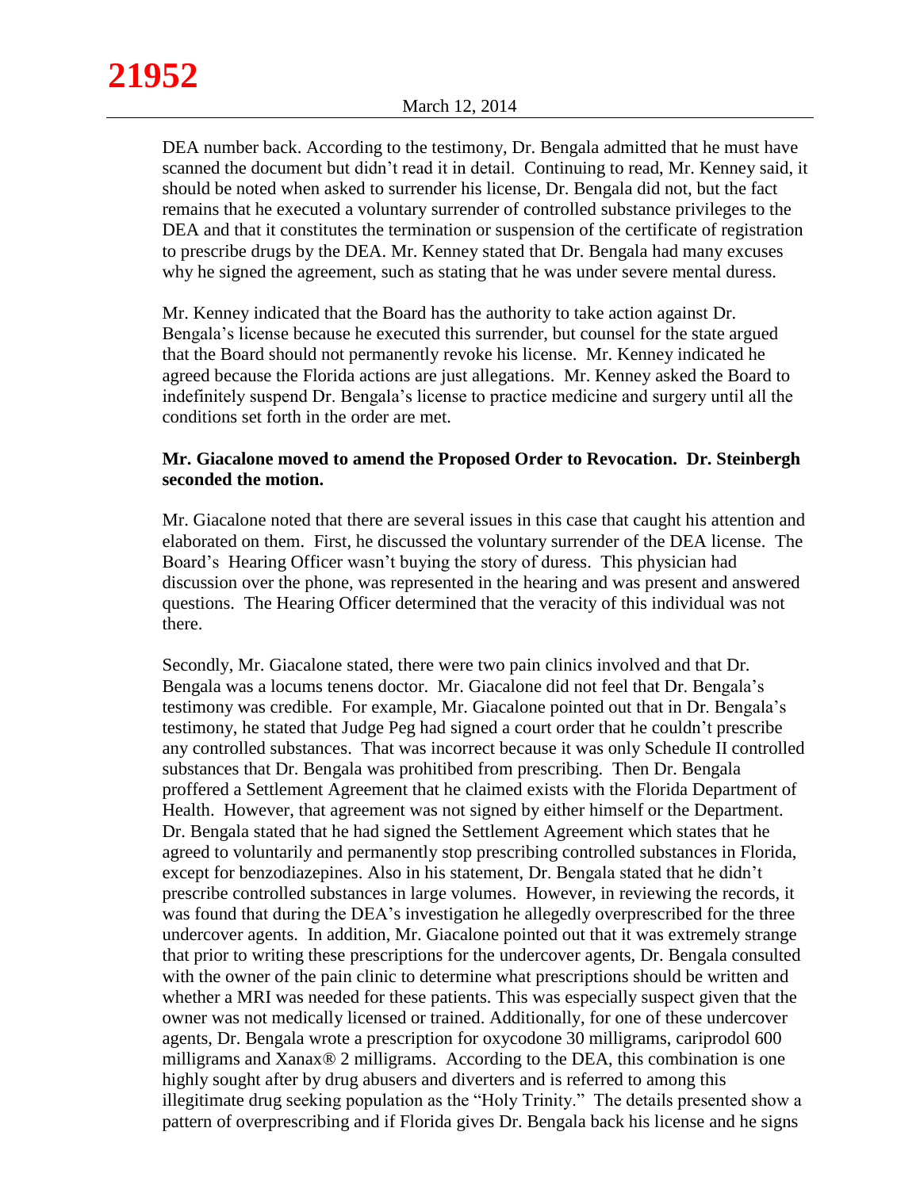DEA number back. According to the testimony, Dr. Bengala admitted that he must have scanned the document but didn't read it in detail. Continuing to read, Mr. Kenney said, it should be noted when asked to surrender his license, Dr. Bengala did not, but the fact remains that he executed a voluntary surrender of controlled substance privileges to the DEA and that it constitutes the termination or suspension of the certificate of registration to prescribe drugs by the DEA. Mr. Kenney stated that Dr. Bengala had many excuses why he signed the agreement, such as stating that he was under severe mental duress.

Mr. Kenney indicated that the Board has the authority to take action against Dr. Bengala's license because he executed this surrender, but counsel for the state argued that the Board should not permanently revoke his license. Mr. Kenney indicated he agreed because the Florida actions are just allegations. Mr. Kenney asked the Board to indefinitely suspend Dr. Bengala's license to practice medicine and surgery until all the conditions set forth in the order are met.

**Mr. Giacalone moved to amend the Proposed Order to Revocation. Dr. Steinbergh seconded the motion.**

Mr. Giacalone noted that there are several issues in this case that caught his attention and elaborated on them. First, he discussed the voluntary surrender of the DEA license. The Board's Hearing Officer wasn't buying the story of duress. This physician had discussion over the phone, was represented in the hearing and was present and answered questions. The Hearing Officer determined that the veracity of this individual was not there.

Secondly, Mr. Giacalone stated, there were two pain clinics involved and that Dr. Bengala was a locums tenens doctor. Mr. Giacalone did not feel that Dr. Bengala's testimony was credible. For example, Mr. Giacalone pointed out that in Dr. Bengala's testimony, he stated that Judge Peg had signed a court order that he couldn't prescribe any controlled substances. That was incorrect because it was only Schedule II controlled substances that Dr. Bengala was prohibited from prescribing. Then Dr. Bengala proffered a Settlement Agreement that he claimed exists with the Florida Department of Health. However, that agreement was not signed by either himself or the Department. Dr. Bengala stated that he had signed the Settlement Agreement which states that he agreed to voluntarily and permanently stop prescribing controlled substances in Florida, except for benzodiazepines. Also in his statement, Dr. Bengala stated that he didn't prescribe controlled substances in large volumes. However, in reviewing the records, it was found that during the DEA's investigation he allegedly overprescribed for the three undercover agents. In addition, Mr. Giacalone pointed out that it was extremely strange that prior to writing these prescriptions for the undercover agents, Dr. Bengala consulted with the owner of the pain clinic to determine what prescriptions should be written and whether a MRI was needed for these patients. This was especially suspect given that the owner was not medically licensed or trained. Additionally, for one of these undercover agents, Dr. Bengala wrote a prescription for oxycodone 30 milligrams, cariprodol 600 milligrams and Xanax® 2 milligrams. According to the DEA, this combination is one highly sought after by drug abusers and diverters and is referred to among this illegitimate drug seeking population as the "Holy Trinity." The details presented show a pattern of overprescribing and if Florida gives Dr. Bengala back his license and he signs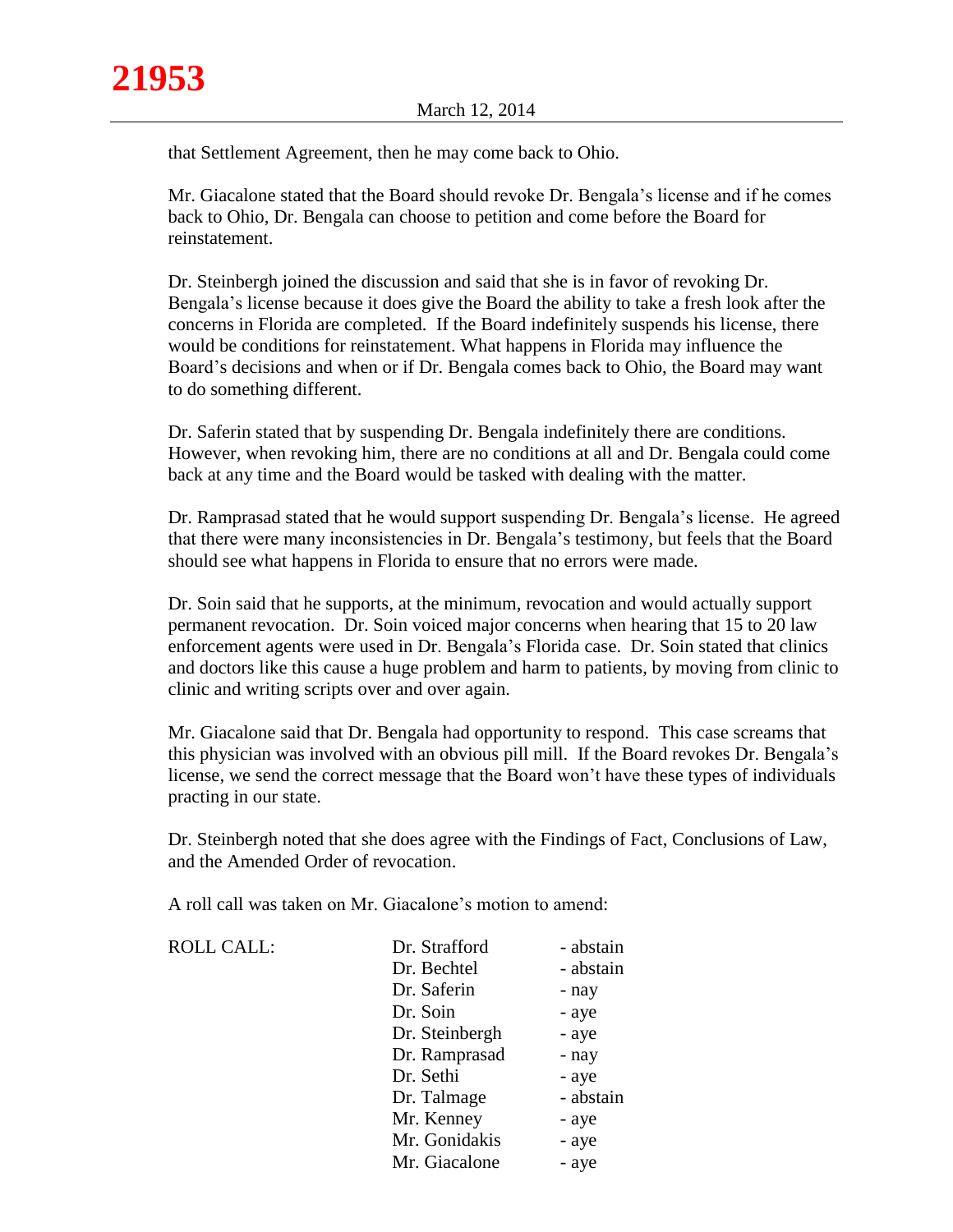that Settlement Agreement, then he may come back to Ohio.

Mr. Giacalone stated that the Board should revoke Dr. Bengala's license and if he comes back to Ohio, Dr. Bengala can choose to petition and come before the Board for reinstatement.

Dr. Steinbergh joined the discussion and said that she is in favor of revoking Dr. Bengala's license because it does give the Board the ability to take a fresh look after the concerns in Florida are completed. If the Board indefinitely suspends his license, there would be conditions for reinstatement. What happens in Florida may influence the Board's decisions and when or if Dr. Bengala comes back to Ohio, the Board may want to do something different.

Dr. Saferin stated that by suspending Dr. Bengala indefinitely there are conditions. However, when revoking him, there are no conditions at all and Dr. Bengala could come back at any time and the Board would be tasked with dealing with the matter.

Dr. Ramprasad stated that he would support suspending Dr. Bengala's license. He agreed that there were many inconsistencies in Dr. Bengala's testimony, but feels that the Board should see what happens in Florida to ensure that no errors were made.

Dr. Soin said that he supports, at the minimum, revocation and would actually support permanent revocation. Dr. Soin voiced major concerns when hearing that 15 to 20 law enforcement agents were used in Dr. Bengala's Florida case. Dr. Soin stated that clinics and doctors like this cause a huge problem and harm to patients, by moving from clinic to clinic and writing scripts over and over again.

Mr. Giacalone said that Dr. Bengala had opportunity to respond. This case screams that this physician was involved with an obvious pill mill. If the Board revokes Dr. Bengala's license, we send the correct message that the Board won't have these types of individuals practing in our state.

Dr. Steinbergh noted that she does agree with the Findings of Fact, Conclusions of Law, and the Amended Order of revocation.

A roll call was taken on Mr. Giacalone's motion to amend:

| ROLL CALL: | Dr. Strafford | - abstain |
|---|---|---|
| | Dr. Bechtel | - abstain |
| | Dr. Saferin | - nay |
| | Dr. Soin | - aye |
| | Dr. Steinbergh | - aye |
| | Dr. Ramprasad | - nay |
| | Dr. Sethi | - aye |
| | Dr. Talmage | - abstain |
| | Mr. Kenney | - aye |
| | Mr. Gonidakis | - aye |
| | Mr. Giacalone | - aye |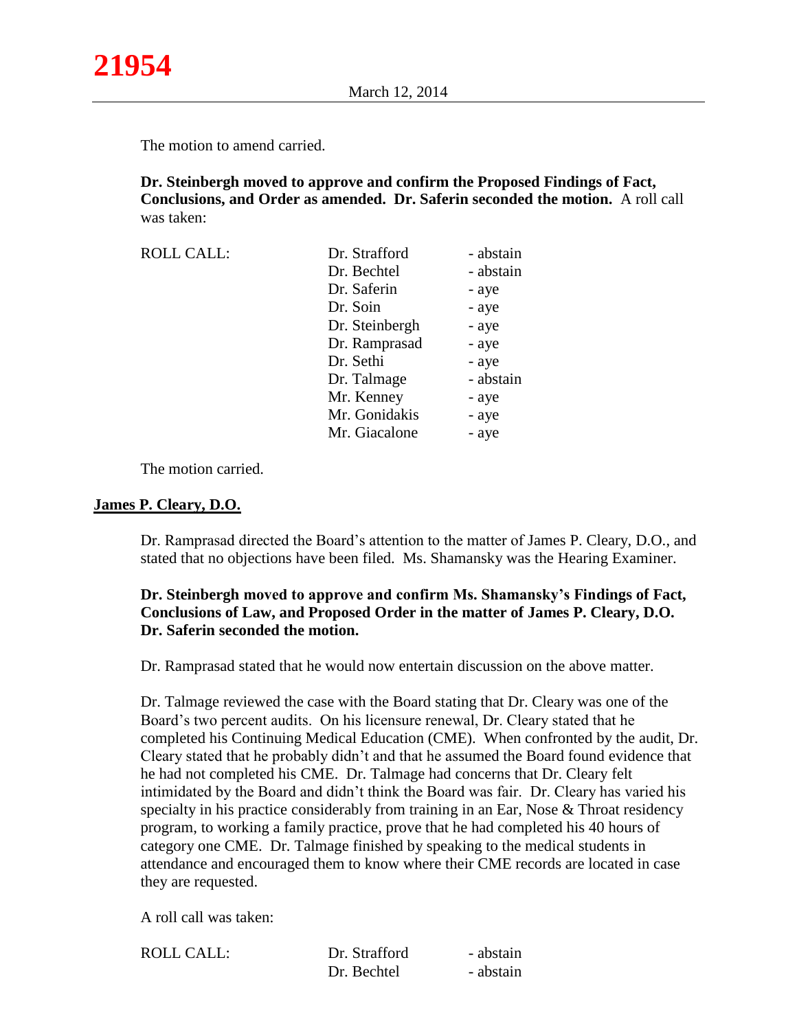The motion to amend carried.

**Dr. Steinbergh moved to approve and confirm the Proposed Findings of Fact, Conclusions, and Order as amended. Dr. Saferin seconded the motion.** A roll call was taken:

| ROLL CALL: | Dr. Strafford | - abstain |
|---|---|---|
| | Dr. Bechtel | - abstain |
| | Dr. Saferin | - aye |
| | Dr. Soin | - aye |
| | Dr. Steinbergh | - aye |
| | Dr. Ramprasad | - aye |
| | Dr. Sethi | - aye |
| | Dr. Talmage | - abstain |
| | Mr. Kenney | - aye |
| | Mr. Gonidakis | - aye |
| | Mr. Giacalone | - aye |

The motion carried.

## **James P. Cleary, D.O.**

Dr. Ramprasad directed the Board's attention to the matter of James P. Cleary, D.O., and stated that no objections have been filed. Ms. Shamansky was the Hearing Examiner.

**Dr. Steinbergh moved to approve and confirm Ms. Shamansky's Findings of Fact, Conclusions of Law, and Proposed Order in the matter of James P. Cleary, D.O. Dr. Saferin seconded the motion.**

Dr. Ramprasad stated that he would now entertain discussion on the above matter.

Dr. Talmage reviewed the case with the Board stating that Dr. Cleary was one of the Board's two percent audits. On his licensure renewal, Dr. Cleary stated that he completed his Continuing Medical Education (CME). When confronted by the audit, Dr. Cleary stated that he probably didn't and that he assumed the Board found evidence that he had not completed his CME. Dr. Talmage had concerns that Dr. Cleary felt intimidated by the Board and didn't think the Board was fair. Dr. Cleary has varied his specialty in his practice considerably from training in an Ear, Nose & Throat residency program, to working a family practice, prove that he had completed his 40 hours of category one CME. Dr. Talmage finished by speaking to the medical students in attendance and encouraged them to know where their CME records are located in case they are requested.

A roll call was taken:

| ROLL CALL: | Dr. Strafford | - abstain |
|---|---|---|
| | Dr. Bechtel | - abstain |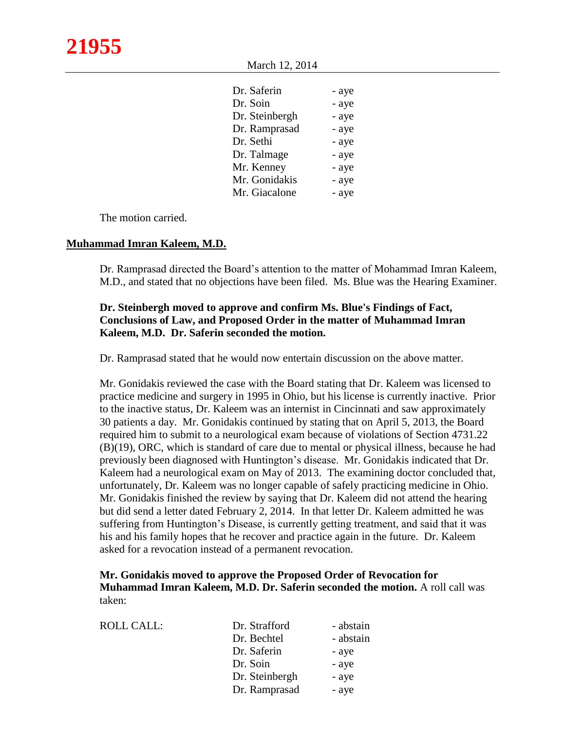| | |
|---|---|
| Dr. Saferin | - aye |
| Dr. Soin | - aye |
| Dr. Steinbergh | - aye |
| Dr. Ramprasad | - aye |
| Dr. Sethi | - aye |
| Dr. Talmage | - aye |
| Mr. Kenney | - aye |
| Mr. Gonidakis | - aye |
| Mr. Giacalone | - aye |

The motion carried.

**Muhammad Imran Kaleem, M.D.**

Dr. Ramprasad directed the Board's attention to the matter of Mohammad Imran Kaleem, M.D., and stated that no objections have been filed. Ms. Blue was the Hearing Examiner.

**Dr. Steinbergh moved to approve and confirm Ms. Blue's Findings of Fact, Conclusions of Law, and Proposed Order in the matter of Muhammad Imran Kaleem, M.D. Dr. Saferin seconded the motion.**

Dr. Ramprasad stated that he would now entertain discussion on the above matter.

Mr. Gonidakis reviewed the case with the Board stating that Dr. Kaleem was licensed to practice medicine and surgery in 1995 in Ohio, but his license is currently inactive. Prior to the inactive status, Dr. Kaleem was an internist in Cincinnati and saw approximately 30 patients a day. Mr. Gonidakis continued by stating that on April 5, 2013, the Board required him to submit to a neurological exam because of violations of Section 4731.22 (B)(19), ORC, which is standard of care due to mental or physical illness, because he had previously been diagnosed with Huntington's disease. Mr. Gonidakis indicated that Dr. Kaleem had a neurological exam on May of 2013. The examining doctor concluded that, unfortunately, Dr. Kaleem was no longer capable of safely practicing medicine in Ohio. Mr. Gonidakis finished the review by saying that Dr. Kaleem did not attend the hearing but did send a letter dated February 2, 2014. In that letter Dr. Kaleem admitted he was suffering from Huntington's Disease, is currently getting treatment, and said that it was his and his family hopes that he recover and practice again in the future. Dr. Kaleem asked for a revocation instead of a permanent revocation.

**Mr. Gonidakis moved to approve the Proposed Order of Revocation for Muhammad Imran Kaleem, M.D. Dr. Saferin seconded the motion.** A roll call was taken:

| ROLL CALL: | | |
|---|---|---|
| | Dr. Strafford | - abstain |
| | Dr. Bechtel | - abstain |
| | Dr. Saferin | - aye |
| | Dr. Soin | - aye |
| | Dr. Steinbergh | - aye |
| | Dr. Ramprasad | - aye |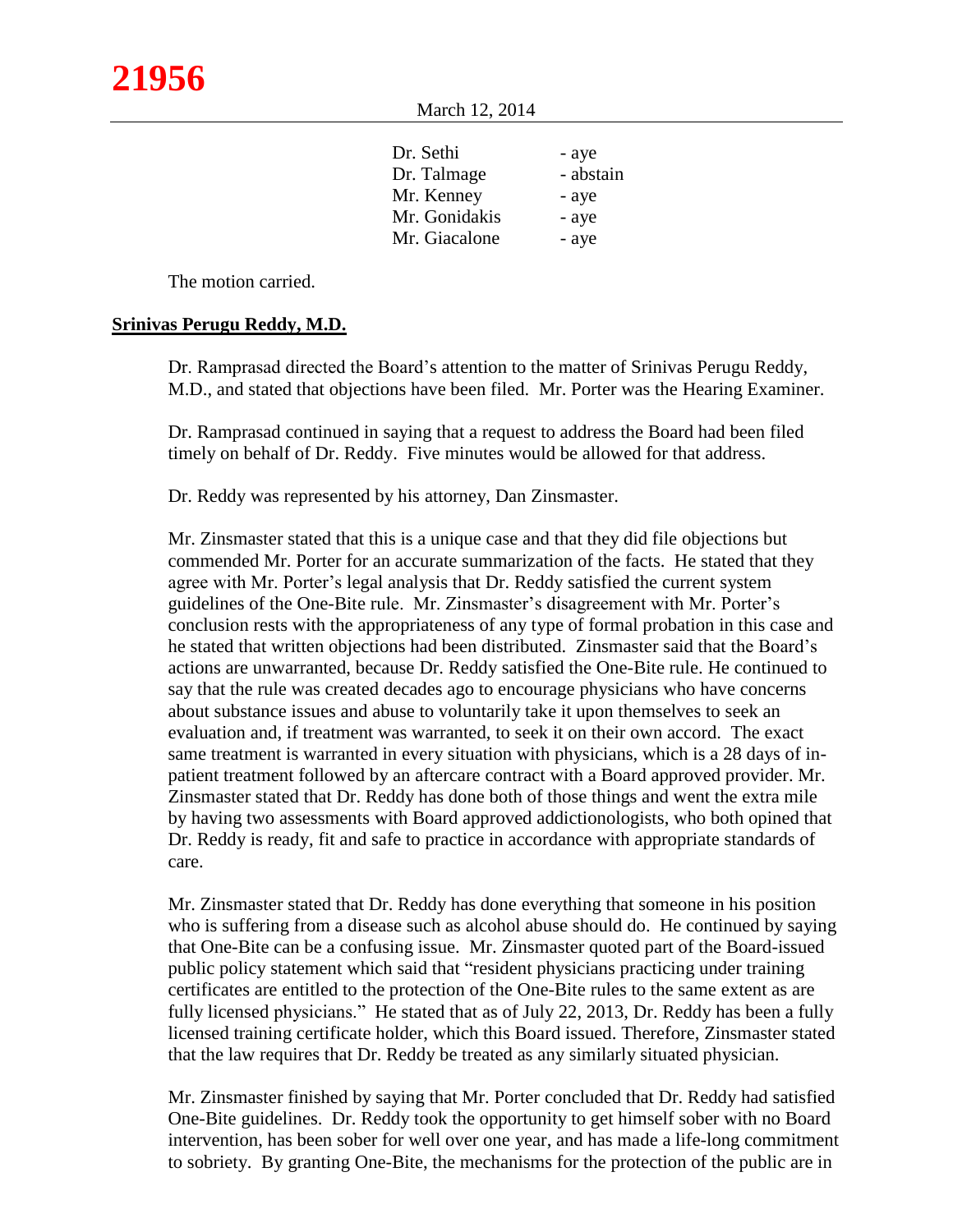| | |
|---|---|
| Dr. Sethi | - aye |
| Dr. Talmage | - abstain |
| Mr. Kenney | - aye |
| Mr. Gonidakis | - aye |
| Mr. Giacalone | - aye |

The motion carried.

**Srinivas Perugu Reddy, M.D.**

Dr. Ramprasad directed the Board's attention to the matter of Srinivas Perugu Reddy, M.D., and stated that objections have been filed. Mr. Porter was the Hearing Examiner.

Dr. Ramprasad continued in saying that a request to address the Board had been filed timely on behalf of Dr. Reddy. Five minutes would be allowed for that address.

Dr. Reddy was represented by his attorney, Dan Zinsmaster.

Mr. Zinsmaster stated that this is a unique case and that they did file objections but commended Mr. Porter for an accurate summarization of the facts. He stated that they agree with Mr. Porter's legal analysis that Dr. Reddy satisfied the current system guidelines of the One-Bite rule. Mr. Zinsmaster's disagreement with Mr. Porter's conclusion rests with the appropriateness of any type of formal probation in this case and he stated that written objections had been distributed. Zinsmaster said that the Board's actions are unwarranted, because Dr. Reddy satisfied the One-Bite rule. He continued to say that the rule was created decades ago to encourage physicians who have concerns about substance issues and abuse to voluntarily take it upon themselves to seek an evaluation and, if treatment was warranted, to seek it on their own accord. The exact same treatment is warranted in every situation with physicians, which is a 28 days of in-patient treatment followed by an aftercare contract with a Board approved provider. Mr. Zinsmaster stated that Dr. Reddy has done both of those things and went the extra mile by having two assessments with Board approved addictionologists, who both opined that Dr. Reddy is ready, fit and safe to practice in accordance with appropriate standards of care.

Mr. Zinsmaster stated that Dr. Reddy has done everything that someone in his position who is suffering from a disease such as alcohol abuse should do. He continued by saying that One-Bite can be a confusing issue. Mr. Zinsmaster quoted part of the Board-issued public policy statement which said that "resident physicians practicing under training certificates are entitled to the protection of the One-Bite rules to the same extent as are fully licensed physicians." He stated that as of July 22, 2013, Dr. Reddy has been a fully licensed training certificate holder, which this Board issued. Therefore, Zinsmaster stated that the law requires that Dr. Reddy be treated as any similarly situated physician.

Mr. Zinsmaster finished by saying that Mr. Porter concluded that Dr. Reddy had satisfied One-Bite guidelines. Dr. Reddy took the opportunity to get himself sober with no Board intervention, has been sober for well over one year, and has made a life-long commitment to sobriety. By granting One-Bite, the mechanisms for the protection of the public are in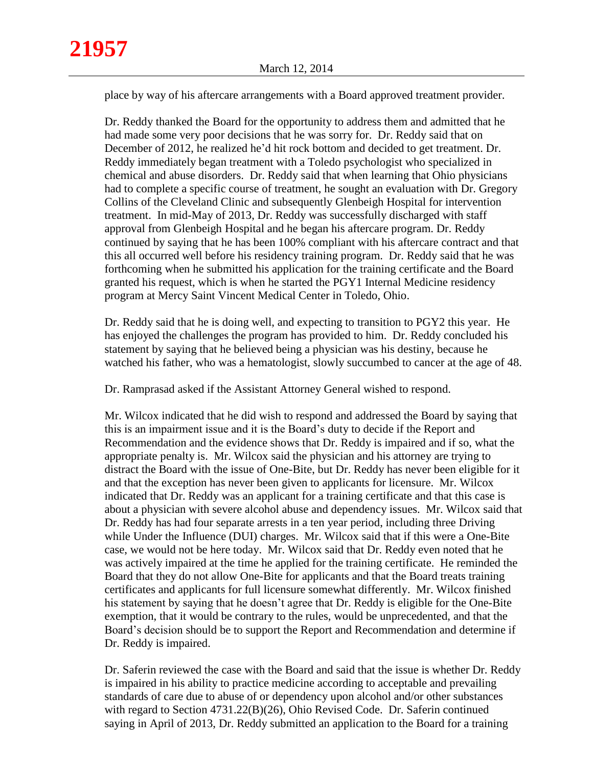place by way of his aftercare arrangements with a Board approved treatment provider.

Dr. Reddy thanked the Board for the opportunity to address them and admitted that he had made some very poor decisions that he was sorry for. Dr. Reddy said that on December of 2012, he realized he'd hit rock bottom and decided to get treatment. Dr. Reddy immediately began treatment with a Toledo psychologist who specialized in chemical and abuse disorders. Dr. Reddy said that when learning that Ohio physicians had to complete a specific course of treatment, he sought an evaluation with Dr. Gregory Collins of the Cleveland Clinic and subsequently Glenbeigh Hospital for intervention treatment. In mid-May of 2013, Dr. Reddy was successfully discharged with staff approval from Glenbeigh Hospital and he began his aftercare program. Dr. Reddy continued by saying that he has been 100% compliant with his aftercare contract and that this all occurred well before his residency training program. Dr. Reddy said that he was forthcoming when he submitted his application for the training certificate and the Board granted his request, which is when he started the PGY1 Internal Medicine residency program at Mercy Saint Vincent Medical Center in Toledo, Ohio.

Dr. Reddy said that he is doing well, and expecting to transition to PGY2 this year. He has enjoyed the challenges the program has provided to him. Dr. Reddy concluded his statement by saying that he believed being a physician was his destiny, because he watched his father, who was a hematologist, slowly succumbed to cancer at the age of 48.

Dr. Ramprasad asked if the Assistant Attorney General wished to respond.

Mr. Wilcox indicated that he did wish to respond and addressed the Board by saying that this is an impairment issue and it is the Board's duty to decide if the Report and Recommendation and the evidence shows that Dr. Reddy is impaired and if so, what the appropriate penalty is. Mr. Wilcox said the physician and his attorney are trying to distract the Board with the issue of One-Bite, but Dr. Reddy has never been eligible for it and that the exception has never been given to applicants for licensure. Mr. Wilcox indicated that Dr. Reddy was an applicant for a training certificate and that this case is about a physician with severe alcohol abuse and dependency issues. Mr. Wilcox said that Dr. Reddy has had four separate arrests in a ten year period, including three Driving while Under the Influence (DUI) charges. Mr. Wilcox said that if this were a One-Bite case, we would not be here today. Mr. Wilcox said that Dr. Reddy even noted that he was actively impaired at the time he applied for the training certificate. He reminded the Board that they do not allow One-Bite for applicants and that the Board treats training certificates and applicants for full licensure somewhat differently. Mr. Wilcox finished his statement by saying that he doesn't agree that Dr. Reddy is eligible for the One-Bite exemption, that it would be contrary to the rules, would be unprecedented, and that the Board's decision should be to support the Report and Recommendation and determine if Dr. Reddy is impaired.

Dr. Saferin reviewed the case with the Board and said that the issue is whether Dr. Reddy is impaired in his ability to practice medicine according to acceptable and prevailing standards of care due to abuse of or dependency upon alcohol and/or other substances with regard to Section 4731.22(B)(26), Ohio Revised Code. Dr. Saferin continued saying in April of 2013, Dr. Reddy submitted an application to the Board for a training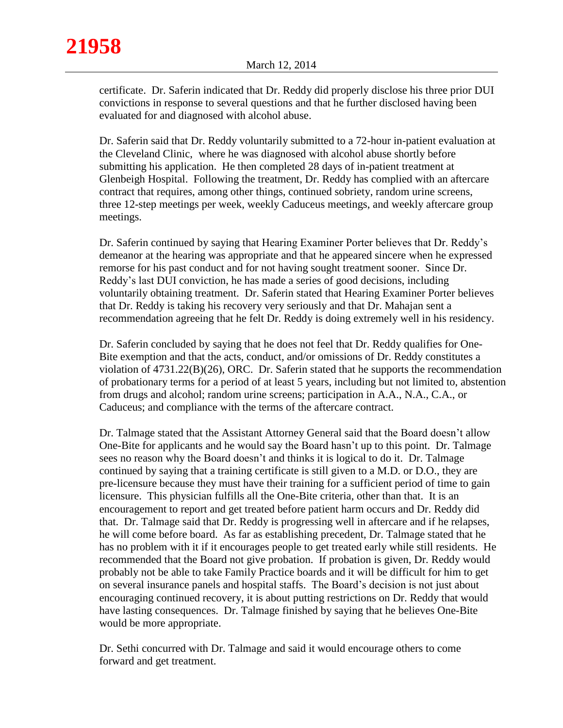certificate. Dr. Saferin indicated that Dr. Reddy did properly disclose his three prior DUI convictions in response to several questions and that he further disclosed having been evaluated for and diagnosed with alcohol abuse.

Dr. Saferin said that Dr. Reddy voluntarily submitted to a 72-hour in-patient evaluation at the Cleveland Clinic, where he was diagnosed with alcohol abuse shortly before submitting his application. He then completed 28 days of in-patient treatment at Glenbeigh Hospital. Following the treatment, Dr. Reddy has complied with an aftercare contract that requires, among other things, continued sobriety, random urine screens, three 12-step meetings per week, weekly Caduceus meetings, and weekly aftercare group meetings.

Dr. Saferin continued by saying that Hearing Examiner Porter believes that Dr. Reddy's demeanor at the hearing was appropriate and that he appeared sincere when he expressed remorse for his past conduct and for not having sought treatment sooner. Since Dr. Reddy's last DUI conviction, he has made a series of good decisions, including voluntarily obtaining treatment. Dr. Saferin stated that Hearing Examiner Porter believes that Dr. Reddy is taking his recovery very seriously and that Dr. Mahajan sent a recommendation agreeing that he felt Dr. Reddy is doing extremely well in his residency.

Dr. Saferin concluded by saying that he does not feel that Dr. Reddy qualifies for One-Bite exemption and that the acts, conduct, and/or omissions of Dr. Reddy constitutes a violation of 4731.22(B)(26), ORC. Dr. Saferin stated that he supports the recommendation of probationary terms for a period of at least 5 years, including but not limited to, abstention from drugs and alcohol; random urine screens; participation in A.A., N.A., C.A., or Caduceus; and compliance with the terms of the aftercare contract.

Dr. Talmage stated that the Assistant Attorney General said that the Board doesn't allow One-Bite for applicants and he would say the Board hasn't up to this point. Dr. Talmage sees no reason why the Board doesn't and thinks it is logical to do it. Dr. Talmage continued by saying that a training certificate is still given to a M.D. or D.O., they are pre-licensure because they must have their training for a sufficient period of time to gain licensure. This physician fulfills all the One-Bite criteria, other than that. It is an encouragement to report and get treated before patient harm occurs and Dr. Reddy did that. Dr. Talmage said that Dr. Reddy is progressing well in aftercare and if he relapses, he will come before board. As far as establishing precedent, Dr. Talmage stated that he has no problem with it if it encourages people to get treated early while still residents. He recommended that the Board not give probation. If probation is given, Dr. Reddy would probably not be able to take Family Practice boards and it will be difficult for him to get on several insurance panels and hospital staffs. The Board's decision is not just about encouraging continued recovery, it is about putting restrictions on Dr. Reddy that would have lasting consequences. Dr. Talmage finished by saying that he believes One-Bite would be more appropriate.

Dr. Sethi concurred with Dr. Talmage and said it would encourage others to come forward and get treatment.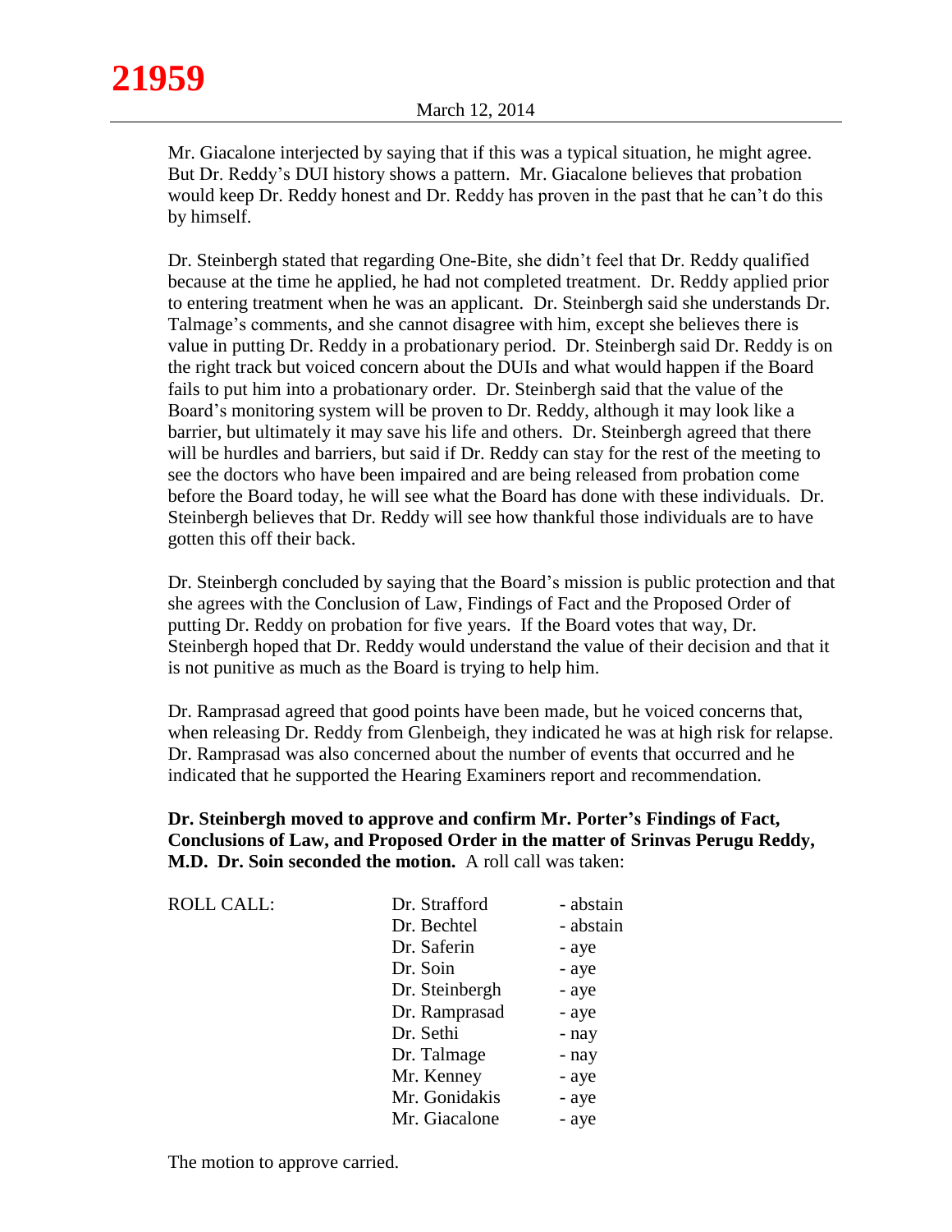Mr. Giacalone interjected by saying that if this was a typical situation, he might agree. But Dr. Reddy's DUI history shows a pattern. Mr. Giacalone believes that probation would keep Dr. Reddy honest and Dr. Reddy has proven in the past that he can't do this by himself.

Dr. Steinbergh stated that regarding One-Bite, she didn't feel that Dr. Reddy qualified because at the time he applied, he had not completed treatment. Dr. Reddy applied prior to entering treatment when he was an applicant. Dr. Steinbergh said she understands Dr. Talmage's comments, and she cannot disagree with him, except she believes there is value in putting Dr. Reddy in a probationary period. Dr. Steinbergh said Dr. Reddy is on the right track but voiced concern about the DUIs and what would happen if the Board fails to put him into a probationary order. Dr. Steinbergh said that the value of the Board's monitoring system will be proven to Dr. Reddy, although it may look like a barrier, but ultimately it may save his life and others. Dr. Steinbergh agreed that there will be hurdles and barriers, but said if Dr. Reddy can stay for the rest of the meeting to see the doctors who have been impaired and are being released from probation come before the Board today, he will see what the Board has done with these individuals. Dr. Steinbergh believes that Dr. Reddy will see how thankful those individuals are to have gotten this off their back.

Dr. Steinbergh concluded by saying that the Board's mission is public protection and that she agrees with the Conclusion of Law, Findings of Fact and the Proposed Order of putting Dr. Reddy on probation for five years. If the Board votes that way, Dr. Steinbergh hoped that Dr. Reddy would understand the value of their decision and that it is not punitive as much as the Board is trying to help him.

Dr. Ramprasad agreed that good points have been made, but he voiced concerns that, when releasing Dr. Reddy from Glenbeigh, they indicated he was at high risk for relapse. Dr. Ramprasad was also concerned about the number of events that occurred and he indicated that he supported the Hearing Examiners report and recommendation.

**Dr. Steinbergh moved to approve and confirm Mr. Porter's Findings of Fact, Conclusions of Law, and Proposed Order in the matter of Srinvas Perugu Reddy, M.D. Dr. Soin seconded the motion.** A roll call was taken:

| ROLL CALL: | | |
|---|---|---|
| | Dr. Strafford | - abstain |
| | Dr. Bechtel | - abstain |
| | Dr. Saferin | - aye |
| | Dr. Soin | - aye |
| | Dr. Steinbergh | - aye |
| | Dr. Ramprasad | - aye |
| | Dr. Sethi | - nay |
| | Dr. Talmage | - nay |
| | Mr. Kenney | - aye |
| | Mr. Gonidakis | - aye |
| | Mr. Giacalone | - aye |

The motion to approve carried.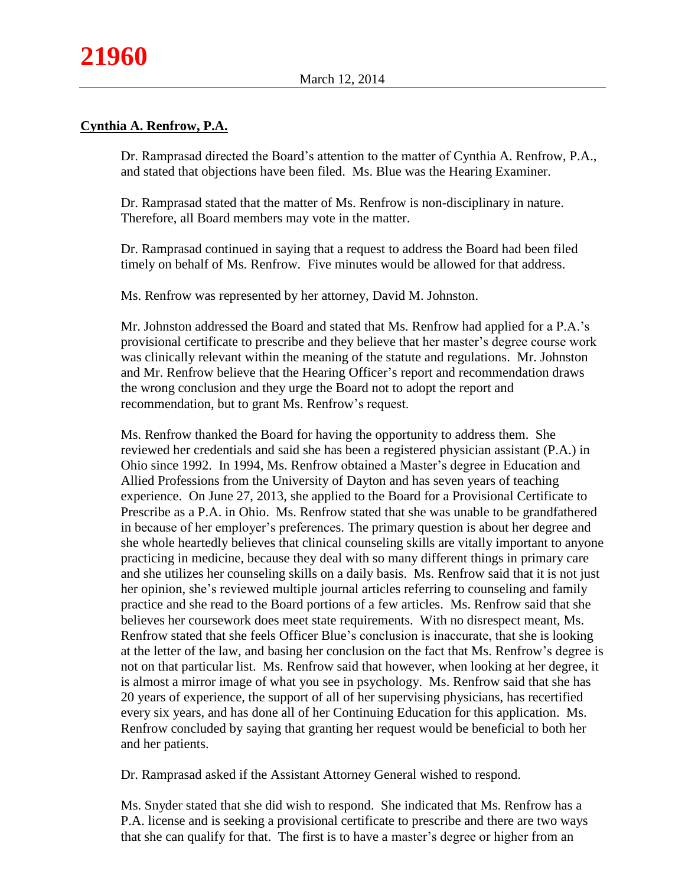## Cynthia A. Renfrow, P.A.

Dr. Ramprasad directed the Board's attention to the matter of Cynthia A. Renfrow, P.A., and stated that objections have been filed. Ms. Blue was the Hearing Examiner.

Dr. Ramprasad stated that the matter of Ms. Renfrow is non-disciplinary in nature. Therefore, all Board members may vote in the matter.

Dr. Ramprasad continued in saying that a request to address the Board had been filed timely on behalf of Ms. Renfrow. Five minutes would be allowed for that address.

Ms. Renfrow was represented by her attorney, David M. Johnston.

Mr. Johnston addressed the Board and stated that Ms. Renfrow had applied for a P.A.'s provisional certificate to prescribe and they believe that her master's degree course work was clinically relevant within the meaning of the statute and regulations. Mr. Johnston and Mr. Renfrow believe that the Hearing Officer's report and recommendation draws the wrong conclusion and they urge the Board not to adopt the report and recommendation, but to grant Ms. Renfrow's request.

Ms. Renfrow thanked the Board for having the opportunity to address them. She reviewed her credentials and said she has been a registered physician assistant (P.A.) in Ohio since 1992. In 1994, Ms. Renfrow obtained a Master's degree in Education and Allied Professions from the University of Dayton and has seven years of teaching experience. On June 27, 2013, she applied to the Board for a Provisional Certificate to Prescribe as a P.A. in Ohio. Ms. Renfrow stated that she was unable to be grandfathered in because of her employer's preferences. The primary question is about her degree and she whole heartedly believes that clinical counseling skills are vitally important to anyone practicing in medicine, because they deal with so many different things in primary care and she utilizes her counseling skills on a daily basis. Ms. Renfrow said that it is not just her opinion, she's reviewed multiple journal articles referring to counseling and family practice and she read to the Board portions of a few articles. Ms. Renfrow said that she believes her coursework does meet state requirements. With no disrespect meant, Ms. Renfrow stated that she feels Officer Blue's conclusion is inaccurate, that she is looking at the letter of the law, and basing her conclusion on the fact that Ms. Renfrow's degree is not on that particular list. Ms. Renfrow said that however, when looking at her degree, it is almost a mirror image of what you see in psychology. Ms. Renfrow said that she has 20 years of experience, the support of all of her supervising physicians, has recertified every six years, and has done all of her Continuing Education for this application. Ms. Renfrow concluded by saying that granting her request would be beneficial to both her and her patients.

Dr. Ramprasad asked if the Assistant Attorney General wished to respond.

Ms. Snyder stated that she did wish to respond. She indicated that Ms. Renfrow has a P.A. license and is seeking a provisional certificate to prescribe and there are two ways that she can qualify for that. The first is to have a master's degree or higher from an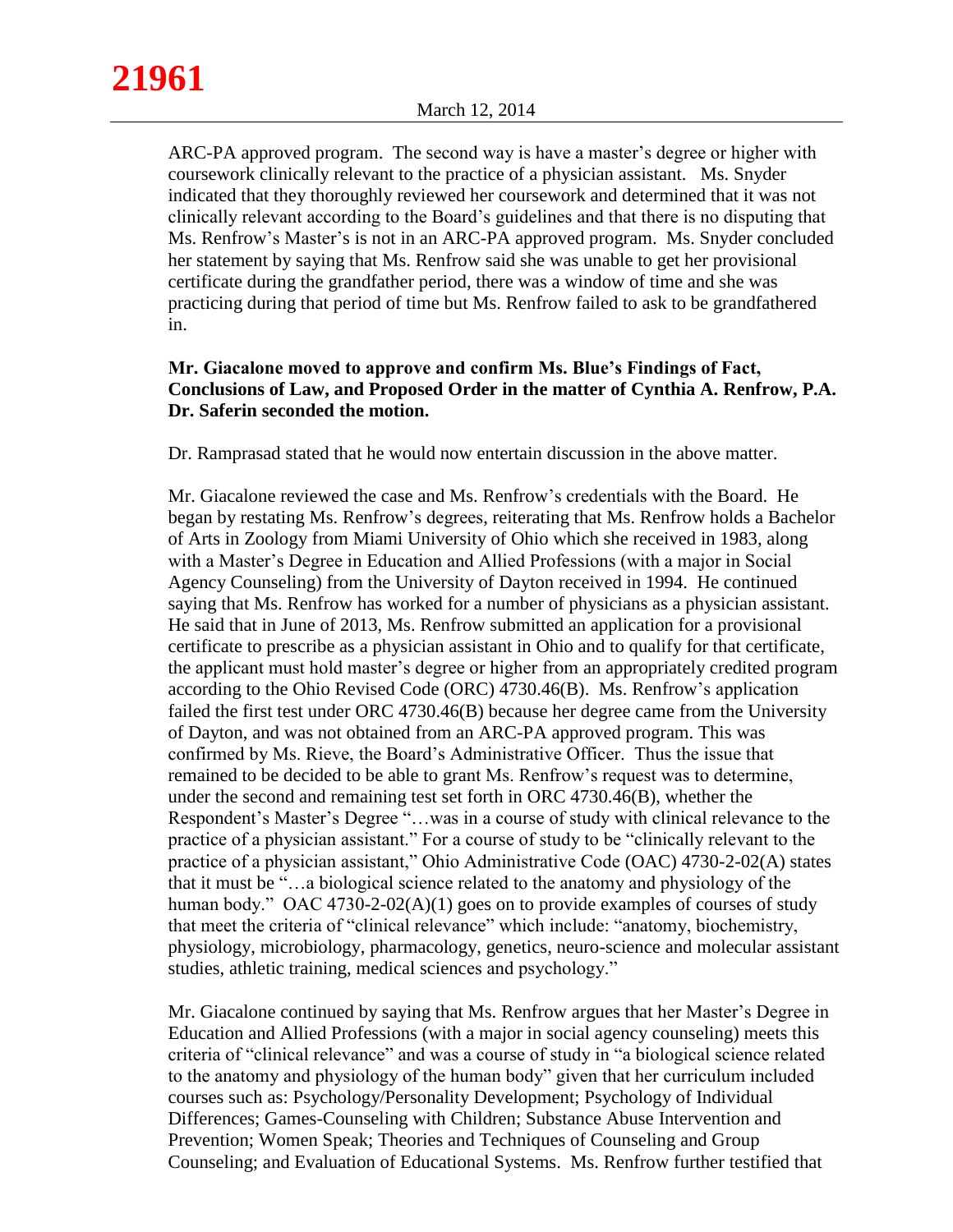ARC-PA approved program. The second way is have a master's degree or higher with coursework clinically relevant to the practice of a physician assistant. Ms. Snyder indicated that they thoroughly reviewed her coursework and determined that it was not clinically relevant according to the Board's guidelines and that there is no disputing that Ms. Renfrow's Master's is not in an ARC-PA approved program. Ms. Snyder concluded her statement by saying that Ms. Renfrow said she was unable to get her provisional certificate during the grandfather period, there was a window of time and she was practicing during that period of time but Ms. Renfrow failed to ask to be grandfathered in.

**Mr. Giacalone moved to approve and confirm Ms. Blue's Findings of Fact, Conclusions of Law, and Proposed Order in the matter of Cynthia A. Renfrow, P.A. Dr. Saferin seconded the motion.**

Dr. Ramprasad stated that he would now entertain discussion in the above matter.

Mr. Giacalone reviewed the case and Ms. Renfrow's credentials with the Board. He began by restating Ms. Renfrow's degrees, reiterating that Ms. Renfrow holds a Bachelor of Arts in Zoology from Miami University of Ohio which she received in 1983, along with a Master's Degree in Education and Allied Professions (with a major in Social Agency Counseling) from the University of Dayton received in 1994. He continued saying that Ms. Renfrow has worked for a number of physicians as a physician assistant. He said that in June of 2013, Ms. Renfrow submitted an application for a provisional certificate to prescribe as a physician assistant in Ohio and to qualify for that certificate, the applicant must hold master's degree or higher from an appropriately credited program according to the Ohio Revised Code (ORC) 4730.46(B). Ms. Renfrow's application failed the first test under ORC 4730.46(B) because her degree came from the University of Dayton, and was not obtained from an ARC-PA approved program. This was confirmed by Ms. Rieve, the Board's Administrative Officer. Thus the issue that remained to be decided to be able to grant Ms. Renfrow's request was to determine, under the second and remaining test set forth in ORC 4730.46(B), whether the Respondent's Master's Degree "…was in a course of study with clinical relevance to the practice of a physician assistant." For a course of study to be "clinically relevant to the practice of a physician assistant," Ohio Administrative Code (OAC) 4730-2-02(A) states that it must be "…a biological science related to the anatomy and physiology of the human body." OAC 4730-2-02(A)(1) goes on to provide examples of courses of study that meet the criteria of "clinical relevance" which include: "anatomy, biochemistry, physiology, microbiology, pharmacology, genetics, neuro-science and molecular assistant studies, athletic training, medical sciences and psychology."

Mr. Giacalone continued by saying that Ms. Renfrow argues that her Master's Degree in Education and Allied Professions (with a major in social agency counseling) meets this criteria of "clinical relevance" and was a course of study in "a biological science related to the anatomy and physiology of the human body" given that her curriculum included courses such as: Psychology/Personality Development; Psychology of Individual Differences; Games-Counseling with Children; Substance Abuse Intervention and Prevention; Women Speak; Theories and Techniques of Counseling and Group Counseling; and Evaluation of Educational Systems. Ms. Renfrow further testified that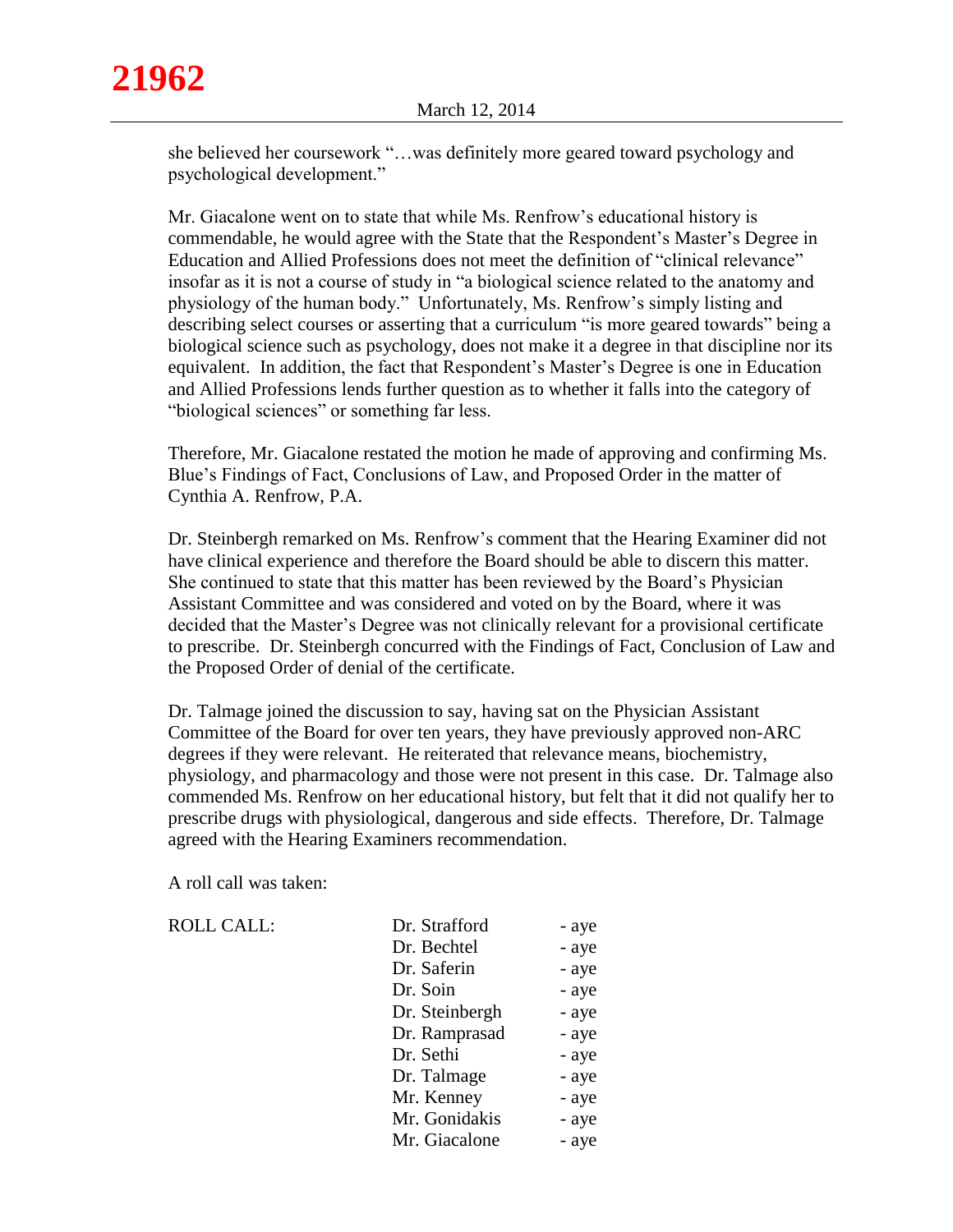she believed her coursework "…was definitely more geared toward psychology and psychological development."

Mr. Giacalone went on to state that while Ms. Renfrow's educational history is commendable, he would agree with the State that the Respondent's Master's Degree in Education and Allied Professions does not meet the definition of "clinical relevance" insofar as it is not a course of study in "a biological science related to the anatomy and physiology of the human body." Unfortunately, Ms. Renfrow's simply listing and describing select courses or asserting that a curriculum "is more geared towards" being a biological science such as psychology, does not make it a degree in that discipline nor its equivalent. In addition, the fact that Respondent's Master's Degree is one in Education and Allied Professions lends further question as to whether it falls into the category of "biological sciences" or something far less.

Therefore, Mr. Giacalone restated the motion he made of approving and confirming Ms. Blue's Findings of Fact, Conclusions of Law, and Proposed Order in the matter of Cynthia A. Renfrow, P.A.

Dr. Steinbergh remarked on Ms. Renfrow's comment that the Hearing Examiner did not have clinical experience and therefore the Board should be able to discern this matter. She continued to state that this matter has been reviewed by the Board's Physician Assistant Committee and was considered and voted on by the Board, where it was decided that the Master's Degree was not clinically relevant for a provisional certificate to prescribe. Dr. Steinbergh concurred with the Findings of Fact, Conclusion of Law and the Proposed Order of denial of the certificate.

Dr. Talmage joined the discussion to say, having sat on the Physician Assistant Committee of the Board for over ten years, they have previously approved non-ARC degrees if they were relevant. He reiterated that relevance means, biochemistry, physiology, and pharmacology and those were not present in this case. Dr. Talmage also commended Ms. Renfrow on her educational history, but felt that it did not qualify her to prescribe drugs with physiological, dangerous and side effects. Therefore, Dr. Talmage agreed with the Hearing Examiners recommendation.

A roll call was taken:

| ROLL CALL: | | |
|---|---|---|
| | Dr. Strafford | - aye |
| | Dr. Bechtel | - aye |
| | Dr. Saferin | - aye |
| | Dr. Soin | - aye |
| | Dr. Steinbergh | - aye |
| | Dr. Ramprasad | - aye |
| | Dr. Sethi | - aye |
| | Dr. Talmage | - aye |
| | Mr. Kenney | - aye |
| | Mr. Gonidakis | - aye |
| | Mr. Giacalone | - aye |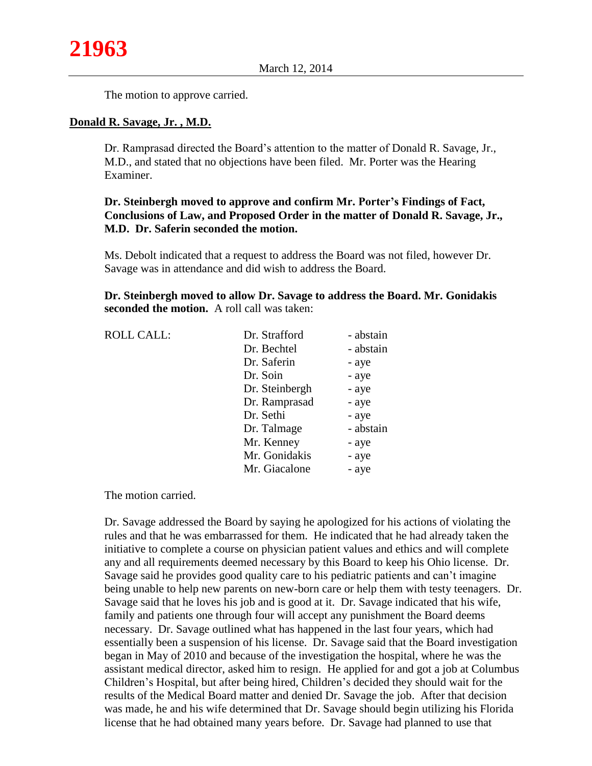The motion to approve carried.

**Donald R. Savage, Jr. , M.D.**

Dr. Ramprasad directed the Board's attention to the matter of Donald R. Savage, Jr., M.D., and stated that no objections have been filed. Mr. Porter was the Hearing Examiner.

**Dr. Steinbergh moved to approve and confirm Mr. Porter's Findings of Fact, Conclusions of Law, and Proposed Order in the matter of Donald R. Savage, Jr., M.D. Dr. Saferin seconded the motion.**

Ms. Debolt indicated that a request to address the Board was not filed, however Dr. Savage was in attendance and did wish to address the Board.

**Dr. Steinbergh moved to allow Dr. Savage to address the Board. Mr. Gonidakis seconded the motion.** A roll call was taken:

| ROLL CALL: | | |
|---|---|---|
| | Dr. Strafford | - abstain |
| | Dr. Bechtel | - abstain |
| | Dr. Saferin | - aye |
| | Dr. Soin | - aye |
| | Dr. Steinbergh | - aye |
| | Dr. Ramprasad | - aye |
| | Dr. Sethi | - aye |
| | Dr. Talmage | - abstain |
| | Mr. Kenney | - aye |
| | Mr. Gonidakis | - aye |
| | Mr. Giacalone | - aye |

The motion carried.

Dr. Savage addressed the Board by saying he apologized for his actions of violating the rules and that he was embarrassed for them. He indicated that he had already taken the initiative to complete a course on physician patient values and ethics and will complete any and all requirements deemed necessary by this Board to keep his Ohio license. Dr. Savage said he provides good quality care to his pediatric patients and can't imagine being unable to help new parents on new-born care or help them with testy teenagers. Dr. Savage said that he loves his job and is good at it. Dr. Savage indicated that his wife, family and patients one through four will accept any punishment the Board deems necessary. Dr. Savage outlined what has happened in the last four years, which had essentially been a suspension of his license. Dr. Savage said that the Board investigation began in May of 2010 and because of the investigation the hospital, where he was the assistant medical director, asked him to resign. He applied for and got a job at Columbus Children's Hospital, but after being hired, Children's decided they should wait for the results of the Medical Board matter and denied Dr. Savage the job. After that decision was made, he and his wife determined that Dr. Savage should begin utilizing his Florida license that he had obtained many years before. Dr. Savage had planned to use that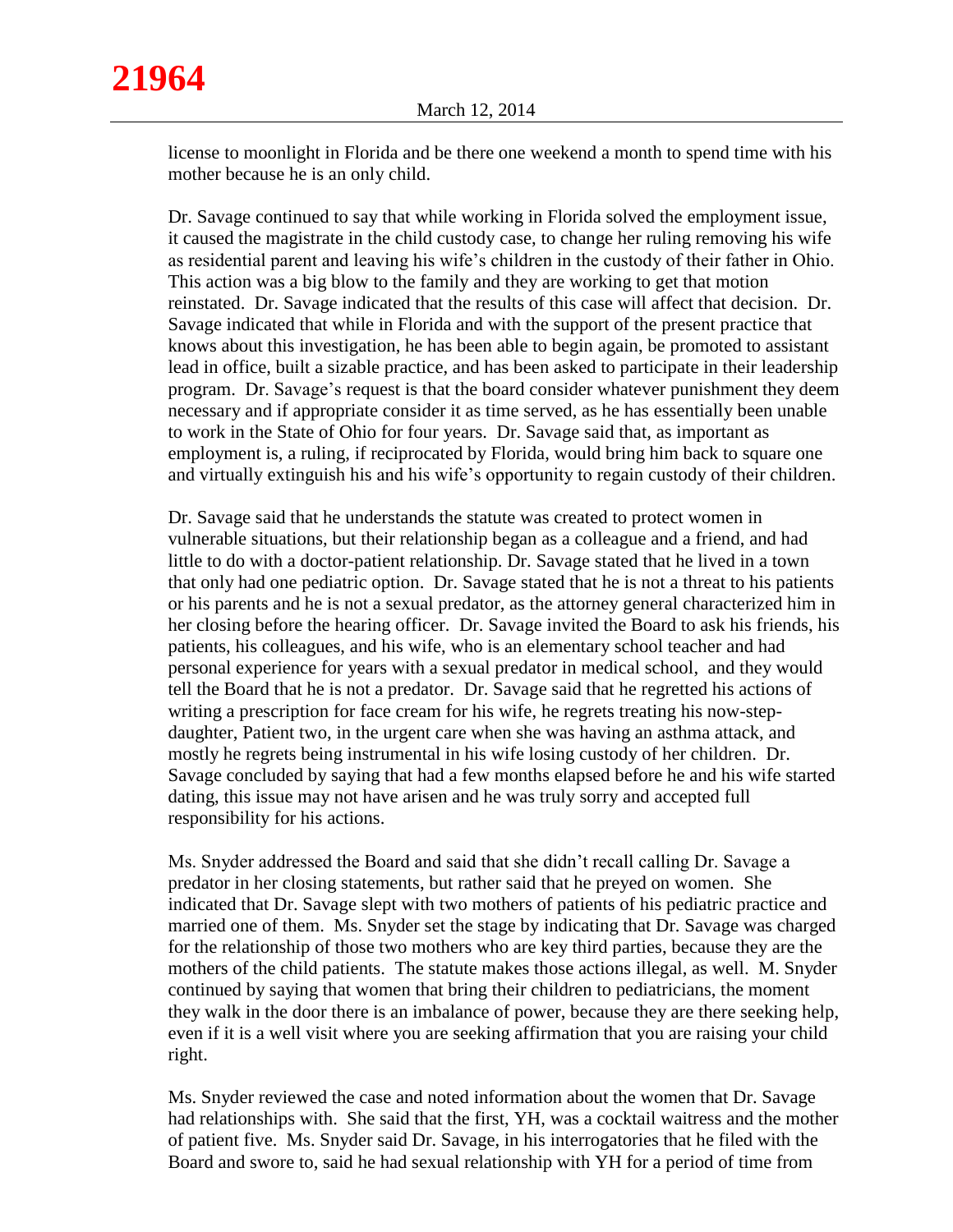license to moonlight in Florida and be there one weekend a month to spend time with his mother because he is an only child.

Dr. Savage continued to say that while working in Florida solved the employment issue, it caused the magistrate in the child custody case, to change her ruling removing his wife as residential parent and leaving his wife's children in the custody of their father in Ohio. This action was a big blow to the family and they are working to get that motion reinstated. Dr. Savage indicated that the results of this case will affect that decision. Dr. Savage indicated that while in Florida and with the support of the present practice that knows about this investigation, he has been able to begin again, be promoted to assistant lead in office, built a sizable practice, and has been asked to participate in their leadership program. Dr. Savage's request is that the board consider whatever punishment they deem necessary and if appropriate consider it as time served, as he has essentially been unable to work in the State of Ohio for four years. Dr. Savage said that, as important as employment is, a ruling, if reciprocated by Florida, would bring him back to square one and virtually extinguish his and his wife's opportunity to regain custody of their children.

Dr. Savage said that he understands the statute was created to protect women in vulnerable situations, but their relationship began as a colleague and a friend, and had little to do with a doctor-patient relationship. Dr. Savage stated that he lived in a town that only had one pediatric option. Dr. Savage stated that he is not a threat to his patients or his parents and he is not a sexual predator, as the attorney general characterized him in her closing before the hearing officer. Dr. Savage invited the Board to ask his friends, his patients, his colleagues, and his wife, who is an elementary school teacher and had personal experience for years with a sexual predator in medical school, and they would tell the Board that he is not a predator. Dr. Savage said that he regretted his actions of writing a prescription for face cream for his wife, he regrets treating his now-step-daughter, Patient two, in the urgent care when she was having an asthma attack, and mostly he regrets being instrumental in his wife losing custody of her children. Dr. Savage concluded by saying that had a few months elapsed before he and his wife started dating, this issue may not have arisen and he was truly sorry and accepted full responsibility for his actions.

Ms. Snyder addressed the Board and said that she didn't recall calling Dr. Savage a predator in her closing statements, but rather said that he preyed on women. She indicated that Dr. Savage slept with two mothers of patients of his pediatric practice and married one of them. Ms. Snyder set the stage by indicating that Dr. Savage was charged for the relationship of those two mothers who are key third parties, because they are the mothers of the child patients. The statute makes those actions illegal, as well. M. Snyder continued by saying that women that bring their children to pediatricians, the moment they walk in the door there is an imbalance of power, because they are there seeking help, even if it is a well visit where you are seeking affirmation that you are raising your child right.

Ms. Snyder reviewed the case and noted information about the women that Dr. Savage had relationships with. She said that the first, YH, was a cocktail waitress and the mother of patient five. Ms. Snyder said Dr. Savage, in his interrogatories that he filed with the Board and swore to, said he had sexual relationship with YH for a period of time from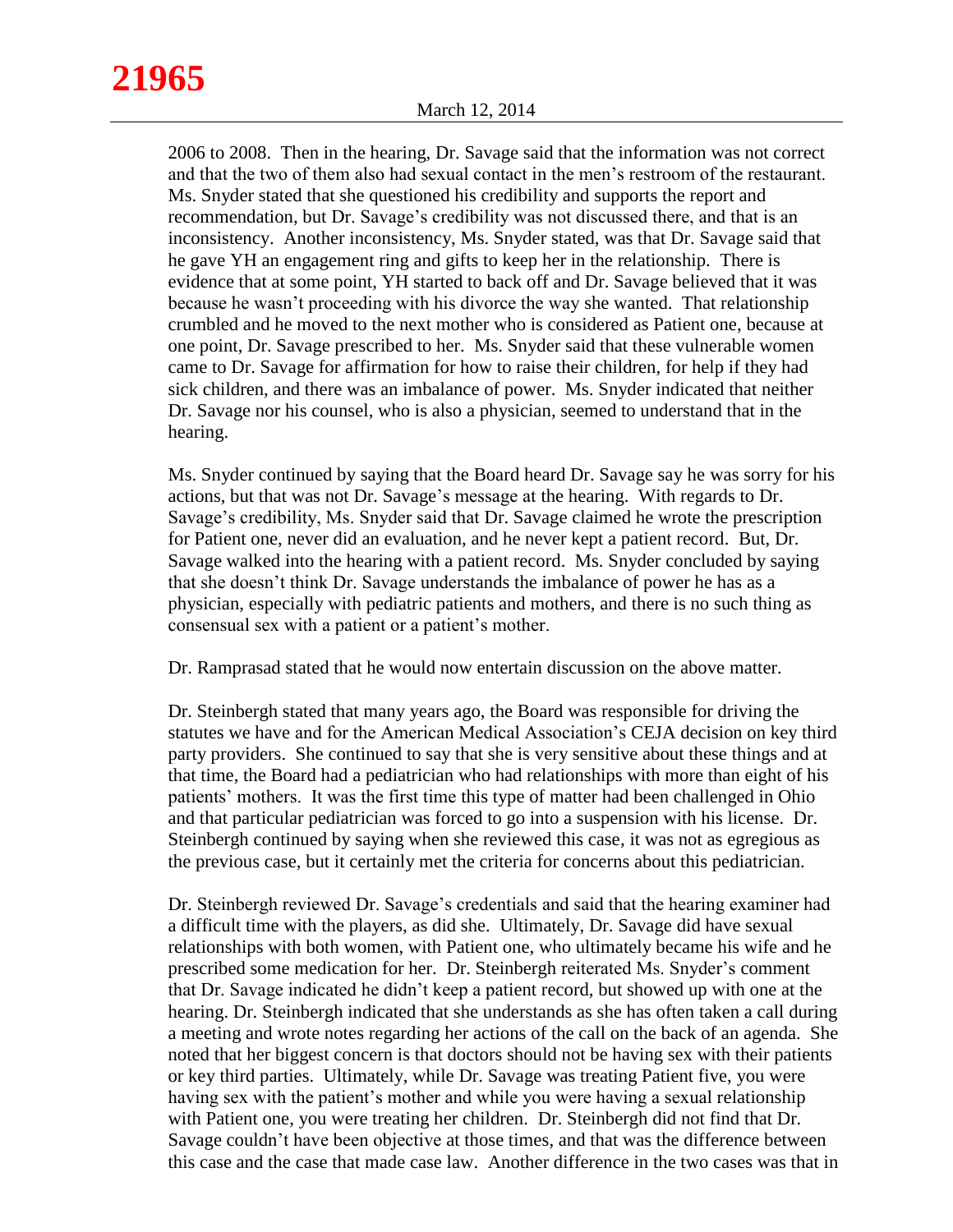2006 to 2008. Then in the hearing, Dr. Savage said that the information was not correct and that the two of them also had sexual contact in the men's restroom of the restaurant. Ms. Snyder stated that she questioned his credibility and supports the report and recommendation, but Dr. Savage's credibility was not discussed there, and that is an inconsistency. Another inconsistency, Ms. Snyder stated, was that Dr. Savage said that he gave YH an engagement ring and gifts to keep her in the relationship. There is evidence that at some point, YH started to back off and Dr. Savage believed that it was because he wasn't proceeding with his divorce the way she wanted. That relationship crumbled and he moved to the next mother who is considered as Patient one, because at one point, Dr. Savage prescribed to her. Ms. Snyder said that these vulnerable women came to Dr. Savage for affirmation for how to raise their children, for help if they had sick children, and there was an imbalance of power. Ms. Snyder indicated that neither Dr. Savage nor his counsel, who is also a physician, seemed to understand that in the hearing.

Ms. Snyder continued by saying that the Board heard Dr. Savage say he was sorry for his actions, but that was not Dr. Savage's message at the hearing. With regards to Dr. Savage's credibility, Ms. Snyder said that Dr. Savage claimed he wrote the prescription for Patient one, never did an evaluation, and he never kept a patient record. But, Dr. Savage walked into the hearing with a patient record. Ms. Snyder concluded by saying that she doesn't think Dr. Savage understands the imbalance of power he has as a physician, especially with pediatric patients and mothers, and there is no such thing as consensual sex with a patient or a patient's mother.

Dr. Ramprasad stated that he would now entertain discussion on the above matter.

Dr. Steinbergh stated that many years ago, the Board was responsible for driving the statutes we have and for the American Medical Association's CEJA decision on key third party providers. She continued to say that she is very sensitive about these things and at that time, the Board had a pediatrician who had relationships with more than eight of his patients' mothers. It was the first time this type of matter had been challenged in Ohio and that particular pediatrician was forced to go into a suspension with his license. Dr. Steinbergh continued by saying when she reviewed this case, it was not as egregious as the previous case, but it certainly met the criteria for concerns about this pediatrician.

Dr. Steinbergh reviewed Dr. Savage's credentials and said that the hearing examiner had a difficult time with the players, as did she. Ultimately, Dr. Savage did have sexual relationships with both women, with Patient one, who ultimately became his wife and he prescribed some medication for her. Dr. Steinbergh reiterated Ms. Snyder's comment that Dr. Savage indicated he didn't keep a patient record, but showed up with one at the hearing. Dr. Steinbergh indicated that she understands as she has often taken a call during a meeting and wrote notes regarding her actions of the call on the back of an agenda. She noted that her biggest concern is that doctors should not be having sex with their patients or key third parties. Ultimately, while Dr. Savage was treating Patient five, you were having sex with the patient's mother and while you were having a sexual relationship with Patient one, you were treating her children. Dr. Steinbergh did not find that Dr. Savage couldn't have been objective at those times, and that was the difference between this case and the case that made case law. Another difference in the two cases was that in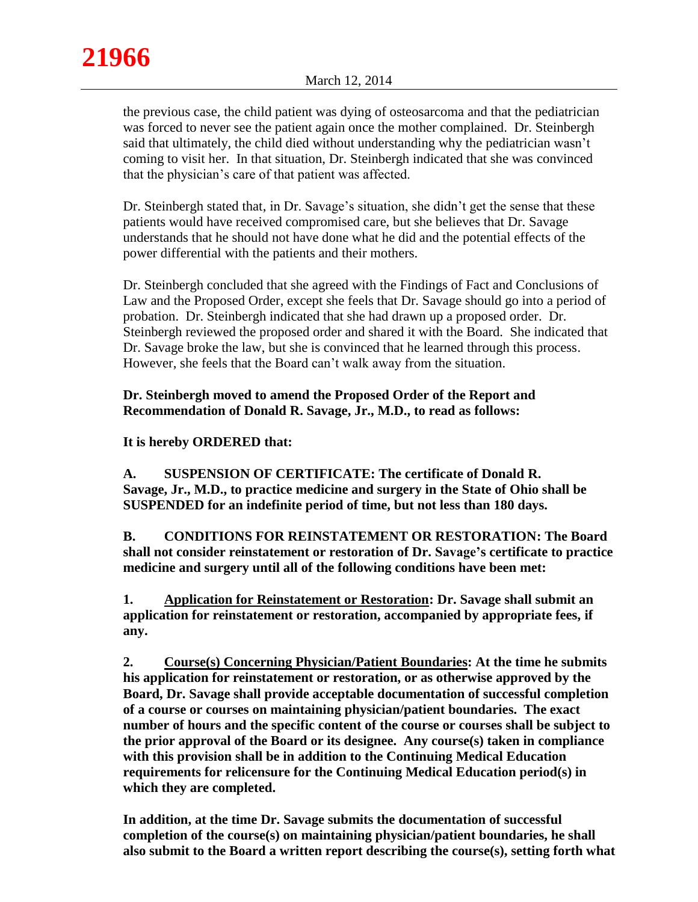the previous case, the child patient was dying of osteosarcoma and that the pediatrician was forced to never see the patient again once the mother complained. Dr. Steinbergh said that ultimately, the child died without understanding why the pediatrician wasn't coming to visit her. In that situation, Dr. Steinbergh indicated that she was convinced that the physician's care of that patient was affected.

Dr. Steinbergh stated that, in Dr. Savage's situation, she didn't get the sense that these patients would have received compromised care, but she believes that Dr. Savage understands that he should not have done what he did and the potential effects of the power differential with the patients and their mothers.

Dr. Steinbergh concluded that she agreed with the Findings of Fact and Conclusions of Law and the Proposed Order, except she feels that Dr. Savage should go into a period of probation. Dr. Steinbergh indicated that she had drawn up a proposed order. Dr. Steinbergh reviewed the proposed order and shared it with the Board. She indicated that Dr. Savage broke the law, but she is convinced that he learned through this process. However, she feels that the Board can't walk away from the situation.

**Dr. Steinbergh moved to amend the Proposed Order of the Report and Recommendation of Donald R. Savage, Jr., M.D., to read as follows:**

**It is hereby ORDERED that:**

**A. SUSPENSION OF CERTIFICATE: The certificate of Donald R. Savage, Jr., M.D., to practice medicine and surgery in the State of Ohio shall be SUSPENDED for an indefinite period of time, but not less than 180 days.**

**B. CONDITIONS FOR REINSTATEMENT OR RESTORATION: The Board shall not consider reinstatement or restoration of Dr. Savage's certificate to practice medicine and surgery until all of the following conditions have been met:**

**1. <u>Application for Reinstatement or Restoration</u>: Dr. Savage shall submit an application for reinstatement or restoration, accompanied by appropriate fees, if any.**

**2. <u>Course(s) Concerning Physician/Patient Boundaries</u>: At the time he submits his application for reinstatement or restoration, or as otherwise approved by the Board, Dr. Savage shall provide acceptable documentation of successful completion of a course or courses on maintaining physician/patient boundaries. The exact number of hours and the specific content of the course or courses shall be subject to the prior approval of the Board or its designee. Any course(s) taken in compliance with this provision shall be in addition to the Continuing Medical Education requirements for relicensure for the Continuing Medical Education period(s) in which they are completed.**

**In addition, at the time Dr. Savage submits the documentation of successful completion of the course(s) on maintaining physician/patient boundaries, he shall also submit to the Board a written report describing the course(s), setting forth what**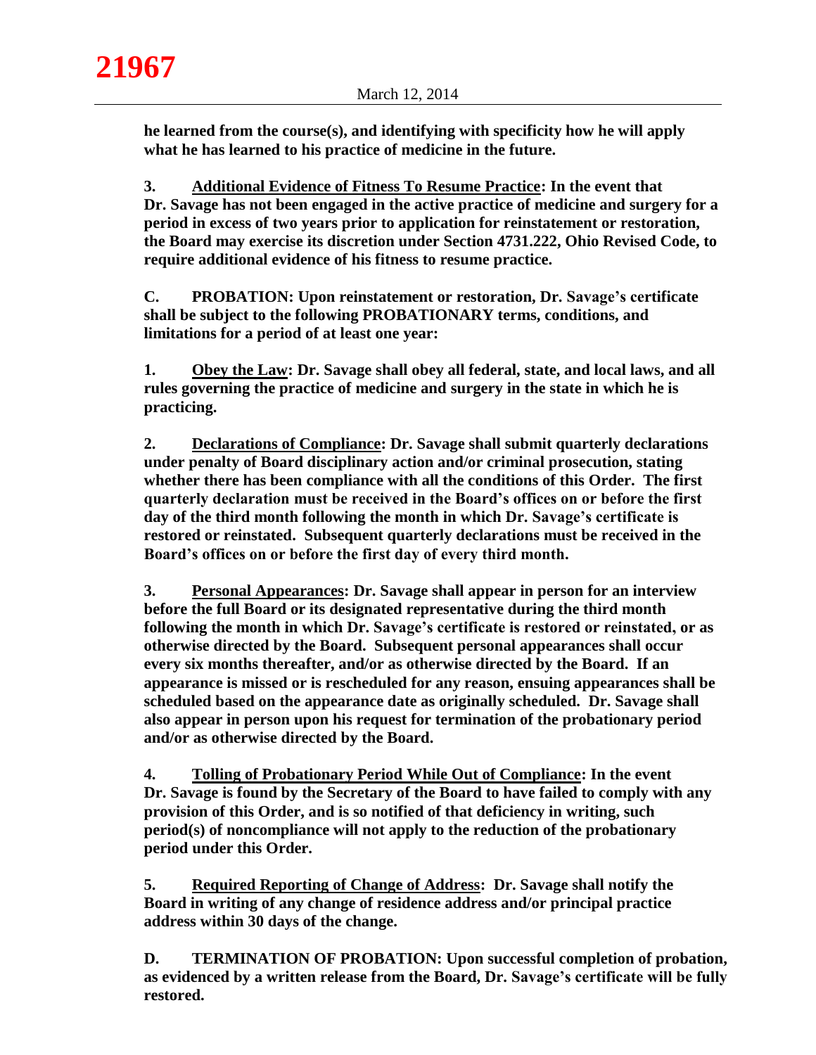**he learned from the course(s), and identifying with specificity how he will apply what he has learned to his practice of medicine in the future.**

**3. <u>Additional Evidence of Fitness To Resume Practice</u>: In the event that Dr. Savage has not been engaged in the active practice of medicine and surgery for a period in excess of two years prior to application for reinstatement or restoration, the Board may exercise its discretion under Section 4731.222, Ohio Revised Code, to require additional evidence of his fitness to resume practice.**

**C. PROBATION: Upon reinstatement or restoration, Dr. Savage's certificate shall be subject to the following PROBATIONARY terms, conditions, and limitations for a period of at least one year:**

**1. <u>Obey the Law</u>: Dr. Savage shall obey all federal, state, and local laws, and all rules governing the practice of medicine and surgery in the state in which he is practicing.**

**2. <u>Declarations of Compliance</u>: Dr. Savage shall submit quarterly declarations under penalty of Board disciplinary action and/or criminal prosecution, stating whether there has been compliance with all the conditions of this Order. The first quarterly declaration must be received in the Board's offices on or before the first day of the third month following the month in which Dr. Savage's certificate is restored or reinstated. Subsequent quarterly declarations must be received in the Board's offices on or before the first day of every third month.**

**3. <u>Personal Appearances</u>: Dr. Savage shall appear in person for an interview before the full Board or its designated representative during the third month following the month in which Dr. Savage's certificate is restored or reinstated, or as otherwise directed by the Board. Subsequent personal appearances shall occur every six months thereafter, and/or as otherwise directed by the Board. If an appearance is missed or is rescheduled for any reason, ensuing appearances shall be scheduled based on the appearance date as originally scheduled. Dr. Savage shall also appear in person upon his request for termination of the probationary period and/or as otherwise directed by the Board.**

**4. <u>Tolling of Probationary Period While Out of Compliance</u>: In the event Dr. Savage is found by the Secretary of the Board to have failed to comply with any provision of this Order, and is so notified of that deficiency in writing, such period(s) of noncompliance will not apply to the reduction of the probationary period under this Order.**

**5. <u>Required Reporting of Change of Address</u>: Dr. Savage shall notify the Board in writing of any change of residence address and/or principal practice address within 30 days of the change.**

**D. TERMINATION OF PROBATION: Upon successful completion of probation, as evidenced by a written release from the Board, Dr. Savage's certificate will be fully restored.**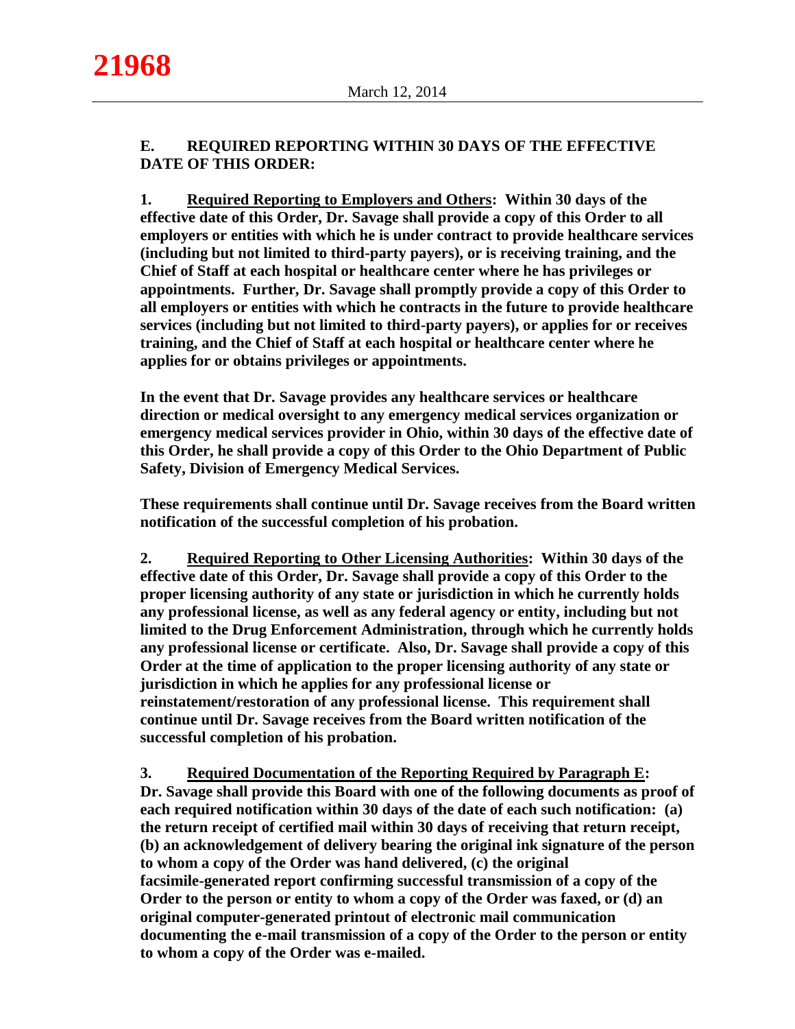**E. REQUIRED REPORTING WITHIN 30 DAYS OF THE EFFECTIVE DATE OF THIS ORDER:**

**1. <u>Required Reporting to Employers and Others</u>: Within 30 days of the effective date of this Order, Dr. Savage shall provide a copy of this Order to all employers or entities with which he is under contract to provide healthcare services (including but not limited to third-party payers), or is receiving training, and the Chief of Staff at each hospital or healthcare center where he has privileges or appointments. Further, Dr. Savage shall promptly provide a copy of this Order to all employers or entities with which he contracts in the future to provide healthcare services (including but not limited to third-party payers), or applies for or receives training, and the Chief of Staff at each hospital or healthcare center where he applies for or obtains privileges or appointments.**

**In the event that Dr. Savage provides any healthcare services or healthcare direction or medical oversight to any emergency medical services organization or emergency medical services provider in Ohio, within 30 days of the effective date of this Order, he shall provide a copy of this Order to the Ohio Department of Public Safety, Division of Emergency Medical Services.**

**These requirements shall continue until Dr. Savage receives from the Board written notification of the successful completion of his probation.**

**2. <u>Required Reporting to Other Licensing Authorities</u>: Within 30 days of the effective date of this Order, Dr. Savage shall provide a copy of this Order to the proper licensing authority of any state or jurisdiction in which he currently holds any professional license, as well as any federal agency or entity, including but not limited to the Drug Enforcement Administration, through which he currently holds any professional license or certificate. Also, Dr. Savage shall provide a copy of this Order at the time of application to the proper licensing authority of any state or jurisdiction in which he applies for any professional license or reinstatement/restoration of any professional license. This requirement shall continue until Dr. Savage receives from the Board written notification of the successful completion of his probation.**

**3. <u>Required Documentation of the Reporting Required by Paragraph E</u>: Dr. Savage shall provide this Board with one of the following documents as proof of each required notification within 30 days of the date of each such notification: (a) the return receipt of certified mail within 30 days of receiving that return receipt, (b) an acknowledgement of delivery bearing the original ink signature of the person to whom a copy of the Order was hand delivered, (c) the original facsimile-generated report confirming successful transmission of a copy of the Order to the person or entity to whom a copy of the Order was faxed, or (d) an original computer-generated printout of electronic mail communication documenting the e-mail transmission of a copy of the Order to the person or entity to whom a copy of the Order was e-mailed.**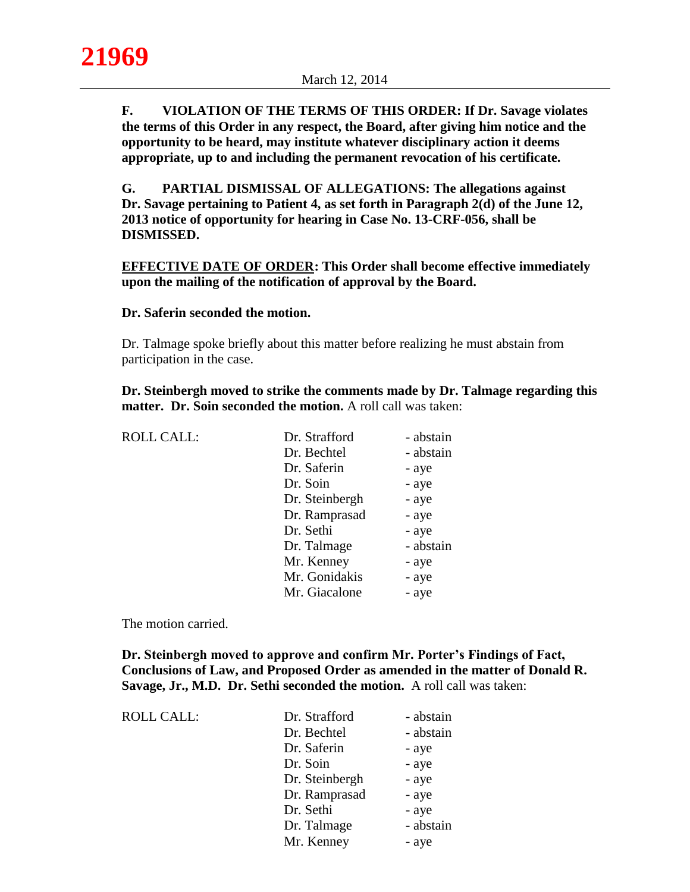**F. VIOLATION OF THE TERMS OF THIS ORDER: If Dr. Savage violates the terms of this Order in any respect, the Board, after giving him notice and the opportunity to be heard, may institute whatever disciplinary action it deems appropriate, up to and including the permanent revocation of his certificate.**

**G. PARTIAL DISMISSAL OF ALLEGATIONS: The allegations against Dr. Savage pertaining to Patient 4, as set forth in Paragraph 2(d) of the June 12, 2013 notice of opportunity for hearing in Case No. 13-CRF-056, shall be DISMISSED.**

**EFFECTIVE DATE OF ORDER: This Order shall become effective immediately upon the mailing of the notification of approval by the Board.**

**Dr. Saferin seconded the motion.**

Dr. Talmage spoke briefly about this matter before realizing he must abstain from participation in the case.

**Dr. Steinbergh moved to strike the comments made by Dr. Talmage regarding this matter. Dr. Soin seconded the motion.** A roll call was taken:

| ROLL CALL: | | |
|---|---|---|
| | Dr. Strafford | - abstain |
| | Dr. Bechtel | - abstain |
| | Dr. Saferin | - aye |
| | Dr. Soin | - aye |
| | Dr. Steinbergh | - aye |
| | Dr. Ramprasad | - aye |
| | Dr. Sethi | - aye |
| | Dr. Talmage | - abstain |
| | Mr. Kenney | - aye |
| | Mr. Gonidakis | - aye |
| | Mr. Giacalone | - aye |

The motion carried.

**Dr. Steinbergh moved to approve and confirm Mr. Porter's Findings of Fact, Conclusions of Law, and Proposed Order as amended in the matter of Donald R. Savage, Jr., M.D. Dr. Sethi seconded the motion.** A roll call was taken:

| ROLL CALL: | | |
|---|---|---|
| | Dr. Strafford | - abstain |
| | Dr. Bechtel | - abstain |
| | Dr. Saferin | - aye |
| | Dr. Soin | - aye |
| | Dr. Steinbergh | - aye |
| | Dr. Ramprasad | - aye |
| | Dr. Sethi | - aye |
| | Dr. Talmage | - abstain |
| | Mr. Kenney | - aye |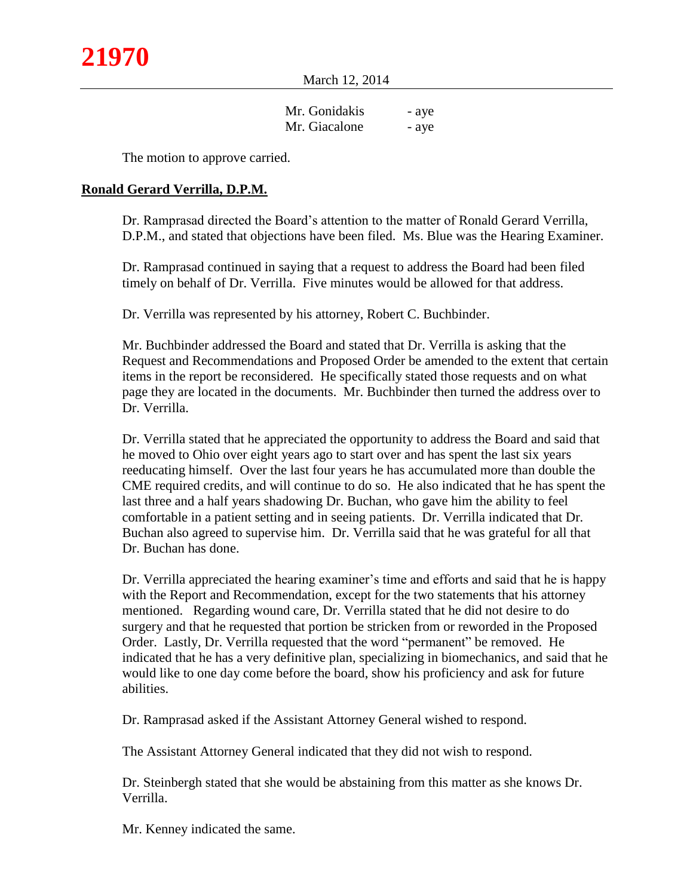Mr. Gonidakis - aye
Mr. Giacalone - aye

The motion to approve carried.

**Ronald Gerard Verrilla, D.P.M.**

Dr. Ramprasad directed the Board's attention to the matter of Ronald Gerard Verrilla, D.P.M., and stated that objections have been filed. Ms. Blue was the Hearing Examiner.

Dr. Ramprasad continued in saying that a request to address the Board had been filed timely on behalf of Dr. Verrilla. Five minutes would be allowed for that address.

Dr. Verrilla was represented by his attorney, Robert C. Buchbinder.

Mr. Buchbinder addressed the Board and stated that Dr. Verrilla is asking that the Request and Recommendations and Proposed Order be amended to the extent that certain items in the report be reconsidered. He specifically stated those requests and on what page they are located in the documents. Mr. Buchbinder then turned the address over to Dr. Verrilla.

Dr. Verrilla stated that he appreciated the opportunity to address the Board and said that he moved to Ohio over eight years ago to start over and has spent the last six years reeducating himself. Over the last four years he has accumulated more than double the CME required credits, and will continue to do so. He also indicated that he has spent the last three and a half years shadowing Dr. Buchan, who gave him the ability to feel comfortable in a patient setting and in seeing patients. Dr. Verrilla indicated that Dr. Buchan also agreed to supervise him. Dr. Verrilla said that he was grateful for all that Dr. Buchan has done.

Dr. Verrilla appreciated the hearing examiner's time and efforts and said that he is happy with the Report and Recommendation, except for the two statements that his attorney mentioned. Regarding wound care, Dr. Verrilla stated that he did not desire to do surgery and that he requested that portion be stricken from or reworded in the Proposed Order. Lastly, Dr. Verrilla requested that the word "permanent" be removed. He indicated that he has a very definitive plan, specializing in biomechanics, and said that he would like to one day come before the board, show his proficiency and ask for future abilities.

Dr. Ramprasad asked if the Assistant Attorney General wished to respond.

The Assistant Attorney General indicated that they did not wish to respond.

Dr. Steinbergh stated that she would be abstaining from this matter as she knows Dr. Verrilla.

Mr. Kenney indicated the same.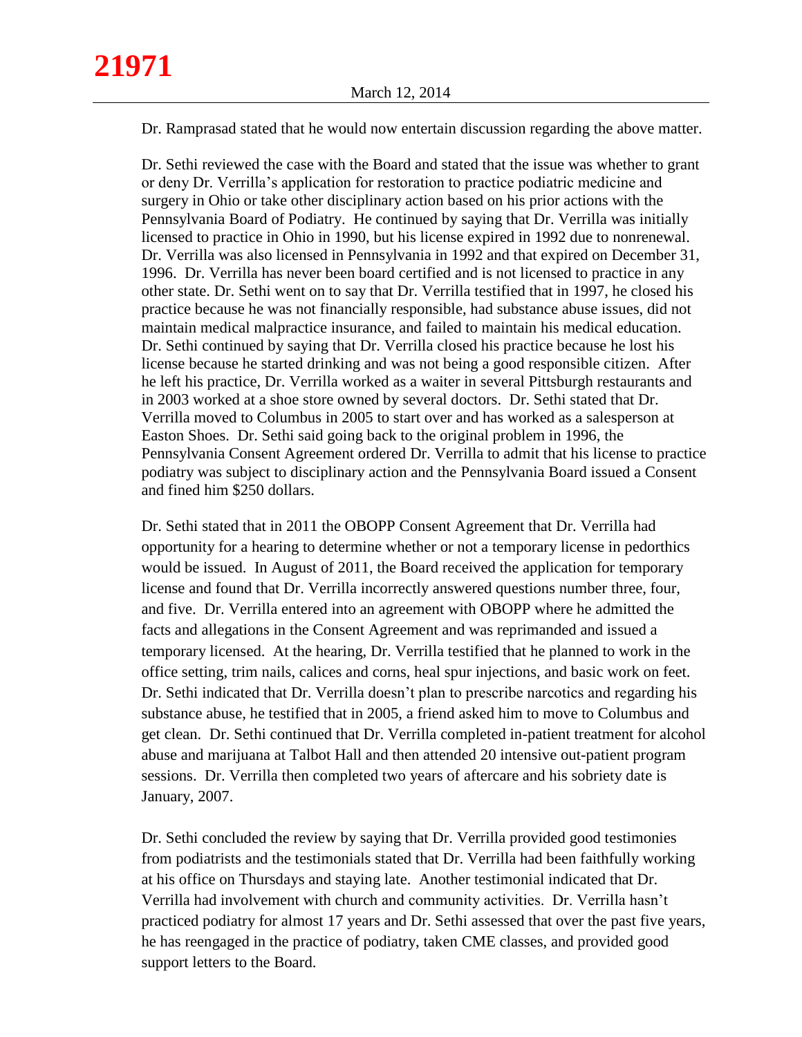Dr. Ramprasad stated that he would now entertain discussion regarding the above matter.

Dr. Sethi reviewed the case with the Board and stated that the issue was whether to grant or deny Dr. Verrilla's application for restoration to practice podiatric medicine and surgery in Ohio or take other disciplinary action based on his prior actions with the Pennsylvania Board of Podiatry. He continued by saying that Dr. Verrilla was initially licensed to practice in Ohio in 1990, but his license expired in 1992 due to nonrenewal. Dr. Verrilla was also licensed in Pennsylvania in 1992 and that expired on December 31, 1996. Dr. Verrilla has never been board certified and is not licensed to practice in any other state. Dr. Sethi went on to say that Dr. Verrilla testified that in 1997, he closed his practice because he was not financially responsible, had substance abuse issues, did not maintain medical malpractice insurance, and failed to maintain his medical education. Dr. Sethi continued by saying that Dr. Verrilla closed his practice because he lost his license because he started drinking and was not being a good responsible citizen. After he left his practice, Dr. Verrilla worked as a waiter in several Pittsburgh restaurants and in 2003 worked at a shoe store owned by several doctors. Dr. Sethi stated that Dr. Verrilla moved to Columbus in 2005 to start over and has worked as a salesperson at Easton Shoes. Dr. Sethi said going back to the original problem in 1996, the Pennsylvania Consent Agreement ordered Dr. Verrilla to admit that his license to practice podiatry was subject to disciplinary action and the Pennsylvania Board issued a Consent and fined him $250 dollars.

Dr. Sethi stated that in 2011 the OBOPP Consent Agreement that Dr. Verrilla had opportunity for a hearing to determine whether or not a temporary license in pedorthics would be issued. In August of 2011, the Board received the application for temporary license and found that Dr. Verrilla incorrectly answered questions number three, four, and five. Dr. Verrilla entered into an agreement with OBOPP where he admitted the facts and allegations in the Consent Agreement and was reprimanded and issued a temporary licensed. At the hearing, Dr. Verrilla testified that he planned to work in the office setting, trim nails, calices and corns, heal spur injections, and basic work on feet. Dr. Sethi indicated that Dr. Verrilla doesn't plan to prescribe narcotics and regarding his substance abuse, he testified that in 2005, a friend asked him to move to Columbus and get clean. Dr. Sethi continued that Dr. Verrilla completed in-patient treatment for alcohol abuse and marijuana at Talbot Hall and then attended 20 intensive out-patient program sessions. Dr. Verrilla then completed two years of aftercare and his sobriety date is January, 2007.

Dr. Sethi concluded the review by saying that Dr. Verrilla provided good testimonies from podiatrists and the testimonials stated that Dr. Verrilla had been faithfully working at his office on Thursdays and staying late. Another testimonial indicated that Dr. Verrilla had involvement with church and community activities. Dr. Verrilla hasn't practiced podiatry for almost 17 years and Dr. Sethi assessed that over the past five years, he has reengaged in the practice of podiatry, taken CME classes, and provided good support letters to the Board.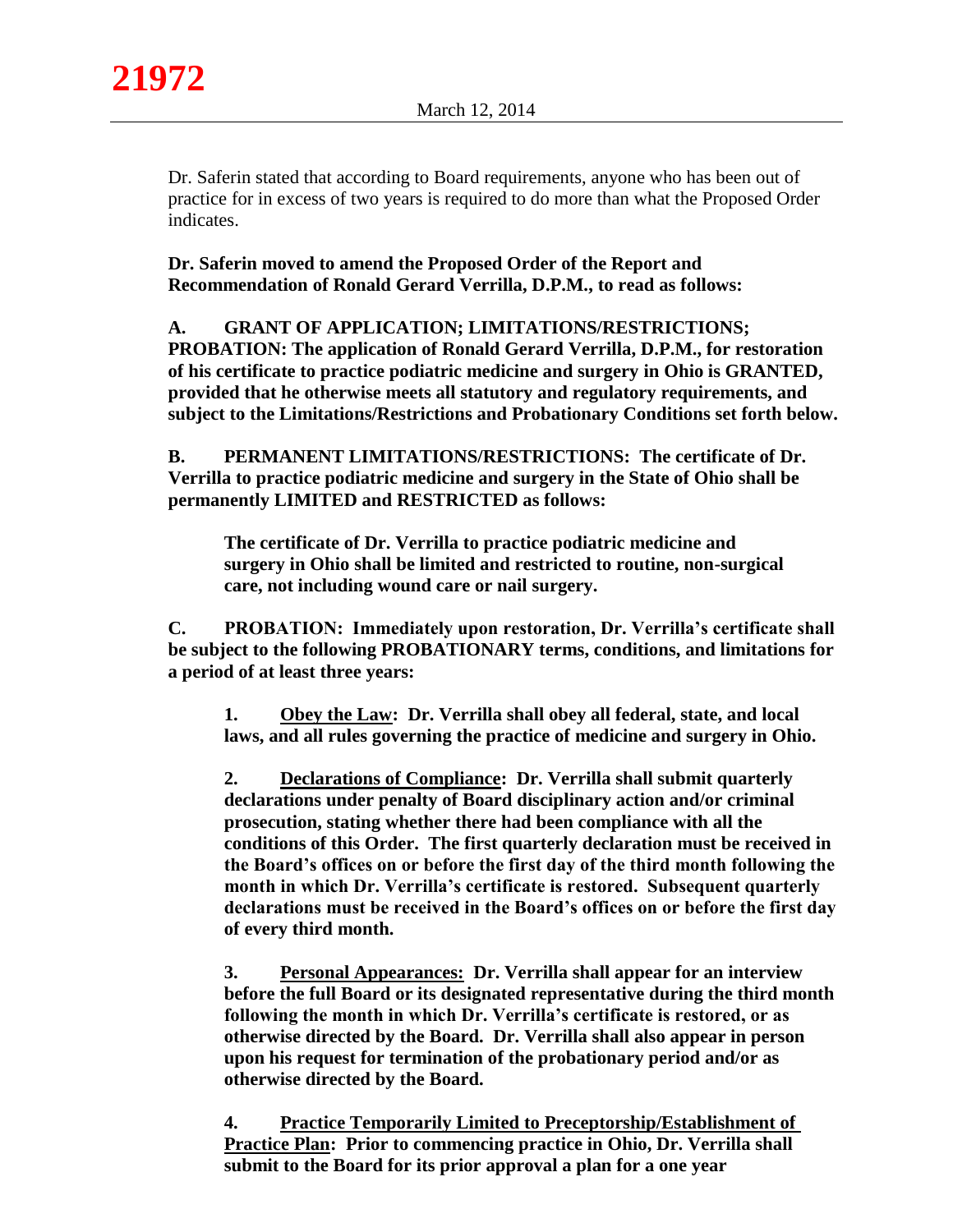Dr. Saferin stated that according to Board requirements, anyone who has been out of practice for in excess of two years is required to do more than what the Proposed Order indicates.

**Dr. Saferin moved to amend the Proposed Order of the Report and Recommendation of Ronald Gerard Verrilla, D.P.M., to read as follows:**

**A. GRANT OF APPLICATION; LIMITATIONS/RESTRICTIONS; PROBATION: The application of Ronald Gerard Verrilla, D.P.M., for restoration of his certificate to practice podiatric medicine and surgery in Ohio is GRANTED, provided that he otherwise meets all statutory and regulatory requirements, and subject to the Limitations/Restrictions and Probationary Conditions set forth below.**

**B. PERMANENT LIMITATIONS/RESTRICTIONS: The certificate of Dr. Verrilla to practice podiatric medicine and surgery in the State of Ohio shall be permanently LIMITED and RESTRICTED as follows:**

**The certificate of Dr. Verrilla to practice podiatric medicine and surgery in Ohio shall be limited and restricted to routine, non-surgical care, not including wound care or nail surgery.**

**C. PROBATION: Immediately upon restoration, Dr. Verrilla's certificate shall be subject to the following PROBATIONARY terms, conditions, and limitations for a period of at least three years:**

**1. Obey the Law: Dr. Verrilla shall obey all federal, state, and local laws, and all rules governing the practice of medicine and surgery in Ohio.**

**2. Declarations of Compliance: Dr. Verrilla shall submit quarterly declarations under penalty of Board disciplinary action and/or criminal prosecution, stating whether there had been compliance with all the conditions of this Order. The first quarterly declaration must be received in the Board's offices on or before the first day of the third month following the month in which Dr. Verrilla's certificate is restored. Subsequent quarterly declarations must be received in the Board's offices on or before the first day of every third month.**

**3. Personal Appearances: Dr. Verrilla shall appear for an interview before the full Board or its designated representative during the third month following the month in which Dr. Verrilla's certificate is restored, or as otherwise directed by the Board. Dr. Verrilla shall also appear in person upon his request for termination of the probationary period and/or as otherwise directed by the Board.**

**4. Practice Temporarily Limited to Preceptorship/Establishment of Practice Plan: Prior to commencing practice in Ohio, Dr. Verrilla shall submit to the Board for its prior approval a plan for a one year**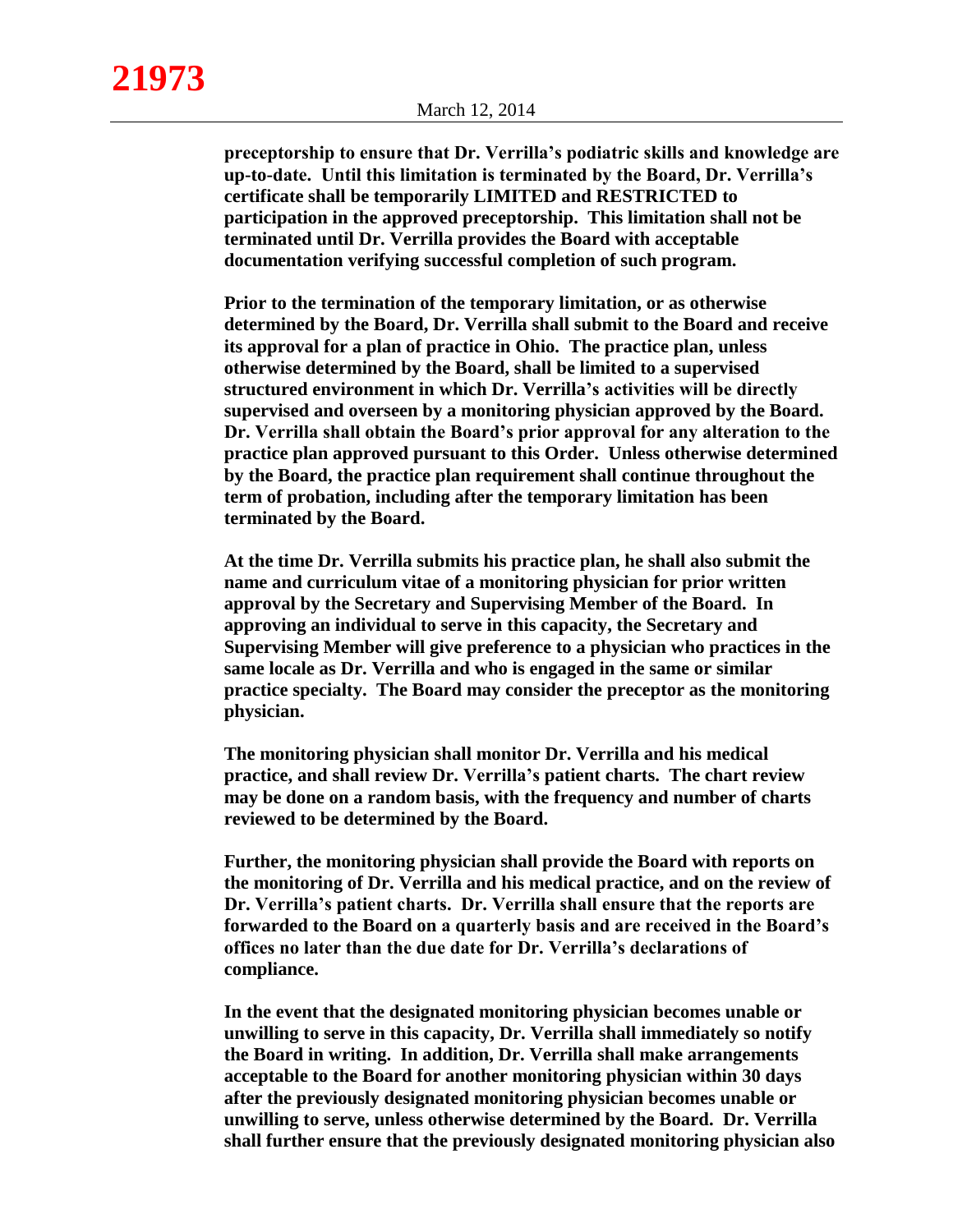**preceptorship to ensure that Dr. Verrilla's podiatric skills and knowledge are up-to-date. Until this limitation is terminated by the Board, Dr. Verrilla's certificate shall be temporarily LIMITED and RESTRICTED to participation in the approved preceptorship. This limitation shall not be terminated until Dr. Verrilla provides the Board with acceptable documentation verifying successful completion of such program.**

**Prior to the termination of the temporary limitation, or as otherwise determined by the Board, Dr. Verrilla shall submit to the Board and receive its approval for a plan of practice in Ohio. The practice plan, unless otherwise determined by the Board, shall be limited to a supervised structured environment in which Dr. Verrilla's activities will be directly supervised and overseen by a monitoring physician approved by the Board. Dr. Verrilla shall obtain the Board's prior approval for any alteration to the practice plan approved pursuant to this Order. Unless otherwise determined by the Board, the practice plan requirement shall continue throughout the term of probation, including after the temporary limitation has been terminated by the Board.**

**At the time Dr. Verrilla submits his practice plan, he shall also submit the name and curriculum vitae of a monitoring physician for prior written approval by the Secretary and Supervising Member of the Board. In approving an individual to serve in this capacity, the Secretary and Supervising Member will give preference to a physician who practices in the same locale as Dr. Verrilla and who is engaged in the same or similar practice specialty. The Board may consider the preceptor as the monitoring physician.**

**The monitoring physician shall monitor Dr. Verrilla and his medical practice, and shall review Dr. Verrilla's patient charts. The chart review may be done on a random basis, with the frequency and number of charts reviewed to be determined by the Board.**

**Further, the monitoring physician shall provide the Board with reports on the monitoring of Dr. Verrilla and his medical practice, and on the review of Dr. Verrilla's patient charts. Dr. Verrilla shall ensure that the reports are forwarded to the Board on a quarterly basis and are received in the Board's offices no later than the due date for Dr. Verrilla's declarations of compliance.**

**In the event that the designated monitoring physician becomes unable or unwilling to serve in this capacity, Dr. Verrilla shall immediately so notify the Board in writing. In addition, Dr. Verrilla shall make arrangements acceptable to the Board for another monitoring physician within 30 days after the previously designated monitoring physician becomes unable or unwilling to serve, unless otherwise determined by the Board. Dr. Verrilla shall further ensure that the previously designated monitoring physician also**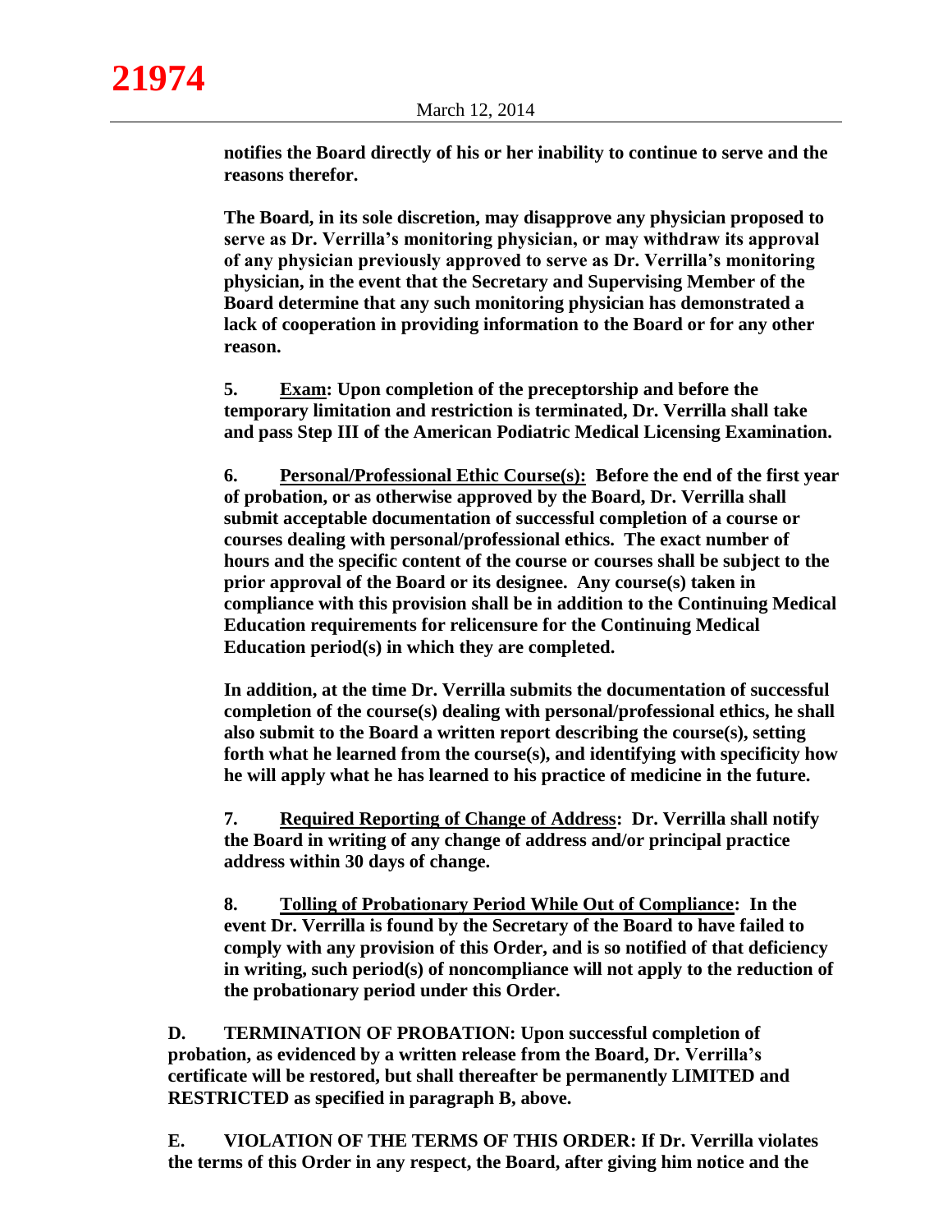**notifies the Board directly of his or her inability to continue to serve and the reasons therefor.**

**The Board, in its sole discretion, may disapprove any physician proposed to serve as Dr. Verrilla's monitoring physician, or may withdraw its approval of any physician previously approved to serve as Dr. Verrilla's monitoring physician, in the event that the Secretary and Supervising Member of the Board determine that any such monitoring physician has demonstrated a lack of cooperation in providing information to the Board or for any other reason.**

**5. <u>Exam</u>: Upon completion of the preceptorship and before the temporary limitation and restriction is terminated, Dr. Verrilla shall take and pass Step III of the American Podiatric Medical Licensing Examination.**

**6. <u>Personal/Professional Ethic Course(s):</u> Before the end of the first year of probation, or as otherwise approved by the Board, Dr. Verrilla shall submit acceptable documentation of successful completion of a course or courses dealing with personal/professional ethics. The exact number of hours and the specific content of the course or courses shall be subject to the prior approval of the Board or its designee. Any course(s) taken in compliance with this provision shall be in addition to the Continuing Medical Education requirements for relicensure for the Continuing Medical Education period(s) in which they are completed.**

**In addition, at the time Dr. Verrilla submits the documentation of successful completion of the course(s) dealing with personal/professional ethics, he shall also submit to the Board a written report describing the course(s), setting forth what he learned from the course(s), and identifying with specificity how he will apply what he has learned to his practice of medicine in the future.**

**7. <u>Required Reporting of Change of Address</u>: Dr. Verrilla shall notify the Board in writing of any change of address and/or principal practice address within 30 days of change.**

**8. <u>Tolling of Probationary Period While Out of Compliance</u>: In the event Dr. Verrilla is found by the Secretary of the Board to have failed to comply with any provision of this Order, and is so notified of that deficiency in writing, such period(s) of noncompliance will not apply to the reduction of the probationary period under this Order.**

**D. TERMINATION OF PROBATION: Upon successful completion of probation, as evidenced by a written release from the Board, Dr. Verrilla's certificate will be restored, but shall thereafter be permanently LIMITED and RESTRICTED as specified in paragraph B, above.**

**E. VIOLATION OF THE TERMS OF THIS ORDER: If Dr. Verrilla violates the terms of this Order in any respect, the Board, after giving him notice and the**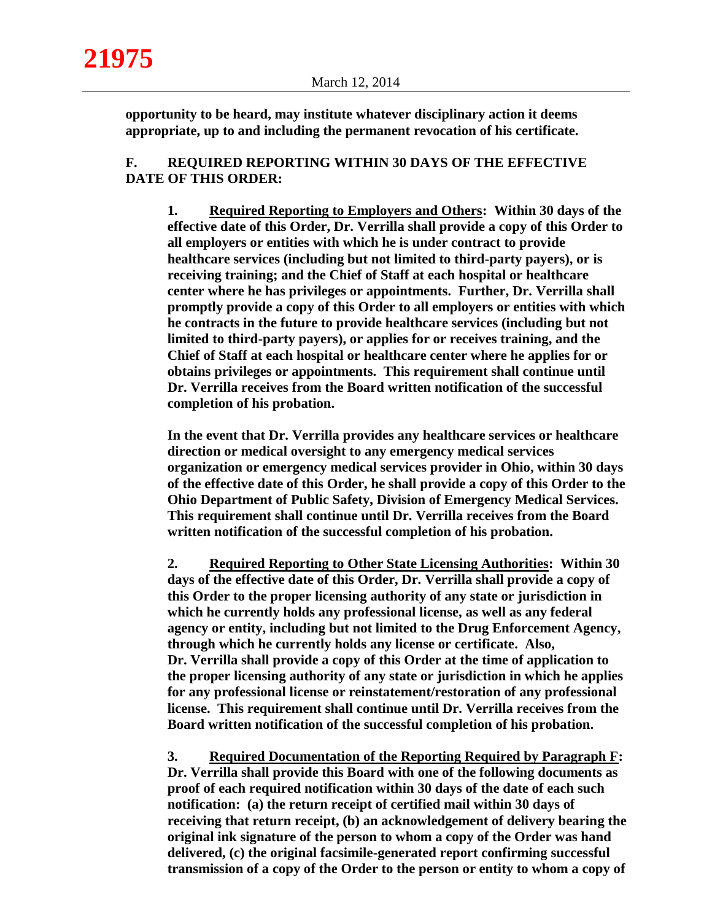**opportunity to be heard, may institute whatever disciplinary action it deems appropriate, up to and including the permanent revocation of his certificate.**

**F. REQUIRED REPORTING WITHIN 30 DAYS OF THE EFFECTIVE DATE OF THIS ORDER:**

**1. Required Reporting to Employers and Others: Within 30 days of the effective date of this Order, Dr. Verrilla shall provide a copy of this Order to all employers or entities with which he is under contract to provide healthcare services (including but not limited to third-party payers), or is receiving training; and the Chief of Staff at each hospital or healthcare center where he has privileges or appointments. Further, Dr. Verrilla shall promptly provide a copy of this Order to all employers or entities with which he contracts in the future to provide healthcare services (including but not limited to third-party payers), or applies for or receives training, and the Chief of Staff at each hospital or healthcare center where he applies for or obtains privileges or appointments. This requirement shall continue until Dr. Verrilla receives from the Board written notification of the successful completion of his probation.**

**In the event that Dr. Verrilla provides any healthcare services or healthcare direction or medical oversight to any emergency medical services organization or emergency medical services provider in Ohio, within 30 days of the effective date of this Order, he shall provide a copy of this Order to the Ohio Department of Public Safety, Division of Emergency Medical Services. This requirement shall continue until Dr. Verrilla receives from the Board written notification of the successful completion of his probation.**

**2. Required Reporting to Other State Licensing Authorities: Within 30 days of the effective date of this Order, Dr. Verrilla shall provide a copy of this Order to the proper licensing authority of any state or jurisdiction in which he currently holds any professional license, as well as any federal agency or entity, including but not limited to the Drug Enforcement Agency, through which he currently holds any license or certificate. Also, Dr. Verrilla shall provide a copy of this Order at the time of application to the proper licensing authority of any state or jurisdiction in which he applies for any professional license or reinstatement/restoration of any professional license. This requirement shall continue until Dr. Verrilla receives from the Board written notification of the successful completion of his probation.**

**3. Required Documentation of the Reporting Required by Paragraph F: Dr. Verrilla shall provide this Board with one of the following documents as proof of each required notification within 30 days of the date of each such notification: (a) the return receipt of certified mail within 30 days of receiving that return receipt, (b) an acknowledgement of delivery bearing the original ink signature of the person to whom a copy of the Order was hand delivered, (c) the original facsimile-generated report confirming successful transmission of a copy of the Order to the person or entity to whom a copy of**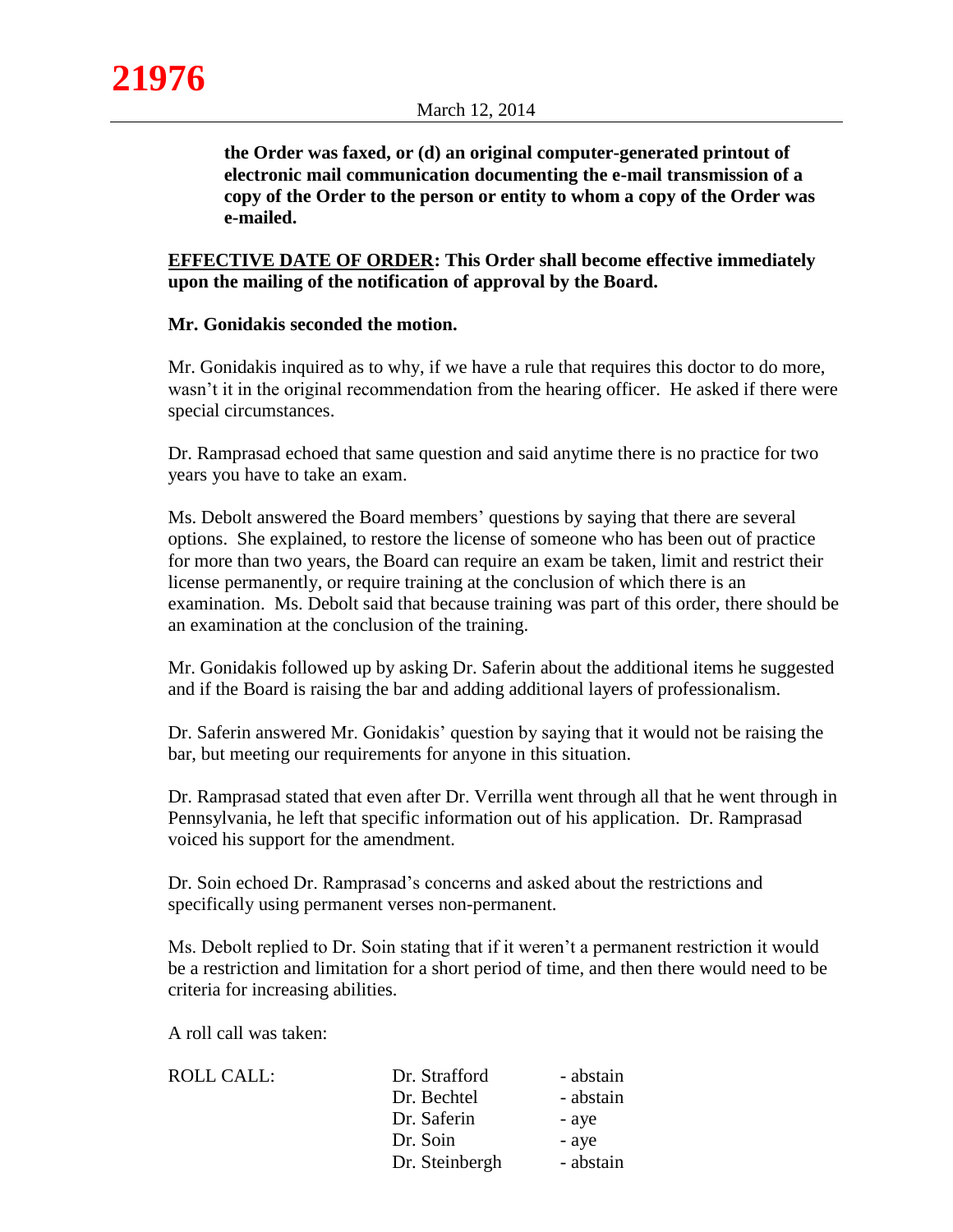**the Order was faxed, or (d) an original computer-generated printout of electronic mail communication documenting the e-mail transmission of a copy of the Order to the person or entity to whom a copy of the Order was e-mailed.**

**EFFECTIVE DATE OF ORDER: This Order shall become effective immediately upon the mailing of the notification of approval by the Board.**

**Mr. Gonidakis seconded the motion.**

Mr. Gonidakis inquired as to why, if we have a rule that requires this doctor to do more, wasn't it in the original recommendation from the hearing officer. He asked if there were special circumstances.

Dr. Ramprasad echoed that same question and said anytime there is no practice for two years you have to take an exam.

Ms. Debolt answered the Board members' questions by saying that there are several options. She explained, to restore the license of someone who has been out of practice for more than two years, the Board can require an exam be taken, limit and restrict their license permanently, or require training at the conclusion of which there is an examination. Ms. Debolt said that because training was part of this order, there should be an examination at the conclusion of the training.

Mr. Gonidakis followed up by asking Dr. Saferin about the additional items he suggested and if the Board is raising the bar and adding additional layers of professionalism.

Dr. Saferin answered Mr. Gonidakis' question by saying that it would not be raising the bar, but meeting our requirements for anyone in this situation.

Dr. Ramprasad stated that even after Dr. Verrilla went through all that he went through in Pennsylvania, he left that specific information out of his application. Dr. Ramprasad voiced his support for the amendment.

Dr. Soin echoed Dr. Ramprasad's concerns and asked about the restrictions and specifically using permanent verses non-permanent.

Ms. Debolt replied to Dr. Soin stating that if it weren't a permanent restriction it would be a restriction and limitation for a short period of time, and then there would need to be criteria for increasing abilities.

A roll call was taken:

| ROLL CALL: | Dr. Strafford | - abstain |
|---|---|---|
| | Dr. Bechtel | - abstain |
| | Dr. Saferin | - aye |
| | Dr. Soin | - aye |
| | Dr. Steinbergh | - abstain |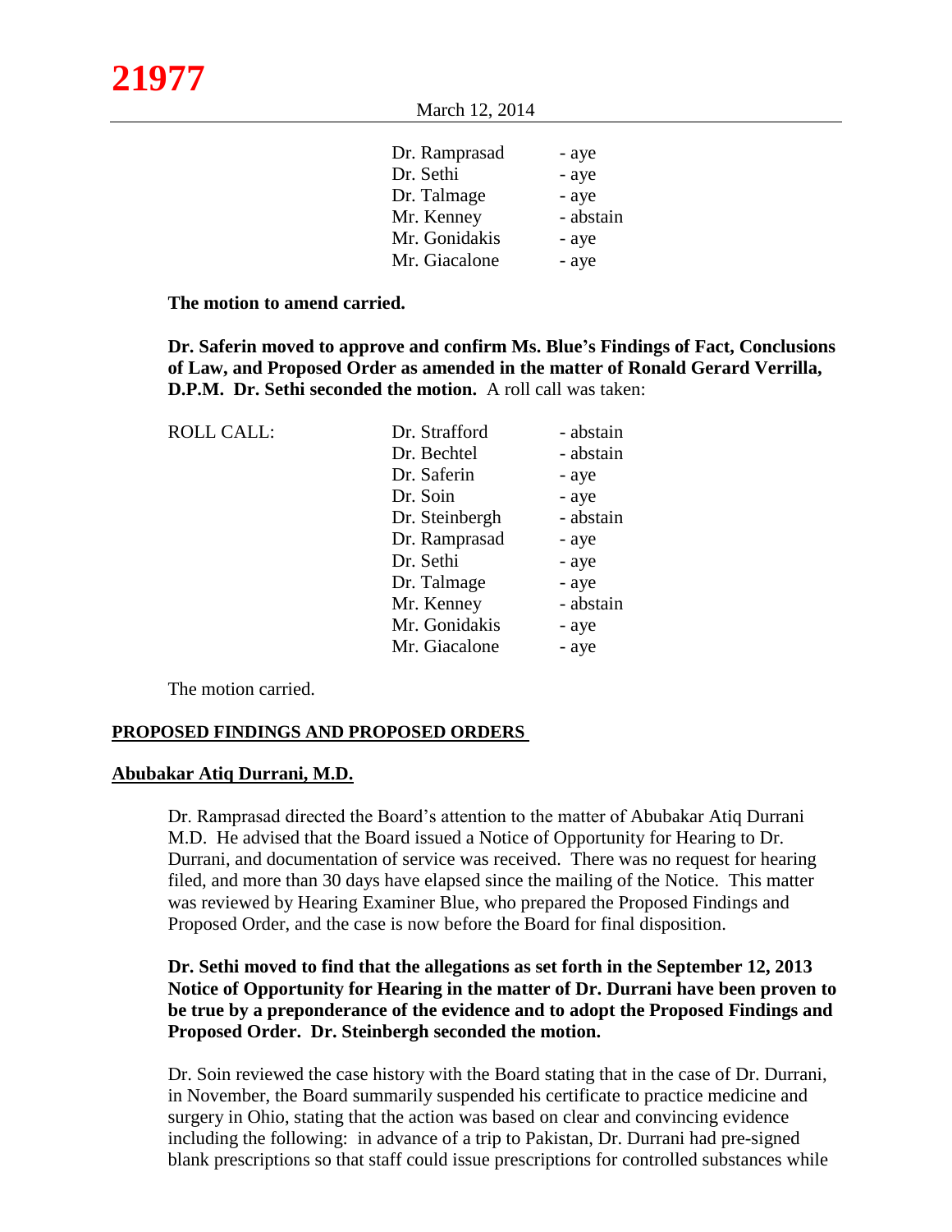| | |
|---|---|
| Dr. Ramprasad | - aye |
| Dr. Sethi | - aye |
| Dr. Talmage | - aye |
| Mr. Kenney | - abstain |
| Mr. Gonidakis | - aye |
| Mr. Giacalone | - aye |

**The motion to amend carried.**

**Dr. Saferin moved to approve and confirm Ms. Blue's Findings of Fact, Conclusions of Law, and Proposed Order as amended in the matter of Ronald Gerard Verrilla, D.P.M. Dr. Sethi seconded the motion.** A roll call was taken:

| ROLL CALL: | | |
|---|---|---|
| | Dr. Strafford | - abstain |
| | Dr. Bechtel | - abstain |
| | Dr. Saferin | - aye |
| | Dr. Soin | - aye |
| | Dr. Steinbergh | - abstain |
| | Dr. Ramprasad | - aye |
| | Dr. Sethi | - aye |
| | Dr. Talmage | - aye |
| | Mr. Kenney | - abstain |
| | Mr. Gonidakis | - aye |
| | Mr. Giacalone | - aye |

The motion carried.

## PROPOSED FINDINGS AND PROPOSED ORDERS

### Abubakar Atiq Durrani, M.D.

Dr. Ramprasad directed the Board's attention to the matter of Abubakar Atiq Durrani M.D. He advised that the Board issued a Notice of Opportunity for Hearing to Dr. Durrani, and documentation of service was received. There was no request for hearing filed, and more than 30 days have elapsed since the mailing of the Notice. This matter was reviewed by Hearing Examiner Blue, who prepared the Proposed Findings and Proposed Order, and the case is now before the Board for final disposition.

**Dr. Sethi moved to find that the allegations as set forth in the September 12, 2013 Notice of Opportunity for Hearing in the matter of Dr. Durrani have been proven to be true by a preponderance of the evidence and to adopt the Proposed Findings and Proposed Order. Dr. Steinbergh seconded the motion.**

Dr. Soin reviewed the case history with the Board stating that in the case of Dr. Durrani, in November, the Board summarily suspended his certificate to practice medicine and surgery in Ohio, stating that the action was based on clear and convincing evidence including the following: in advance of a trip to Pakistan, Dr. Durrani had pre-signed blank prescriptions so that staff could issue prescriptions for controlled substances while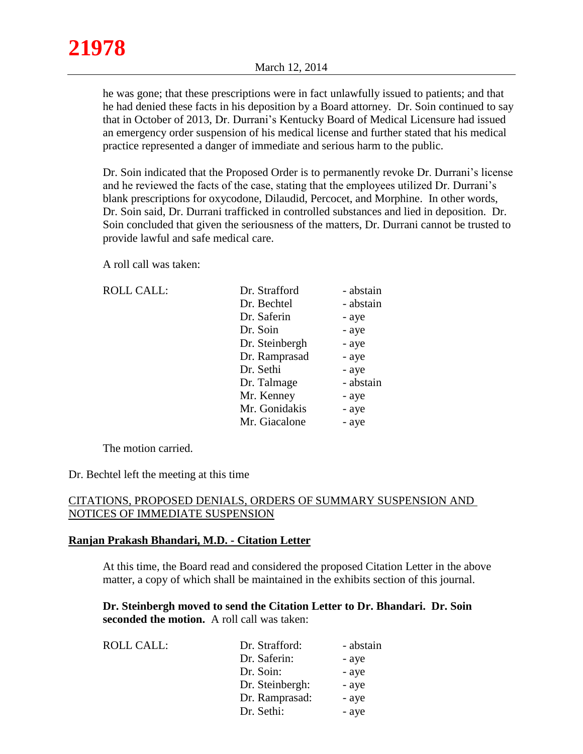he was gone; that these prescriptions were in fact unlawfully issued to patients; and that he had denied these facts in his deposition by a Board attorney. Dr. Soin continued to say that in October of 2013, Dr. Durrani's Kentucky Board of Medical Licensure had issued an emergency order suspension of his medical license and further stated that his medical practice represented a danger of immediate and serious harm to the public.

Dr. Soin indicated that the Proposed Order is to permanently revoke Dr. Durrani's license and he reviewed the facts of the case, stating that the employees utilized Dr. Durrani's blank prescriptions for oxycodone, Dilaudid, Percocet, and Morphine. In other words, Dr. Soin said, Dr. Durrani trafficked in controlled substances and lied in deposition. Dr. Soin concluded that given the seriousness of the matters, Dr. Durrani cannot be trusted to provide lawful and safe medical care.

A roll call was taken:

| ROLL CALL: | Dr. Strafford | - abstain |
|---|---|---|
| | Dr. Bechtel | - abstain |
| | Dr. Saferin | - aye |
| | Dr. Soin | - aye |
| | Dr. Steinbergh | - aye |
| | Dr. Ramprasad | - aye |
| | Dr. Sethi | - aye |
| | Dr. Talmage | - abstain |
| | Mr. Kenney | - aye |
| | Mr. Gonidakis | - aye |
| | Mr. Giacalone | - aye |

The motion carried.

Dr. Bechtel left the meeting at this time

## CITATIONS, PROPOSED DENIALS, ORDERS OF SUMMARY SUSPENSION AND NOTICES OF IMMEDIATE SUSPENSION

### Ranjan Prakash Bhandari, M.D. - Citation Letter

At this time, the Board read and considered the proposed Citation Letter in the above matter, a copy of which shall be maintained in the exhibits section of this journal.

**Dr. Steinbergh moved to send the Citation Letter to Dr. Bhandari. Dr. Soin seconded the motion.** A roll call was taken:

| ROLL CALL: | Dr. Strafford: | - abstain |
|---|---|---|
| | Dr. Saferin: | - aye |
| | Dr. Soin: | - aye |
| | Dr. Steinbergh: | - aye |
| | Dr. Ramprasad: | - aye |
| | Dr. Sethi: | - aye |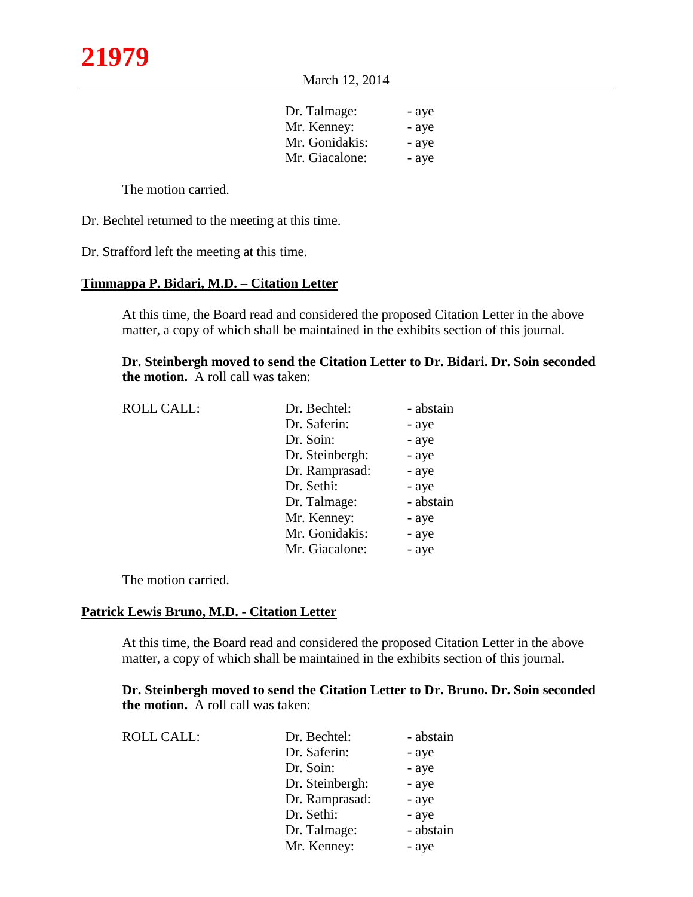| | |
|---|---|
| Dr. Talmage: | - aye |
| Mr. Kenney: | - aye |
| Mr. Gonidakis: | - aye |
| Mr. Giacalone: | - aye |

The motion carried.

Dr. Bechtel returned to the meeting at this time.

Dr. Strafford left the meeting at this time.

## Timmappa P. Bidari, M.D. – Citation Letter

At this time, the Board read and considered the proposed Citation Letter in the above matter, a copy of which shall be maintained in the exhibits section of this journal.

**Dr. Steinbergh moved to send the Citation Letter to Dr. Bidari. Dr. Soin seconded the motion.** A roll call was taken:

| ROLL CALL: | | |
|---|---|---|
| | Dr. Bechtel: | - abstain |
| | Dr. Saferin: | - aye |
| | Dr. Soin: | - aye |
| | Dr. Steinbergh: | - aye |
| | Dr. Ramprasad: | - aye |
| | Dr. Sethi: | - aye |
| | Dr. Talmage: | - abstain |
| | Mr. Kenney: | - aye |
| | Mr. Gonidakis: | - aye |
| | Mr. Giacalone: | - aye |

The motion carried.

## Patrick Lewis Bruno, M.D. - Citation Letter

At this time, the Board read and considered the proposed Citation Letter in the above matter, a copy of which shall be maintained in the exhibits section of this journal.

**Dr. Steinbergh moved to send the Citation Letter to Dr. Bruno. Dr. Soin seconded the motion.** A roll call was taken:

| ROLL CALL: | | |
|---|---|---|
| | Dr. Bechtel: | - abstain |
| | Dr. Saferin: | - aye |
| | Dr. Soin: | - aye |
| | Dr. Steinbergh: | - aye |
| | Dr. Ramprasad: | - aye |
| | Dr. Sethi: | - aye |
| | Dr. Talmage: | - abstain |
| | Mr. Kenney: | - aye |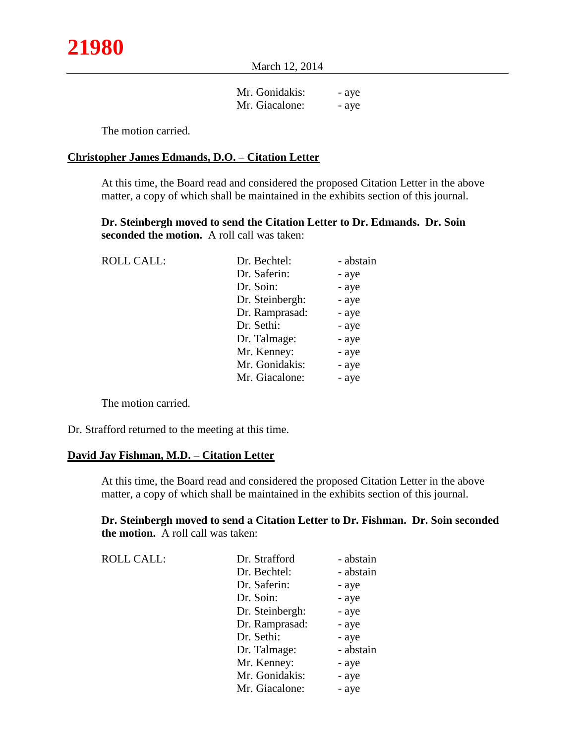| | | |
|---|---|---|
| | Mr. Gonidakis: | - aye |
| | Mr. Giacalone: | - aye |

The motion carried.

**Christopher James Edmands, D.O. – Citation Letter**

At this time, the Board read and considered the proposed Citation Letter in the above matter, a copy of which shall be maintained in the exhibits section of this journal.

**Dr. Steinbergh moved to send the Citation Letter to Dr. Edmands. Dr. Soin seconded the motion.** A roll call was taken:

| | | |
|---|---|---|
| ROLL CALL: | Dr. Bechtel: | - abstain |
| | Dr. Saferin: | - aye |
| | Dr. Soin: | - aye |
| | Dr. Steinbergh: | - aye |
| | Dr. Ramprasad: | - aye |
| | Dr. Sethi: | - aye |
| | Dr. Talmage: | - aye |
| | Mr. Kenney: | - aye |
| | Mr. Gonidakis: | - aye |
| | Mr. Giacalone: | - aye |

The motion carried.

Dr. Strafford returned to the meeting at this time.

**David Jay Fishman, M.D. – Citation Letter**

At this time, the Board read and considered the proposed Citation Letter in the above matter, a copy of which shall be maintained in the exhibits section of this journal.

**Dr. Steinbergh moved to send a Citation Letter to Dr. Fishman. Dr. Soin seconded the motion.** A roll call was taken:

| | | |
|---|---|---|
| ROLL CALL: | Dr. Strafford | - abstain |
| | Dr. Bechtel: | - abstain |
| | Dr. Saferin: | - aye |
| | Dr. Soin: | - aye |
| | Dr. Steinbergh: | - aye |
| | Dr. Ramprasad: | - aye |
| | Dr. Sethi: | - aye |
| | Dr. Talmage: | - abstain |
| | Mr. Kenney: | - aye |
| | Mr. Gonidakis: | - aye |
| | Mr. Giacalone: | - aye |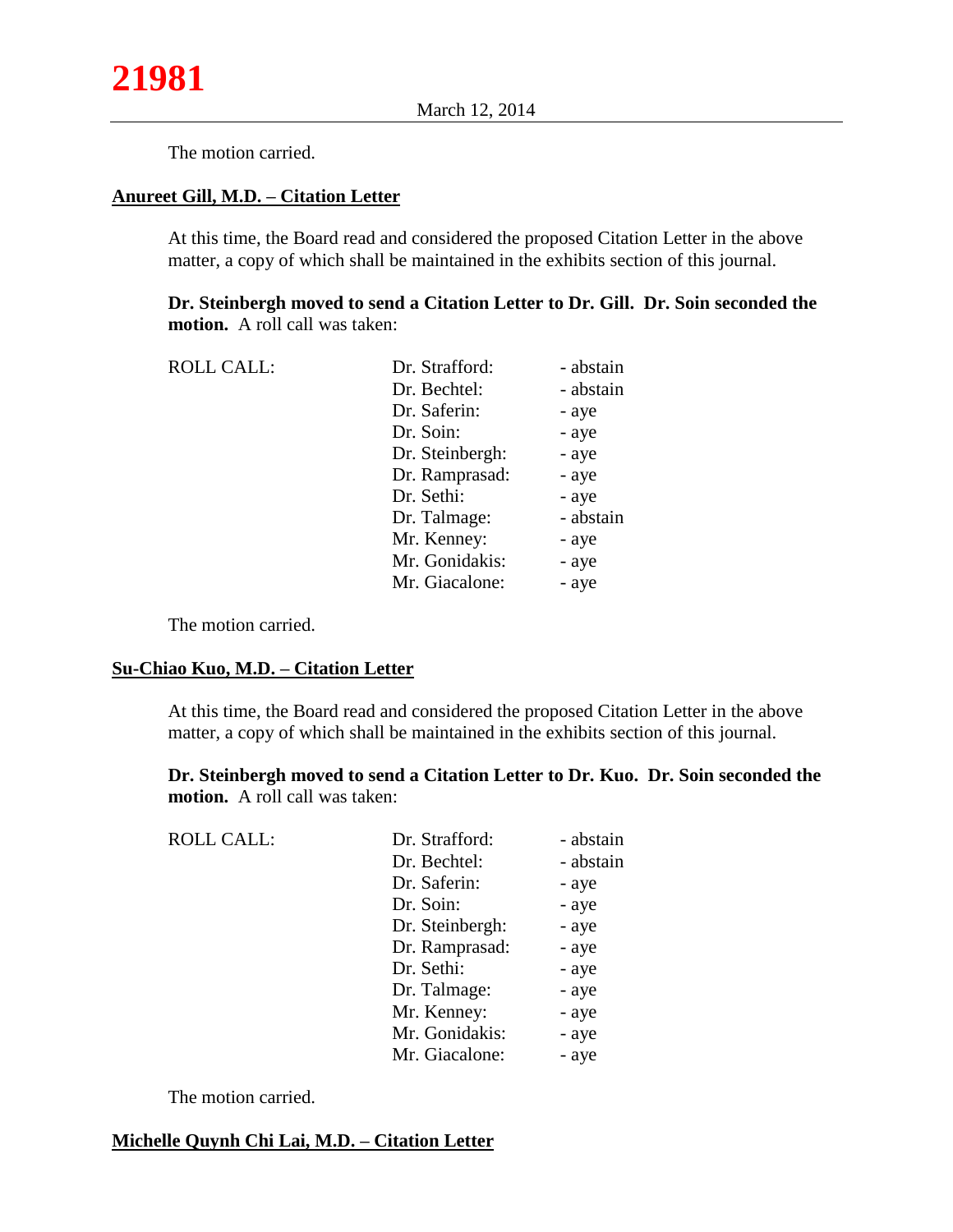The motion carried.

**Anureet Gill, M.D. – Citation Letter**

At this time, the Board read and considered the proposed Citation Letter in the above matter, a copy of which shall be maintained in the exhibits section of this journal.

**Dr. Steinbergh moved to send a Citation Letter to Dr. Gill. Dr. Soin seconded the motion.** A roll call was taken:

| ROLL CALL: | Dr. Strafford: | - abstain |
|---|---|---|
| | Dr. Bechtel: | - abstain |
| | Dr. Saferin: | - aye |
| | Dr. Soin: | - aye |
| | Dr. Steinbergh: | - aye |
| | Dr. Ramprasad: | - aye |
| | Dr. Sethi: | - aye |
| | Dr. Talmage: | - abstain |
| | Mr. Kenney: | - aye |
| | Mr. Gonidakis: | - aye |
| | Mr. Giacalone: | - aye |

The motion carried.

**Su-Chiao Kuo, M.D. – Citation Letter**

At this time, the Board read and considered the proposed Citation Letter in the above matter, a copy of which shall be maintained in the exhibits section of this journal.

**Dr. Steinbergh moved to send a Citation Letter to Dr. Kuo. Dr. Soin seconded the motion.** A roll call was taken:

| ROLL CALL: | Dr. Strafford: | - abstain |
|---|---|---|
| | Dr. Bechtel: | - abstain |
| | Dr. Saferin: | - aye |
| | Dr. Soin: | - aye |
| | Dr. Steinbergh: | - aye |
| | Dr. Ramprasad: | - aye |
| | Dr. Sethi: | - aye |
| | Dr. Talmage: | - aye |
| | Mr. Kenney: | - aye |
| | Mr. Gonidakis: | - aye |
| | Mr. Giacalone: | - aye |

The motion carried.

**Michelle Quynh Chi Lai, M.D. – Citation Letter**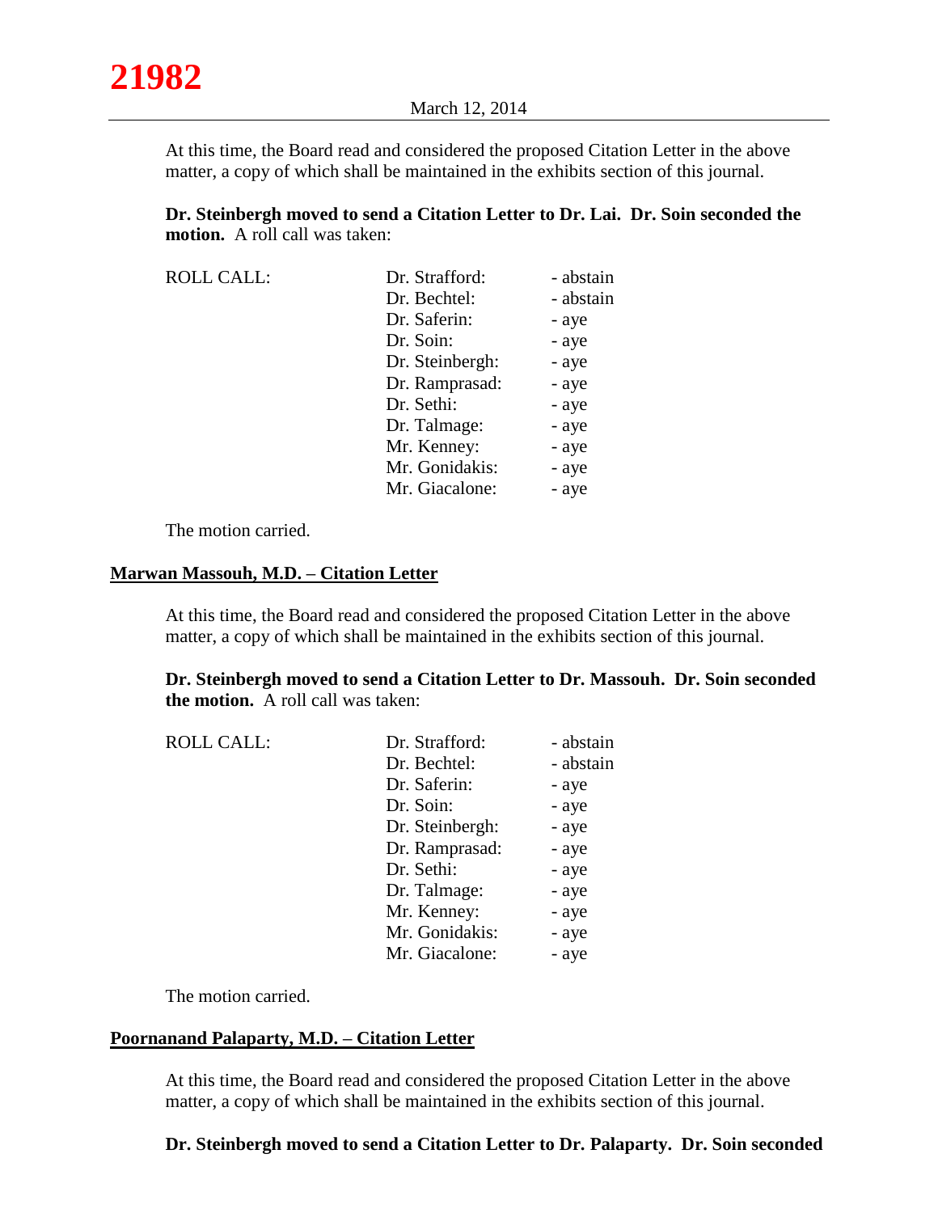At this time, the Board read and considered the proposed Citation Letter in the above matter, a copy of which shall be maintained in the exhibits section of this journal.

**Dr. Steinbergh moved to send a Citation Letter to Dr. Lai. Dr. Soin seconded the motion.** A roll call was taken:

| ROLL CALL: | | |
|---|---|---|
| | Dr. Strafford: | - abstain |
| | Dr. Bechtel: | - abstain |
| | Dr. Saferin: | - aye |
| | Dr. Soin: | - aye |
| | Dr. Steinbergh: | - aye |
| | Dr. Ramprasad: | - aye |
| | Dr. Sethi: | - aye |
| | Dr. Talmage: | - aye |
| | Mr. Kenney: | - aye |
| | Mr. Gonidakis: | - aye |
| | Mr. Giacalone: | - aye |

The motion carried.

**Marwan Massouh, M.D. – Citation Letter**

At this time, the Board read and considered the proposed Citation Letter in the above matter, a copy of which shall be maintained in the exhibits section of this journal.

**Dr. Steinbergh moved to send a Citation Letter to Dr. Massouh. Dr. Soin seconded the motion.** A roll call was taken:

| ROLL CALL: | | |
|---|---|---|
| | Dr. Strafford: | - abstain |
| | Dr. Bechtel: | - abstain |
| | Dr. Saferin: | - aye |
| | Dr. Soin: | - aye |
| | Dr. Steinbergh: | - aye |
| | Dr. Ramprasad: | - aye |
| | Dr. Sethi: | - aye |
| | Dr. Talmage: | - aye |
| | Mr. Kenney: | - aye |
| | Mr. Gonidakis: | - aye |
| | Mr. Giacalone: | - aye |

The motion carried.

**Poornanand Palaparty, M.D. – Citation Letter**

At this time, the Board read and considered the proposed Citation Letter in the above matter, a copy of which shall be maintained in the exhibits section of this journal.

**Dr. Steinbergh moved to send a Citation Letter to Dr. Palaparty. Dr. Soin seconded**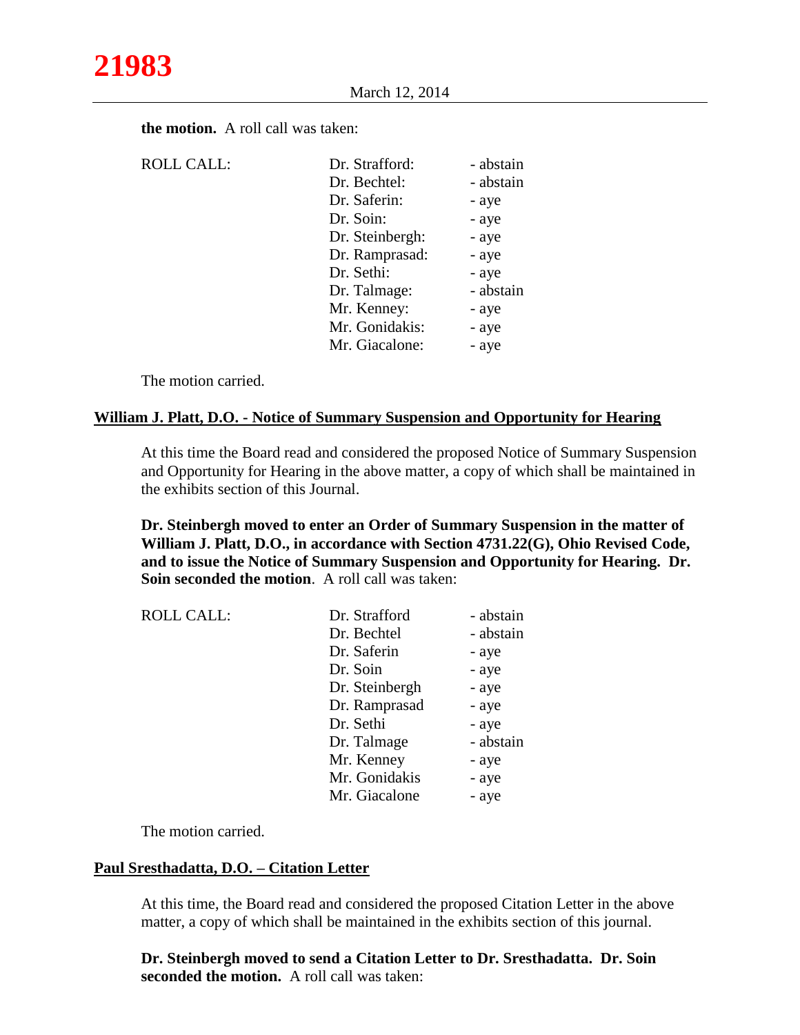**the motion.** A roll call was taken:

| ROLL CALL: | Dr. Strafford: | - abstain |
|---|---|---|
| | Dr. Bechtel: | - abstain |
| | Dr. Saferin: | - aye |
| | Dr. Soin: | - aye |
| | Dr. Steinbergh: | - aye |
| | Dr. Ramprasad: | - aye |
| | Dr. Sethi: | - aye |
| | Dr. Talmage: | - abstain |
| | Mr. Kenney: | - aye |
| | Mr. Gonidakis: | - aye |
| | Mr. Giacalone: | - aye |

The motion carried.

**William J. Platt, D.O. - Notice of Summary Suspension and Opportunity for Hearing**

At this time the Board read and considered the proposed Notice of Summary Suspension and Opportunity for Hearing in the above matter, a copy of which shall be maintained in the exhibits section of this Journal.

**Dr. Steinbergh moved to enter an Order of Summary Suspension in the matter of William J. Platt, D.O., in accordance with Section 4731.22(G), Ohio Revised Code, and to issue the Notice of Summary Suspension and Opportunity for Hearing. Dr. Soin seconded the motion**. A roll call was taken:

| ROLL CALL: | Dr. Strafford | - abstain |
|---|---|---|
| | Dr. Bechtel | - abstain |
| | Dr. Saferin | - aye |
| | Dr. Soin | - aye |
| | Dr. Steinbergh | - aye |
| | Dr. Ramprasad | - aye |
| | Dr. Sethi | - aye |
| | Dr. Talmage | - abstain |
| | Mr. Kenney | - aye |
| | Mr. Gonidakis | - aye |
| | Mr. Giacalone | - aye |

The motion carried.

**Paul Sresthadatta, D.O. – Citation Letter**

At this time, the Board read and considered the proposed Citation Letter in the above matter, a copy of which shall be maintained in the exhibits section of this journal.

**Dr. Steinbergh moved to send a Citation Letter to Dr. Sresthadatta. Dr. Soin seconded the motion.** A roll call was taken: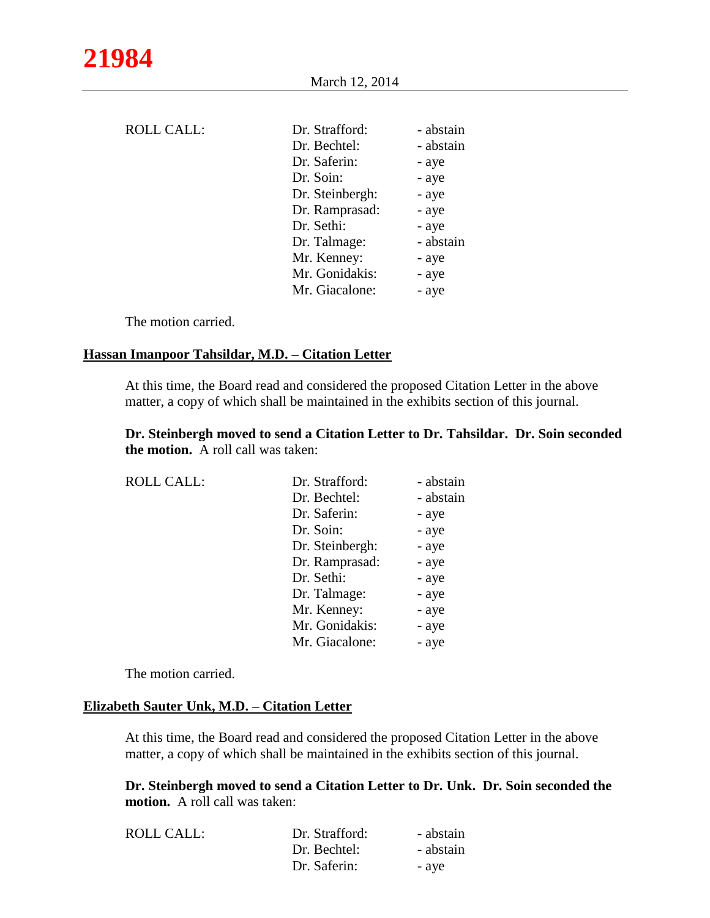| ROLL CALL: | Dr. Strafford: | - abstain |
|---|---|---|
| | Dr. Bechtel: | - abstain |
| | Dr. Saferin: | - aye |
| | Dr. Soin: | - aye |
| | Dr. Steinbergh: | - aye |
| | Dr. Ramprasad: | - aye |
| | Dr. Sethi: | - aye |
| | Dr. Talmage: | - abstain |
| | Mr. Kenney: | - aye |
| | Mr. Gonidakis: | - aye |
| | Mr. Giacalone: | - aye |

The motion carried.

**Hassan Imanpoor Tahsildar, M.D. – Citation Letter**

At this time, the Board read and considered the proposed Citation Letter in the above matter, a copy of which shall be maintained in the exhibits section of this journal.

**Dr. Steinbergh moved to send a Citation Letter to Dr. Tahsildar. Dr. Soin seconded the motion.** A roll call was taken:

| ROLL CALL: | Dr. Strafford: | - abstain |
|---|---|---|
| | Dr. Bechtel: | - abstain |
| | Dr. Saferin: | - aye |
| | Dr. Soin: | - aye |
| | Dr. Steinbergh: | - aye |
| | Dr. Ramprasad: | - aye |
| | Dr. Sethi: | - aye |
| | Dr. Talmage: | - aye |
| | Mr. Kenney: | - aye |
| | Mr. Gonidakis: | - aye |
| | Mr. Giacalone: | - aye |

The motion carried.

**Elizabeth Sauter Unk, M.D. – Citation Letter**

At this time, the Board read and considered the proposed Citation Letter in the above matter, a copy of which shall be maintained in the exhibits section of this journal.

**Dr. Steinbergh moved to send a Citation Letter to Dr. Unk. Dr. Soin seconded the motion.** A roll call was taken:

| ROLL CALL: | Dr. Strafford: | - abstain |
|---|---|---|
| | Dr. Bechtel: | - abstain |
| | Dr. Saferin: | - aye |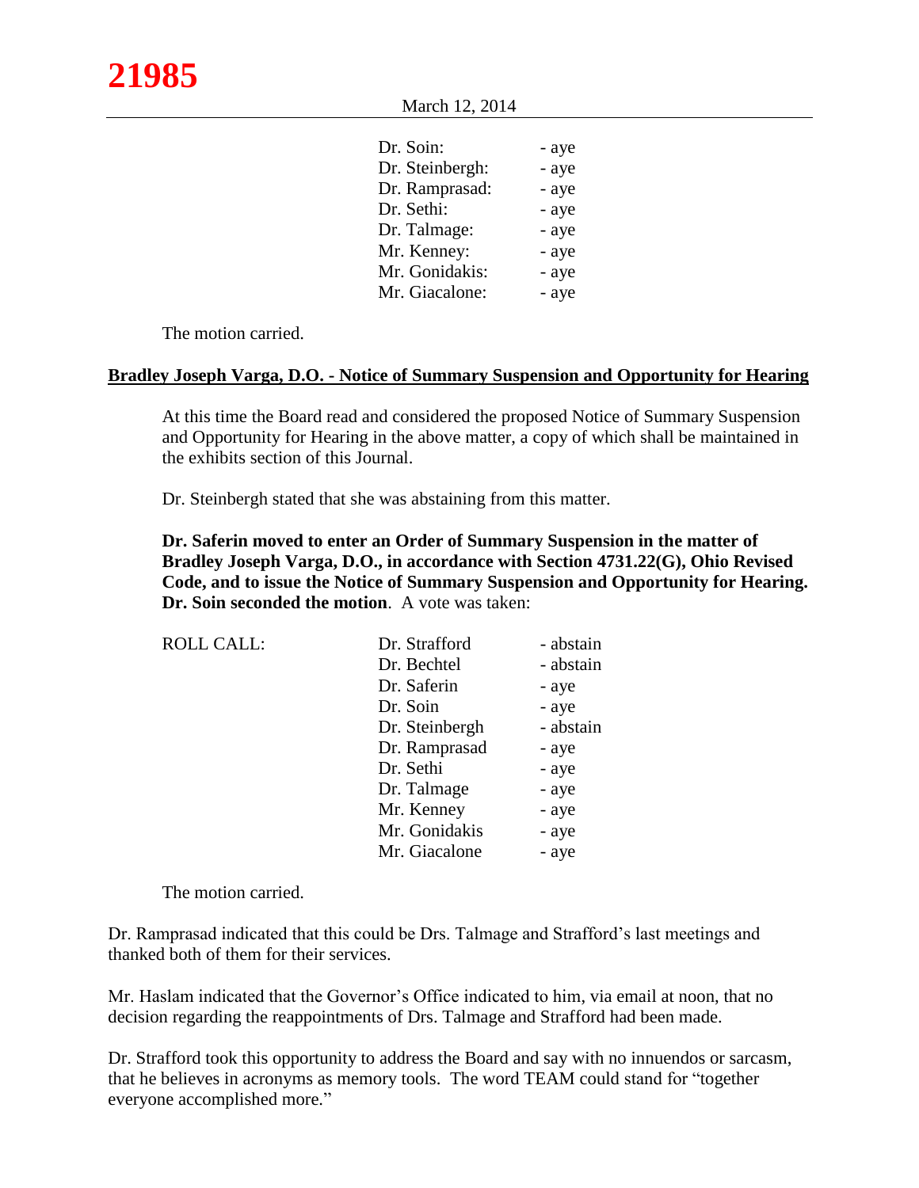| | |
|---|---|
| Dr. Soin: | - aye |
| Dr. Steinbergh: | - aye |
| Dr. Ramprasad: | - aye |
| Dr. Sethi: | - aye |
| Dr. Talmage: | - aye |
| Mr. Kenney: | - aye |
| Mr. Gonidakis: | - aye |
| Mr. Giacalone: | - aye |

The motion carried.

**Bradley Joseph Varga, D.O. - Notice of Summary Suspension and Opportunity for Hearing**

At this time the Board read and considered the proposed Notice of Summary Suspension and Opportunity for Hearing in the above matter, a copy of which shall be maintained in the exhibits section of this Journal.

Dr. Steinbergh stated that she was abstaining from this matter.

**Dr. Saferin moved to enter an Order of Summary Suspension in the matter of Bradley Joseph Varga, D.O., in accordance with Section 4731.22(G), Ohio Revised Code, and to issue the Notice of Summary Suspension and Opportunity for Hearing. Dr. Soin seconded the motion**. A vote was taken:

| ROLL CALL: | | |
|---|---|---|
| | Dr. Strafford | - abstain |
| | Dr. Bechtel | - abstain |
| | Dr. Saferin | - aye |
| | Dr. Soin | - aye |
| | Dr. Steinbergh | - abstain |
| | Dr. Ramprasad | - aye |
| | Dr. Sethi | - aye |
| | Dr. Talmage | - aye |
| | Mr. Kenney | - aye |
| | Mr. Gonidakis | - aye |
| | Mr. Giacalone | - aye |

The motion carried.

Dr. Ramprasad indicated that this could be Drs. Talmage and Strafford's last meetings and thanked both of them for their services.

Mr. Haslam indicated that the Governor's Office indicated to him, via email at noon, that no decision regarding the reappointments of Drs. Talmage and Strafford had been made.

Dr. Strafford took this opportunity to address the Board and say with no innuendos or sarcasm, that he believes in acronyms as memory tools. The word TEAM could stand for "together everyone accomplished more."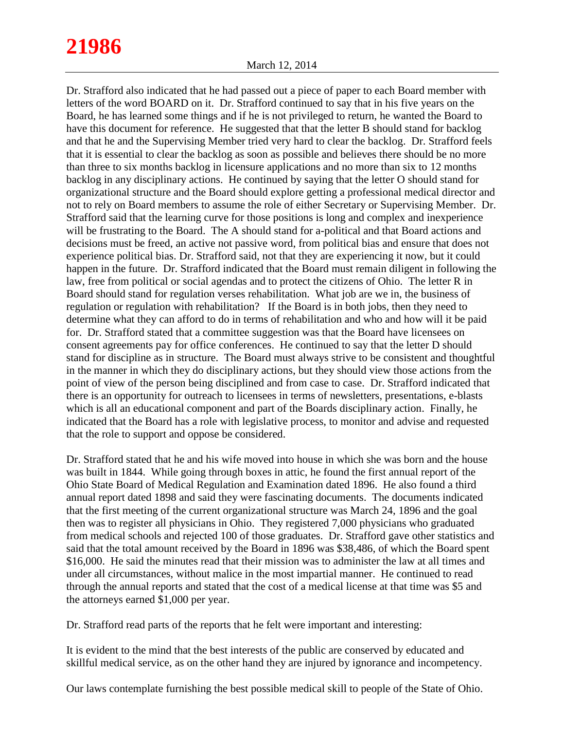Dr. Strafford also indicated that he had passed out a piece of paper to each Board member with letters of the word BOARD on it. Dr. Strafford continued to say that in his five years on the Board, he has learned some things and if he is not privileged to return, he wanted the Board to have this document for reference. He suggested that that the letter B should stand for backlog and that he and the Supervising Member tried very hard to clear the backlog. Dr. Strafford feels that it is essential to clear the backlog as soon as possible and believes there should be no more than three to six months backlog in licensure applications and no more than six to 12 months backlog in any disciplinary actions. He continued by saying that the letter O should stand for organizational structure and the Board should explore getting a professional medical director and not to rely on Board members to assume the role of either Secretary or Supervising Member. Dr. Strafford said that the learning curve for those positions is long and complex and inexperience will be frustrating to the Board. The A should stand for a-political and that Board actions and decisions must be freed, an active not passive word, from political bias and ensure that does not experience political bias. Dr. Strafford said, not that they are experiencing it now, but it could happen in the future. Dr. Strafford indicated that the Board must remain diligent in following the law, free from political or social agendas and to protect the citizens of Ohio. The letter R in Board should stand for regulation verses rehabilitation. What job are we in, the business of regulation or regulation with rehabilitation? If the Board is in both jobs, then they need to determine what they can afford to do in terms of rehabilitation and who and how will it be paid for. Dr. Strafford stated that a committee suggestion was that the Board have licensees on consent agreements pay for office conferences. He continued to say that the letter D should stand for discipline as in structure. The Board must always strive to be consistent and thoughtful in the manner in which they do disciplinary actions, but they should view those actions from the point of view of the person being disciplined and from case to case. Dr. Strafford indicated that there is an opportunity for outreach to licensees in terms of newsletters, presentations, e-blasts which is all an educational component and part of the Boards disciplinary action. Finally, he indicated that the Board has a role with legislative process, to monitor and advise and requested that the role to support and oppose be considered.

Dr. Strafford stated that he and his wife moved into house in which she was born and the house was built in 1844. While going through boxes in attic, he found the first annual report of the Ohio State Board of Medical Regulation and Examination dated 1896. He also found a third annual report dated 1898 and said they were fascinating documents. The documents indicated that the first meeting of the current organizational structure was March 24, 1896 and the goal then was to register all physicians in Ohio. They registered 7,000 physicians who graduated from medical schools and rejected 100 of those graduates. Dr. Strafford gave other statistics and said that the total amount received by the Board in 1896 was $38,486, of which the Board spent $16,000. He said the minutes read that their mission was to administer the law at all times and under all circumstances, without malice in the most impartial manner. He continued to read through the annual reports and stated that the cost of a medical license at that time was $5 and the attorneys earned $1,000 per year.

Dr. Strafford read parts of the reports that he felt were important and interesting:

It is evident to the mind that the best interests of the public are conserved by educated and skillful medical service, as on the other hand they are injured by ignorance and incompetency.

Our laws contemplate furnishing the best possible medical skill to people of the State of Ohio.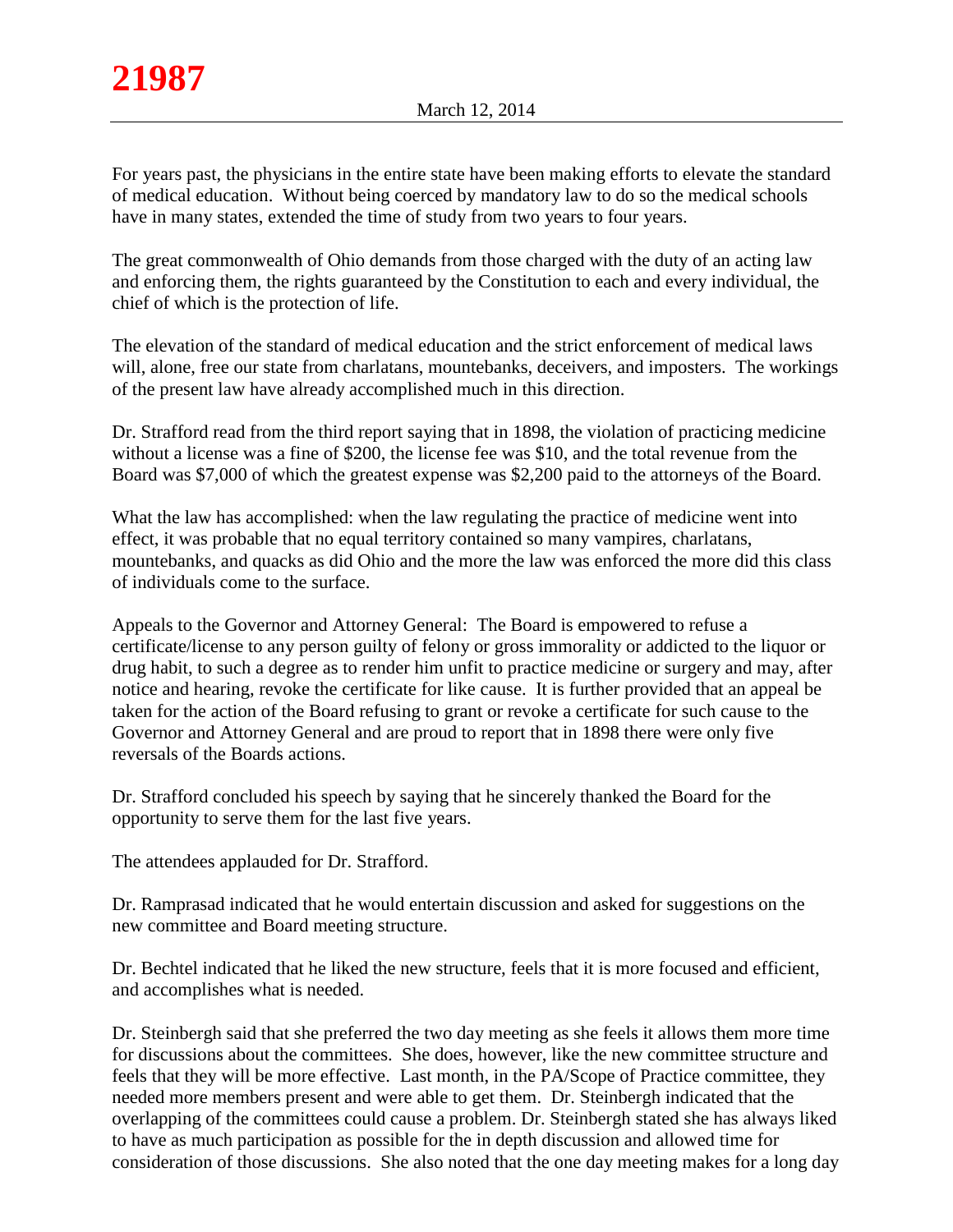For years past, the physicians in the entire state have been making efforts to elevate the standard of medical education. Without being coerced by mandatory law to do so the medical schools have in many states, extended the time of study from two years to four years.

The great commonwealth of Ohio demands from those charged with the duty of an acting law and enforcing them, the rights guaranteed by the Constitution to each and every individual, the chief of which is the protection of life.

The elevation of the standard of medical education and the strict enforcement of medical laws will, alone, free our state from charlatans, mountebanks, deceivers, and imposters. The workings of the present law have already accomplished much in this direction.

Dr. Strafford read from the third report saying that in 1898, the violation of practicing medicine without a license was a fine of $200, the license fee was $10, and the total revenue from the Board was $7,000 of which the greatest expense was $2,200 paid to the attorneys of the Board.

What the law has accomplished: when the law regulating the practice of medicine went into effect, it was probable that no equal territory contained so many vampires, charlatans, mountebanks, and quacks as did Ohio and the more the law was enforced the more did this class of individuals come to the surface.

Appeals to the Governor and Attorney General: The Board is empowered to refuse a certificate/license to any person guilty of felony or gross immorality or addicted to the liquor or drug habit, to such a degree as to render him unfit to practice medicine or surgery and may, after notice and hearing, revoke the certificate for like cause. It is further provided that an appeal be taken for the action of the Board refusing to grant or revoke a certificate for such cause to the Governor and Attorney General and are proud to report that in 1898 there were only five reversals of the Boards actions.

Dr. Strafford concluded his speech by saying that he sincerely thanked the Board for the opportunity to serve them for the last five years.

The attendees applauded for Dr. Strafford.

Dr. Ramprasad indicated that he would entertain discussion and asked for suggestions on the new committee and Board meeting structure.

Dr. Bechtel indicated that he liked the new structure, feels that it is more focused and efficient, and accomplishes what is needed.

Dr. Steinbergh said that she preferred the two day meeting as she feels it allows them more time for discussions about the committees. She does, however, like the new committee structure and feels that they will be more effective. Last month, in the PA/Scope of Practice committee, they needed more members present and were able to get them. Dr. Steinbergh indicated that the overlapping of the committees could cause a problem. Dr. Steinbergh stated she has always liked to have as much participation as possible for the in depth discussion and allowed time for consideration of those discussions. She also noted that the one day meeting makes for a long day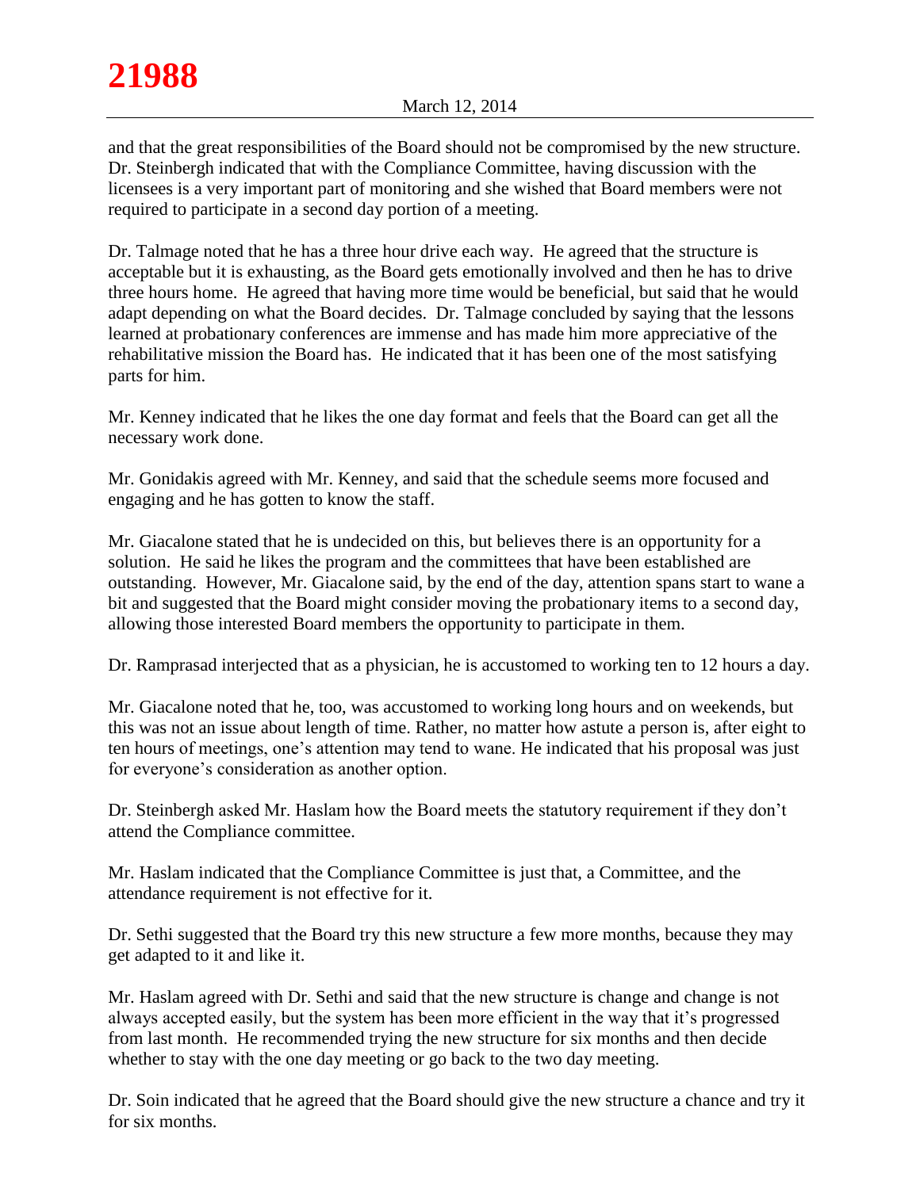and that the great responsibilities of the Board should not be compromised by the new structure. Dr. Steinbergh indicated that with the Compliance Committee, having discussion with the licensees is a very important part of monitoring and she wished that Board members were not required to participate in a second day portion of a meeting.

Dr. Talmage noted that he has a three hour drive each way. He agreed that the structure is acceptable but it is exhausting, as the Board gets emotionally involved and then he has to drive three hours home. He agreed that having more time would be beneficial, but said that he would adapt depending on what the Board decides. Dr. Talmage concluded by saying that the lessons learned at probationary conferences are immense and has made him more appreciative of the rehabilitative mission the Board has. He indicated that it has been one of the most satisfying parts for him.

Mr. Kenney indicated that he likes the one day format and feels that the Board can get all the necessary work done.

Mr. Gonidakis agreed with Mr. Kenney, and said that the schedule seems more focused and engaging and he has gotten to know the staff.

Mr. Giacalone stated that he is undecided on this, but believes there is an opportunity for a solution. He said he likes the program and the committees that have been established are outstanding. However, Mr. Giacalone said, by the end of the day, attention spans start to wane a bit and suggested that the Board might consider moving the probationary items to a second day, allowing those interested Board members the opportunity to participate in them.

Dr. Ramprasad interjected that as a physician, he is accustomed to working ten to 12 hours a day.

Mr. Giacalone noted that he, too, was accustomed to working long hours and on weekends, but this was not an issue about length of time. Rather, no matter how astute a person is, after eight to ten hours of meetings, one's attention may tend to wane. He indicated that his proposal was just for everyone's consideration as another option.

Dr. Steinbergh asked Mr. Haslam how the Board meets the statutory requirement if they don't attend the Compliance committee.

Mr. Haslam indicated that the Compliance Committee is just that, a Committee, and the attendance requirement is not effective for it.

Dr. Sethi suggested that the Board try this new structure a few more months, because they may get adapted to it and like it.

Mr. Haslam agreed with Dr. Sethi and said that the new structure is change and change is not always accepted easily, but the system has been more efficient in the way that it's progressed from last month. He recommended trying the new structure for six months and then decide whether to stay with the one day meeting or go back to the two day meeting.

Dr. Soin indicated that he agreed that the Board should give the new structure a chance and try it for six months.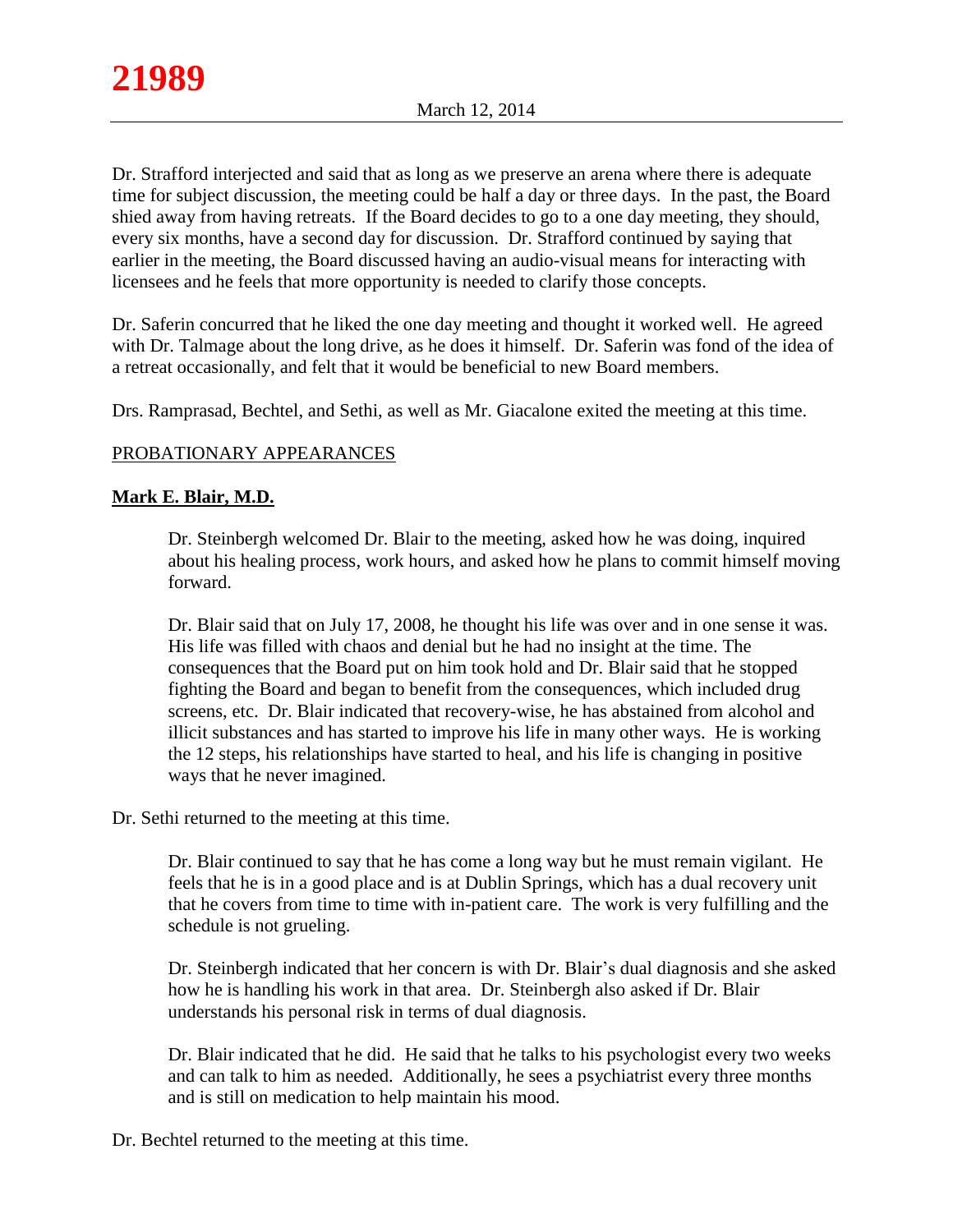Dr. Strafford interjected and said that as long as we preserve an arena where there is adequate time for subject discussion, the meeting could be half a day or three days. In the past, the Board shied away from having retreats. If the Board decides to go to a one day meeting, they should, every six months, have a second day for discussion. Dr. Strafford continued by saying that earlier in the meeting, the Board discussed having an audio-visual means for interacting with licensees and he feels that more opportunity is needed to clarify those concepts.

Dr. Saferin concurred that he liked the one day meeting and thought it worked well. He agreed with Dr. Talmage about the long drive, as he does it himself. Dr. Saferin was fond of the idea of a retreat occasionally, and felt that it would be beneficial to new Board members.

Drs. Ramprasad, Bechtel, and Sethi, as well as Mr. Giacalone exited the meeting at this time.

PROBATIONARY APPEARANCES

**Mark E. Blair, M.D.**

> Dr. Steinbergh welcomed Dr. Blair to the meeting, asked how he was doing, inquired about his healing process, work hours, and asked how he plans to commit himself moving forward.
>
> Dr. Blair said that on July 17, 2008, he thought his life was over and in one sense it was. His life was filled with chaos and denial but he had no insight at the time. The consequences that the Board put on him took hold and Dr. Blair said that he stopped fighting the Board and began to benefit from the consequences, which included drug screens, etc. Dr. Blair indicated that recovery-wise, he has abstained from alcohol and illicit substances and has started to improve his life in many other ways. He is working the 12 steps, his relationships have started to heal, and his life is changing in positive ways that he never imagined.

Dr. Sethi returned to the meeting at this time.

> Dr. Blair continued to say that he has come a long way but he must remain vigilant. He feels that he is in a good place and is at Dublin Springs, which has a dual recovery unit that he covers from time to time with in-patient care. The work is very fulfilling and the schedule is not grueling.
>
> Dr. Steinbergh indicated that her concern is with Dr. Blair's dual diagnosis and she asked how he is handling his work in that area. Dr. Steinbergh also asked if Dr. Blair understands his personal risk in terms of dual diagnosis.
>
> Dr. Blair indicated that he did. He said that he talks to his psychologist every two weeks and can talk to him as needed. Additionally, he sees a psychiatrist every three months and is still on medication to help maintain his mood.

Dr. Bechtel returned to the meeting at this time.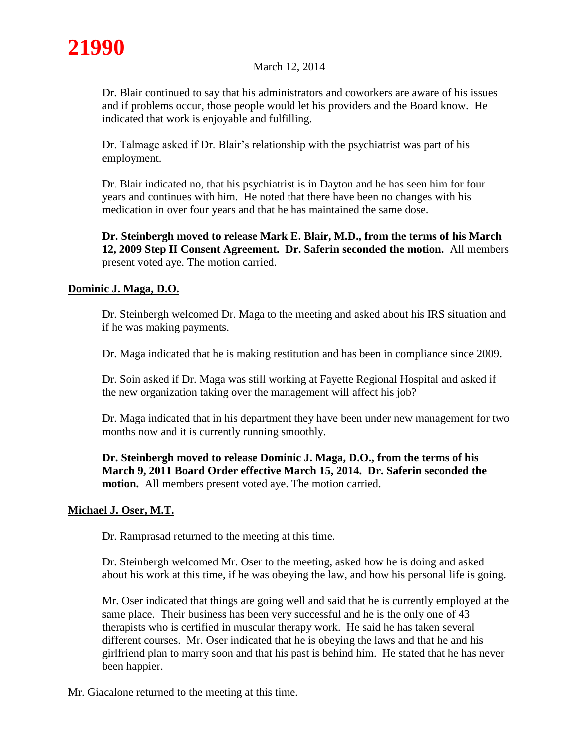Dr. Blair continued to say that his administrators and coworkers are aware of his issues and if problems occur, those people would let his providers and the Board know. He indicated that work is enjoyable and fulfilling.

Dr. Talmage asked if Dr. Blair's relationship with the psychiatrist was part of his employment.

Dr. Blair indicated no, that his psychiatrist is in Dayton and he has seen him for four years and continues with him. He noted that there have been no changes with his medication in over four years and that he has maintained the same dose.

**Dr. Steinbergh moved to release Mark E. Blair, M.D., from the terms of his March 12, 2009 Step II Consent Agreement. Dr. Saferin seconded the motion.** All members present voted aye. The motion carried.

## Dominic J. Maga, D.O.

Dr. Steinbergh welcomed Dr. Maga to the meeting and asked about his IRS situation and if he was making payments.

Dr. Maga indicated that he is making restitution and has been in compliance since 2009.

Dr. Soin asked if Dr. Maga was still working at Fayette Regional Hospital and asked if the new organization taking over the management will affect his job?

Dr. Maga indicated that in his department they have been under new management for two months now and it is currently running smoothly.

**Dr. Steinbergh moved to release Dominic J. Maga, D.O., from the terms of his March 9, 2011 Board Order effective March 15, 2014. Dr. Saferin seconded the motion.** All members present voted aye. The motion carried.

## Michael J. Oser, M.T.

Dr. Ramprasad returned to the meeting at this time.

Dr. Steinbergh welcomed Mr. Oser to the meeting, asked how he is doing and asked about his work at this time, if he was obeying the law, and how his personal life is going.

Mr. Oser indicated that things are going well and said that he is currently employed at the same place. Their business has been very successful and he is the only one of 43 therapists who is certified in muscular therapy work. He said he has taken several different courses. Mr. Oser indicated that he is obeying the laws and that he and his girlfriend plan to marry soon and that his past is behind him. He stated that he has never been happier.

Mr. Giacalone returned to the meeting at this time.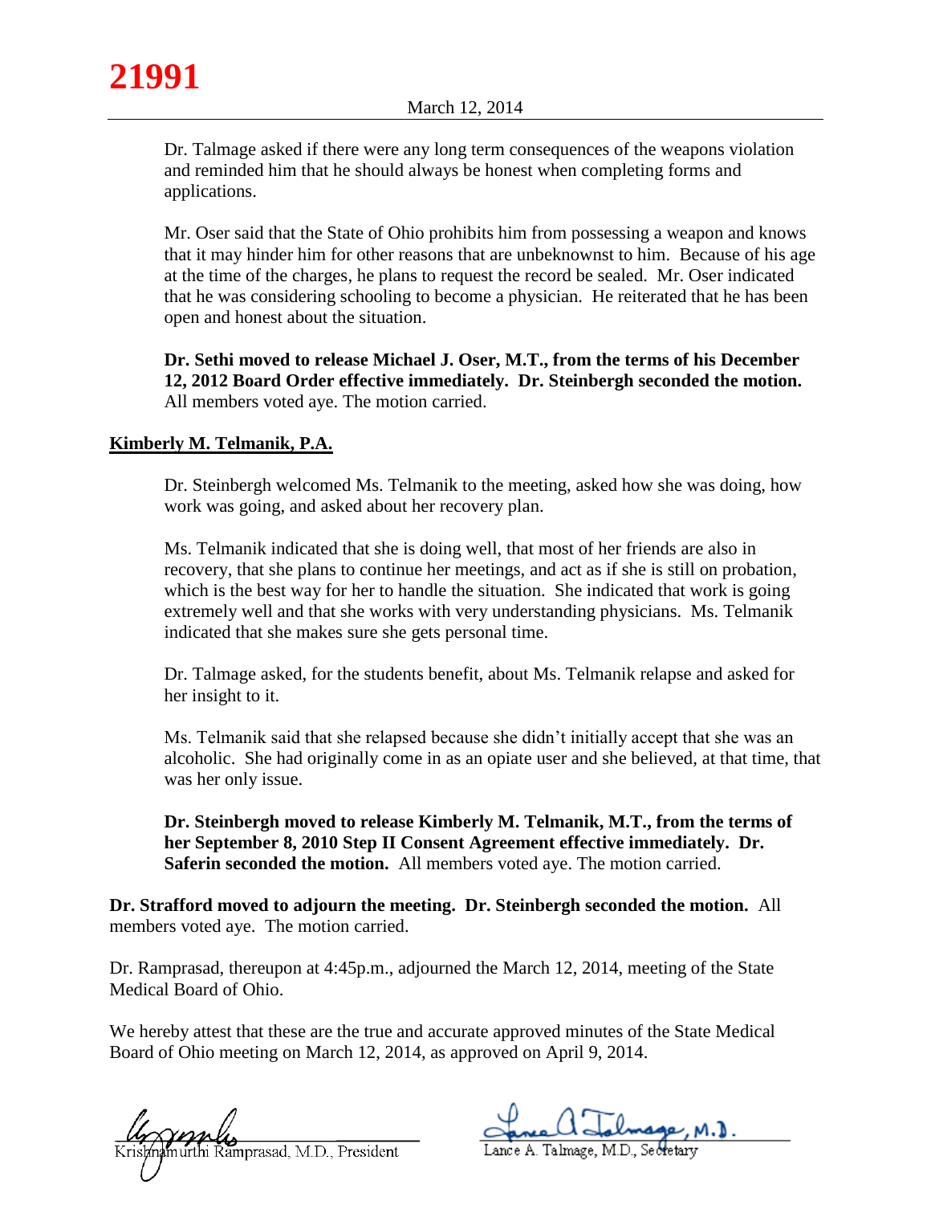Dr. Talmage asked if there were any long term consequences of the weapons violation and reminded him that he should always be honest when completing forms and applications.

Mr. Oser said that the State of Ohio prohibits him from possessing a weapon and knows that it may hinder him for other reasons that are unbeknownst to him. Because of his age at the time of the charges, he plans to request the record be sealed. Mr. Oser indicated that he was considering schooling to become a physician. He reiterated that he has been open and honest about the situation.

**Dr. Sethi moved to release Michael J. Oser, M.T., from the terms of his December 12, 2012 Board Order effective immediately. Dr. Steinbergh seconded the motion.** All members voted aye. The motion carried.

**Kimberly M. Telmanik, P.A.**

Dr. Steinbergh welcomed Ms. Telmanik to the meeting, asked how she was doing, how work was going, and asked about her recovery plan.

Ms. Telmanik indicated that she is doing well, that most of her friends are also in recovery, that she plans to continue her meetings, and act as if she is still on probation, which is the best way for her to handle the situation. She indicated that work is going extremely well and that she works with very understanding physicians. Ms. Telmanik indicated that she makes sure she gets personal time.

Dr. Talmage asked, for the students benefit, about Ms. Telmanik relapse and asked for her insight to it.

Ms. Telmanik said that she relapsed because she didn't initially accept that she was an alcoholic. She had originally come in as an opiate user and she believed, at that time, that was her only issue.

**Dr. Steinbergh moved to release Kimberly M. Telmanik, M.T., from the terms of her September 8, 2010 Step II Consent Agreement effective immediately. Dr. Saferin seconded the motion.** All members voted aye. The motion carried.

**Dr. Strafford moved to adjourn the meeting. Dr. Steinbergh seconded the motion.** All members voted aye. The motion carried.

Dr. Ramprasad, thereupon at 4:45p.m., adjourned the March 12, 2014, meeting of the State Medical Board of Ohio.

We hereby attest that these are the true and accurate approved minutes of the State Medical Board of Ohio meeting on March 12, 2014, as approved on April 9, 2014.

Krishnamurthi Ramprasad, M.D., President

Lance A. Talmage, M.D., Secretary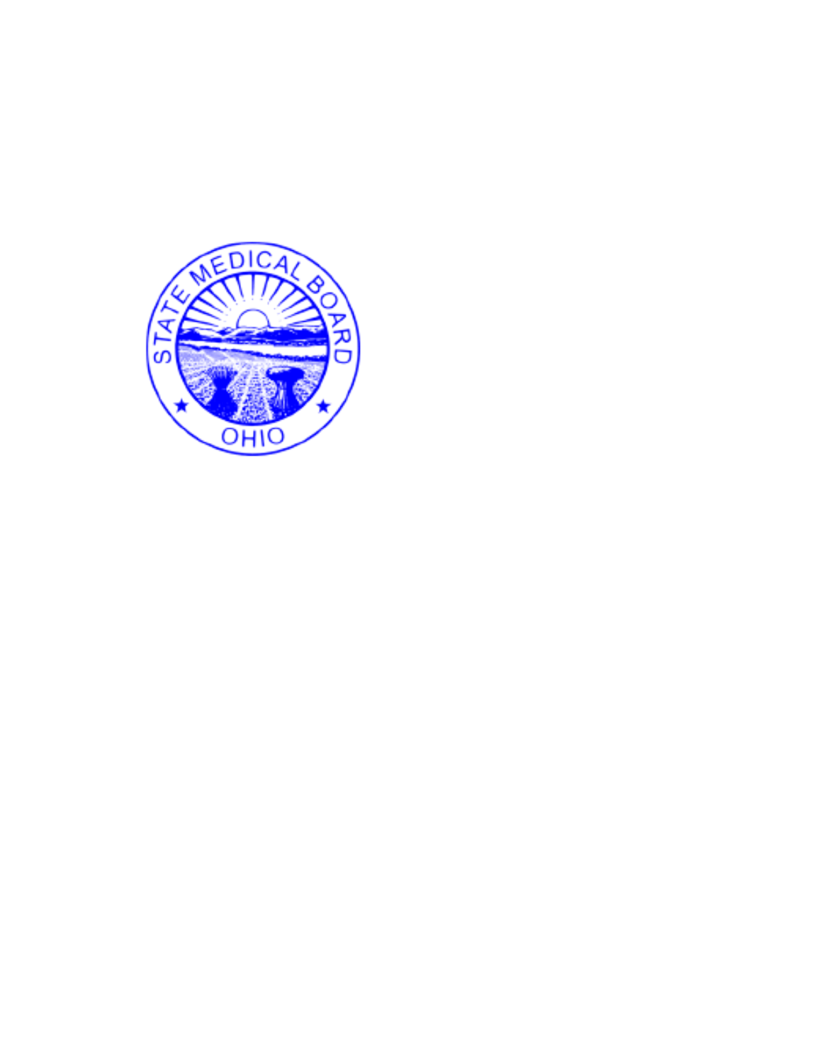STATE MEDICAL BOARD

OHIO